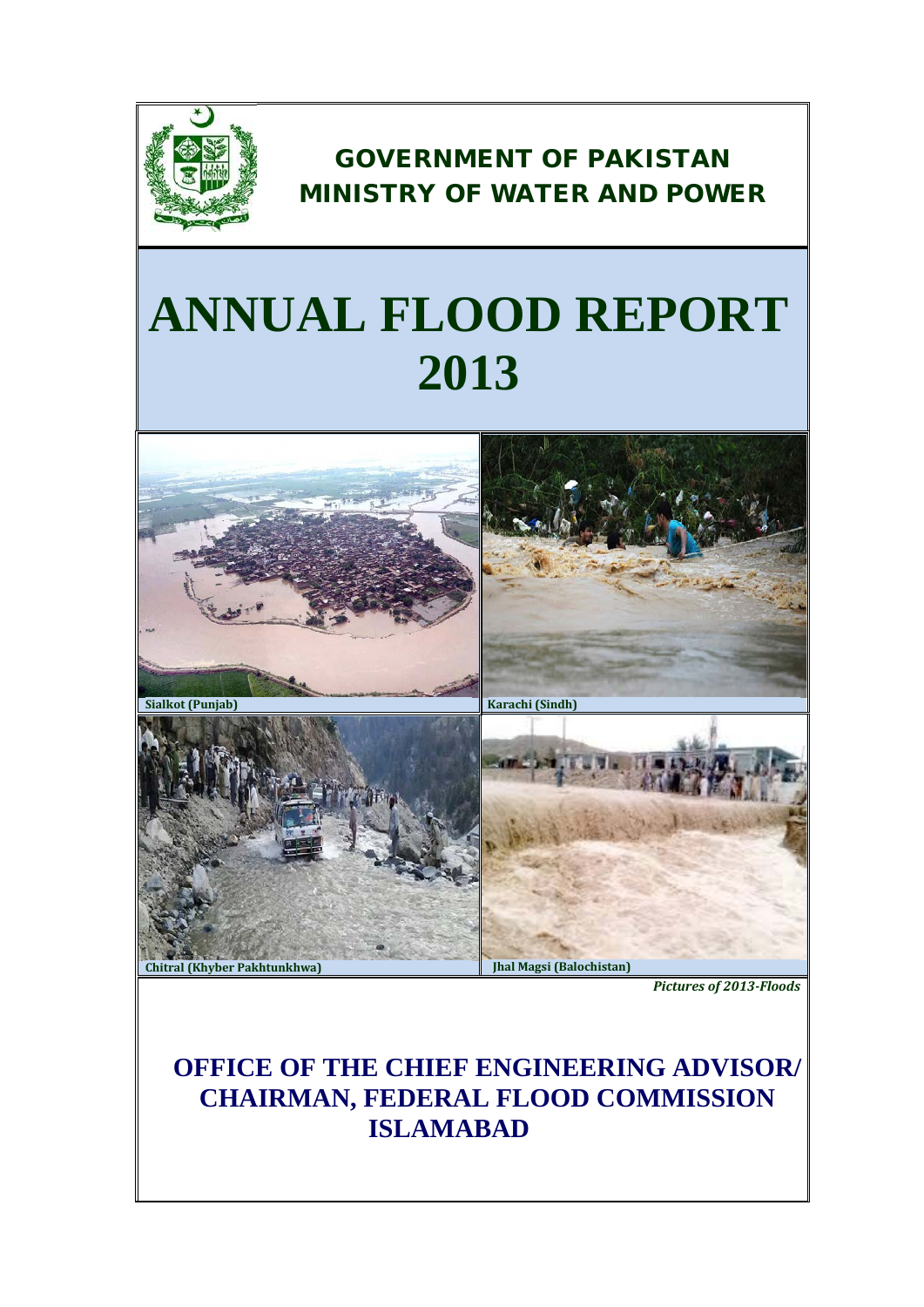# GOVERNMENT OF PAKISTAN
# MINISTRY OF WATER AND POWER

# ANNUAL FLOOD REPORT 2013

Sialkot (Punjab)

Karachi (Sindh)

Chitral (Khyber Pakhtunkhwa)

Jhal Magsi (Balochistan)

*Pictures of 2013-Floods*

**OFFICE OF THE CHIEF ENGINEERING ADVISOR/ CHAIRMAN, FEDERAL FLOOD COMMISSION ISLAMABAD**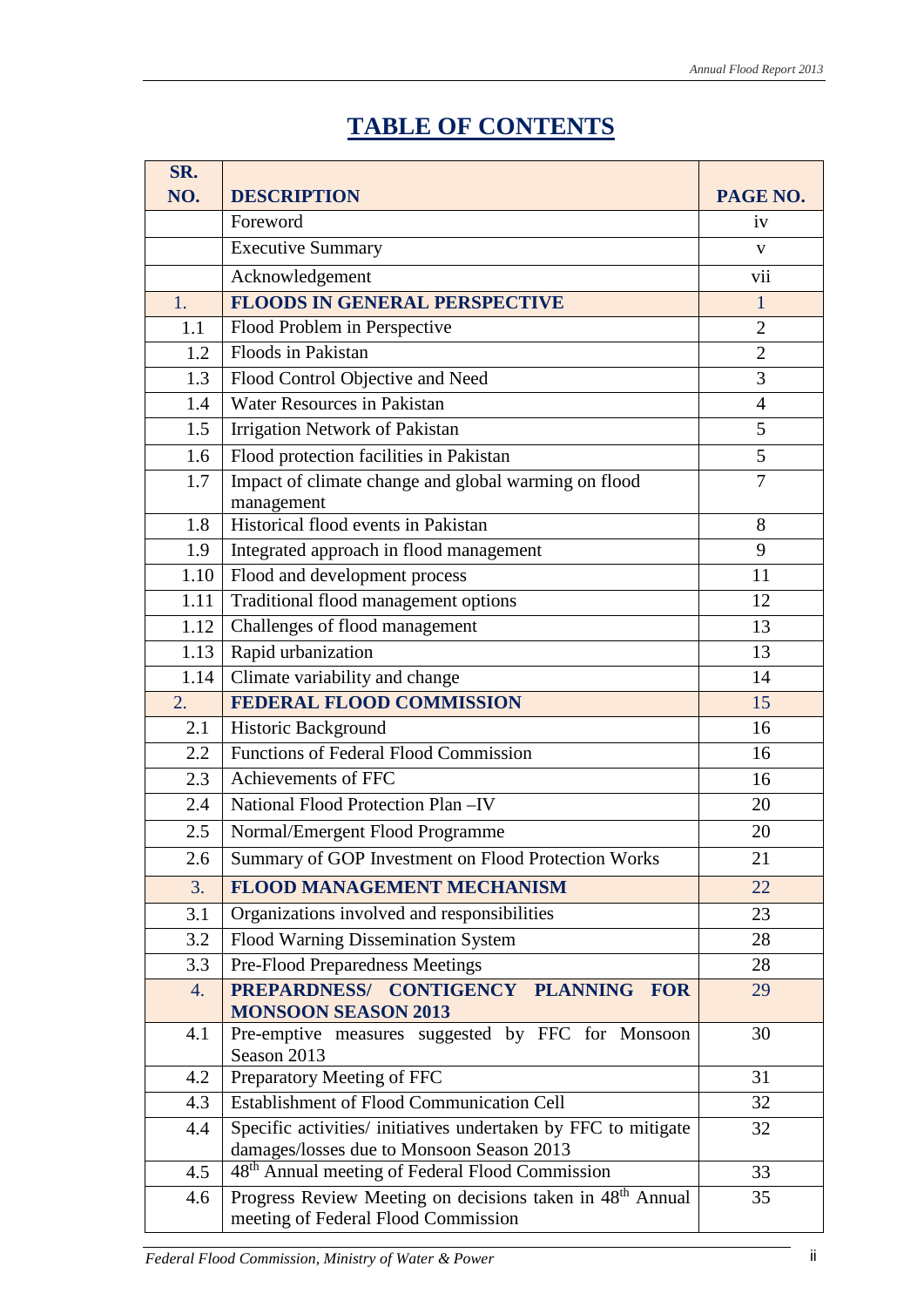# TABLE OF CONTENTS

| SR. NO. | DESCRIPTION | PAGE NO. |
|---|---|---|
| | Foreword | iv |
| | Executive Summary | v |
| | Acknowledgement | vii |
| 1. | **FLOODS IN GENERAL PERSPECTIVE** | 1 |
| 1.1 | Flood Problem in Perspective | 2 |
| 1.2 | Floods in Pakistan | 2 |
| 1.3 | Flood Control Objective and Need | 3 |
| 1.4 | Water Resources in Pakistan | 4 |
| 1.5 | Irrigation Network of Pakistan | 5 |
| 1.6 | Flood protection facilities in Pakistan | 5 |
| 1.7 | Impact of climate change and global warming on flood management | 7 |
| 1.8 | Historical flood events in Pakistan | 8 |
| 1.9 | Integrated approach in flood management | 9 |
| 1.10 | Flood and development process | 11 |
| 1.11 | Traditional flood management options | 12 |
| 1.12 | Challenges of flood management | 13 |
| 1.13 | Rapid urbanization | 13 |
| 1.14 | Climate variability and change | 14 |
| 2. | **FEDERAL FLOOD COMMISSION** | 15 |
| 2.1 | Historic Background | 16 |
| 2.2 | Functions of Federal Flood Commission | 16 |
| 2.3 | Achievements of FFC | 16 |
| 2.4 | National Flood Protection Plan –IV | 20 |
| 2.5 | Normal/Emergent Flood Programme | 20 |
| 2.6 | Summary of GOP Investment on Flood Protection Works | 21 |
| 3. | **FLOOD MANAGEMENT MECHANISM** | 22 |
| 3.1 | Organizations involved and responsibilities | 23 |
| 3.2 | Flood Warning Dissemination System | 28 |
| 3.3 | Pre-Flood Preparedness Meetings | 28 |
| 4. | **PREPARDNESS/ CONTIGENCY PLANNING FOR MONSOON SEASON 2013** | 29 |
| 4.1 | Pre-emptive measures suggested by FFC for Monsoon Season 2013 | 30 |
| 4.2 | Preparatory Meeting of FFC | 31 |
| 4.3 | Establishment of Flood Communication Cell | 32 |
| 4.4 | Specific activities/ initiatives undertaken by FFC to mitigate damages/losses due to Monsoon Season 2013 | 32 |
| 4.5 | 48th Annual meeting of Federal Flood Commission | 33 |
| 4.6 | Progress Review Meeting on decisions taken in 48th Annual meeting of Federal Flood Commission | 35 |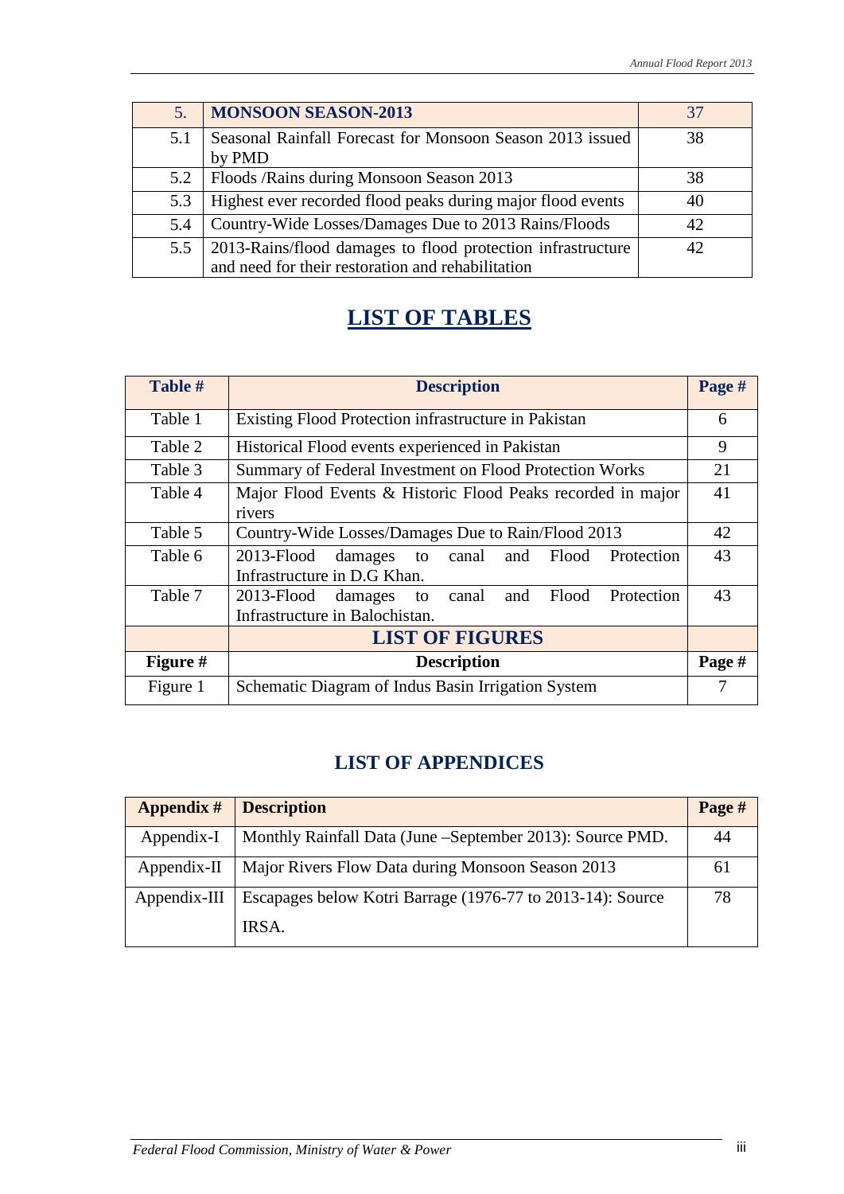| 5. | **MONSOON SEASON-2013** | 37 |
|---|---|---|
| 5.1 | Seasonal Rainfall Forecast for Monsoon Season 2013 issued by PMD | 38 |
| 5.2 | Floods /Rains during Monsoon Season 2013 | 38 |
| 5.3 | Highest ever recorded flood peaks during major flood events | 40 |
| 5.4 | Country-Wide Losses/Damages Due to 2013 Rains/Floods | 42 |
| 5.5 | 2013-Rains/flood damages to flood protection infrastructure and need for their restoration and rehabilitation | 42 |

## LIST OF TABLES

| Table # | Description | Page # |
|---|---|---|
| Table 1 | Existing Flood Protection infrastructure in Pakistan | 6 |
| Table 2 | Historical Flood events experienced in Pakistan | 9 |
| Table 3 | Summary of Federal Investment on Flood Protection Works | 21 |
| Table 4 | Major Flood Events & Historic Flood Peaks recorded in major rivers | 41 |
| Table 5 | Country-Wide Losses/Damages Due to Rain/Flood 2013 | 42 |
| Table 6 | 2013-Flood damages to canal and Flood Protection Infrastructure in D.G Khan. | 43 |
| Table 7 | 2013-Flood damages to canal and Flood Protection Infrastructure in Balochistan. | 43 |

## LIST OF FIGURES

| Figure # | Description | Page # |
|---|---|---|
| Figure 1 | Schematic Diagram of Indus Basin Irrigation System | 7 |

## LIST OF APPENDICES

| Appendix # | Description | Page # |
|---|---|---|
| Appendix-I | Monthly Rainfall Data (June –September 2013): Source PMD. | 44 |
| Appendix-II | Major Rivers Flow Data during Monsoon Season 2013 | 61 |
| Appendix-III | Escapages below Kotri Barrage (1976-77 to 2013-14): Source IRSA. | 78 |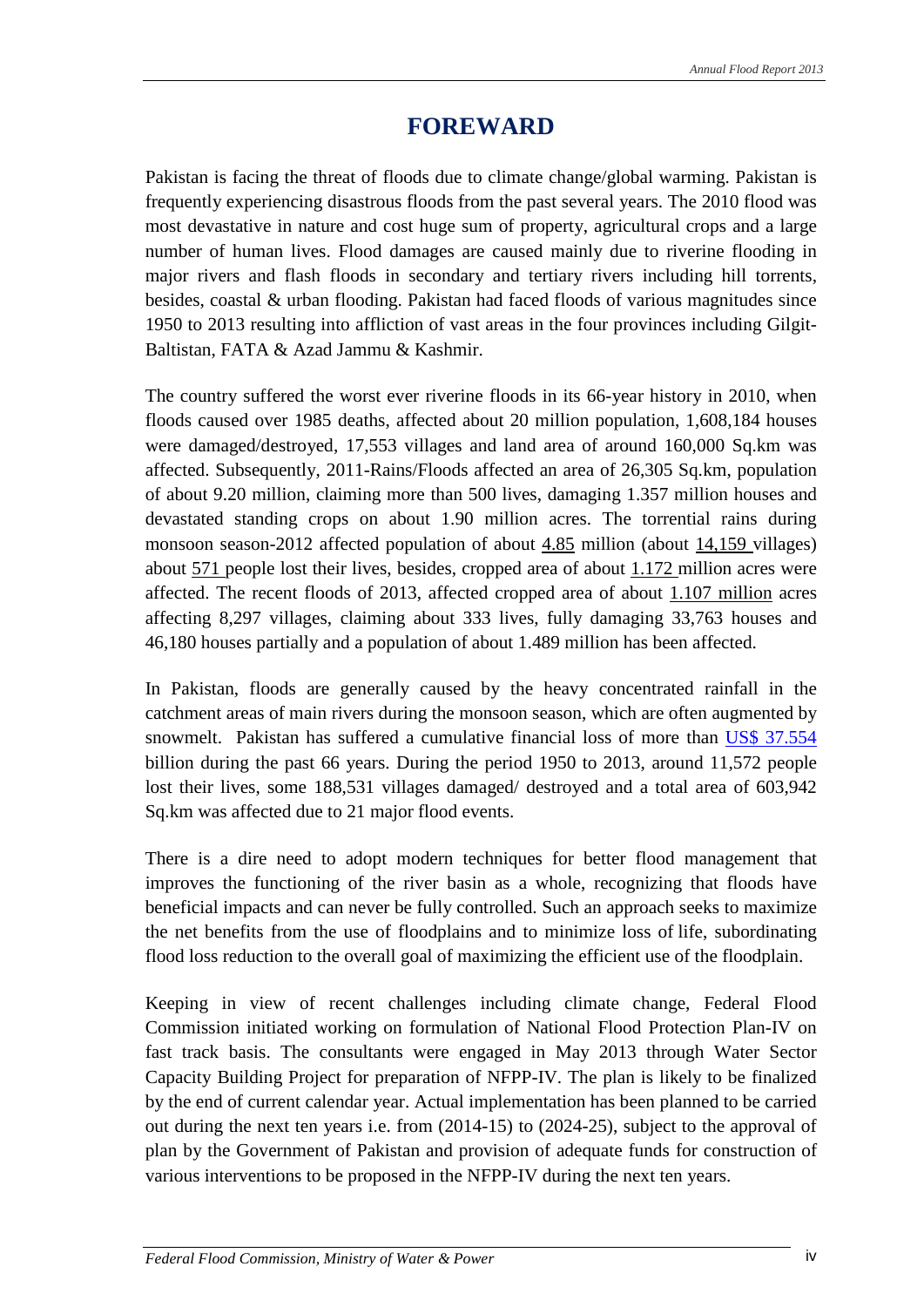# FOREWARD

Pakistan is facing the threat of floods due to climate change/global warming. Pakistan is frequently experiencing disastrous floods from the past several years. The 2010 flood was most devastative in nature and cost huge sum of property, agricultural crops and a large number of human lives. Flood damages are caused mainly due to riverine flooding in major rivers and flash floods in secondary and tertiary rivers including hill torrents, besides, coastal & urban flooding. Pakistan had faced floods of various magnitudes since 1950 to 2013 resulting into affliction of vast areas in the four provinces including Gilgit-Baltistan, FATA & Azad Jammu & Kashmir.

The country suffered the worst ever riverine floods in its 66-year history in 2010, when floods caused over 1985 deaths, affected about 20 million population, 1,608,184 houses were damaged/destroyed, 17,553 villages and land area of around 160,000 Sq.km was affected. Subsequently, 2011-Rains/Floods affected an area of 26,305 Sq.km, population of about 9.20 million, claiming more than 500 lives, damaging 1.357 million houses and devastated standing crops on about 1.90 million acres. The torrential rains during monsoon season-2012 affected population of about 4.85 million (about 14,159 villages) about 571 people lost their lives, besides, cropped area of about 1.172 million acres were affected. The recent floods of 2013, affected cropped area of about 1.107 million acres affecting 8,297 villages, claiming about 333 lives, fully damaging 33,763 houses and 46,180 houses partially and a population of about 1.489 million has been affected.

In Pakistan, floods are generally caused by the heavy concentrated rainfall in the catchment areas of main rivers during the monsoon season, which are often augmented by snowmelt. Pakistan has suffered a cumulative financial loss of more than US$ 37.554 billion during the past 66 years. During the period 1950 to 2013, around 11,572 people lost their lives, some 188,531 villages damaged/ destroyed and a total area of 603,942 Sq.km was affected due to 21 major flood events.

There is a dire need to adopt modern techniques for better flood management that improves the functioning of the river basin as a whole, recognizing that floods have beneficial impacts and can never be fully controlled. Such an approach seeks to maximize the net benefits from the use of floodplains and to minimize loss of life, subordinating flood loss reduction to the overall goal of maximizing the efficient use of the floodplain.

Keeping in view of recent challenges including climate change, Federal Flood Commission initiated working on formulation of National Flood Protection Plan-IV on fast track basis. The consultants were engaged in May 2013 through Water Sector Capacity Building Project for preparation of NFPP-IV. The plan is likely to be finalized by the end of current calendar year. Actual implementation has been planned to be carried out during the next ten years i.e. from (2014-15) to (2024-25), subject to the approval of plan by the Government of Pakistan and provision of adequate funds for construction of various interventions to be proposed in the NFPP-IV during the next ten years.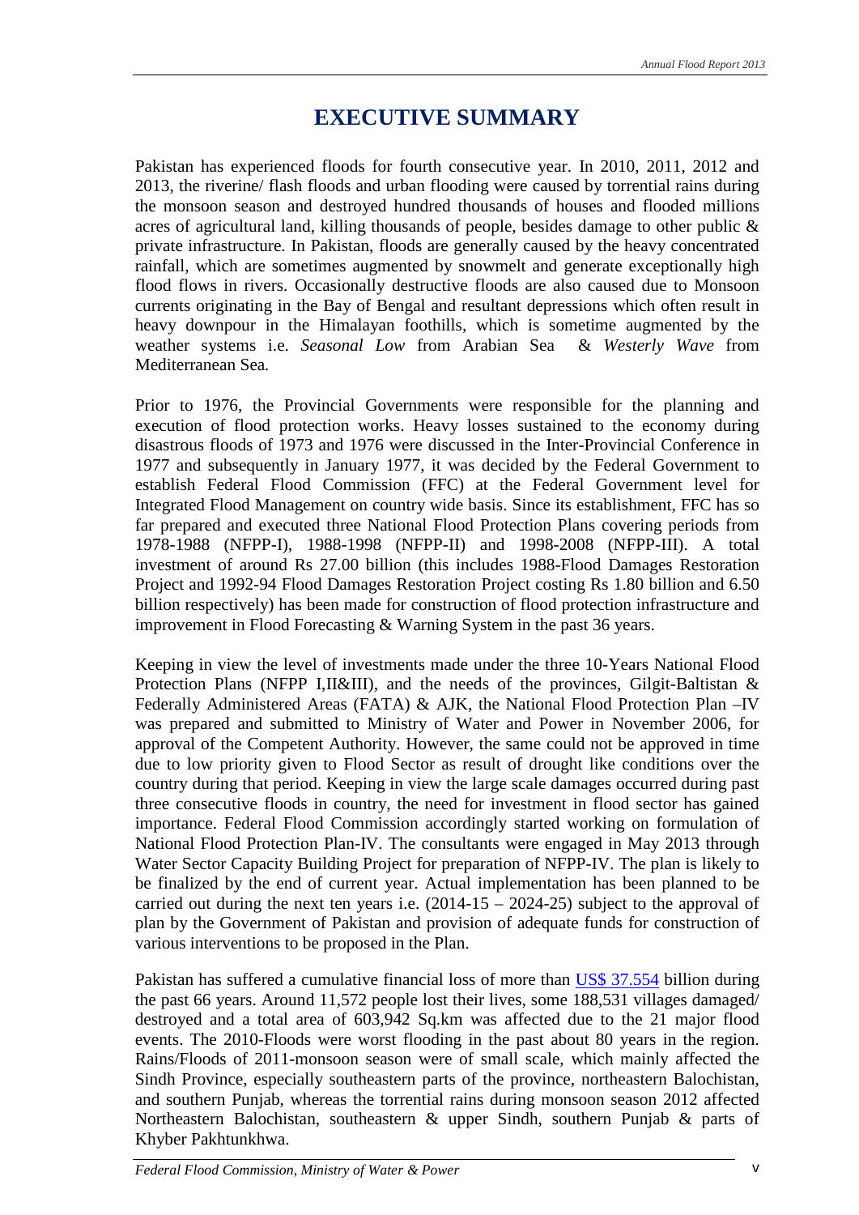# EXECUTIVE SUMMARY

Pakistan has experienced floods for fourth consecutive year. In 2010, 2011, 2012 and 2013, the riverine/ flash floods and urban flooding were caused by torrential rains during the monsoon season and destroyed hundred thousands of houses and flooded millions acres of agricultural land, killing thousands of people, besides damage to other public & private infrastructure. In Pakistan, floods are generally caused by the heavy concentrated rainfall, which are sometimes augmented by snowmelt and generate exceptionally high flood flows in rivers. Occasionally destructive floods are also caused due to Monsoon currents originating in the Bay of Bengal and resultant depressions which often result in heavy downpour in the Himalayan foothills, which is sometime augmented by the weather systems i.e. *Seasonal Low* from Arabian Sea & *Westerly Wave* from Mediterranean Sea*.*

Prior to 1976, the Provincial Governments were responsible for the planning and execution of flood protection works. Heavy losses sustained to the economy during disastrous floods of 1973 and 1976 were discussed in the Inter-Provincial Conference in 1977 and subsequently in January 1977, it was decided by the Federal Government to establish Federal Flood Commission (FFC) at the Federal Government level for Integrated Flood Management on country wide basis. Since its establishment, FFC has so far prepared and executed three National Flood Protection Plans covering periods from 1978-1988 (NFPP-I), 1988-1998 (NFPP-II) and 1998-2008 (NFPP-III). A total investment of around Rs 27.00 billion (this includes 1988-Flood Damages Restoration Project and 1992-94 Flood Damages Restoration Project costing Rs 1.80 billion and 6.50 billion respectively) has been made for construction of flood protection infrastructure and improvement in Flood Forecasting & Warning System in the past 36 years.

Keeping in view the level of investments made under the three 10-Years National Flood Protection Plans (NFPP I,II&III), and the needs of the provinces, Gilgit-Baltistan & Federally Administered Areas (FATA) & AJK, the National Flood Protection Plan –IV was prepared and submitted to Ministry of Water and Power in November 2006, for approval of the Competent Authority. However, the same could not be approved in time due to low priority given to Flood Sector as result of drought like conditions over the country during that period. Keeping in view the large scale damages occurred during past three consecutive floods in country, the need for investment in flood sector has gained importance. Federal Flood Commission accordingly started working on formulation of National Flood Protection Plan-IV. The consultants were engaged in May 2013 through Water Sector Capacity Building Project for preparation of NFPP-IV. The plan is likely to be finalized by the end of current year. Actual implementation has been planned to be carried out during the next ten years i.e. (2014-15 – 2024-25) subject to the approval of plan by the Government of Pakistan and provision of adequate funds for construction of various interventions to be proposed in the Plan.

Pakistan has suffered a cumulative financial loss of more than US$ 37.554 billion during the past 66 years. Around 11,572 people lost their lives, some 188,531 villages damaged/ destroyed and a total area of 603,942 Sq.km was affected due to the 21 major flood events. The 2010-Floods were worst flooding in the past about 80 years in the region. Rains/Floods of 2011-monsoon season were of small scale, which mainly affected the Sindh Province, especially southeastern parts of the province, northeastern Balochistan, and southern Punjab, whereas the torrential rains during monsoon season 2012 affected Northeastern Balochistan, southeastern & upper Sindh, southern Punjab & parts of Khyber Pakhtunkhwa.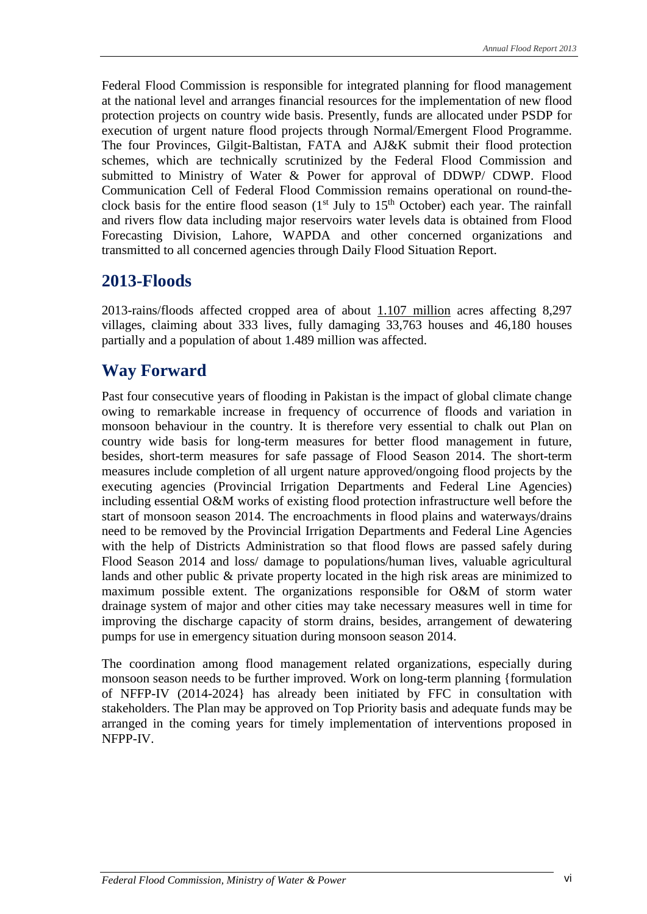Federal Flood Commission is responsible for integrated planning for flood management at the national level and arranges financial resources for the implementation of new flood protection projects on country wide basis. Presently, funds are allocated under PSDP for execution of urgent nature flood projects through Normal/Emergent Flood Programme. The four Provinces, Gilgit-Baltistan, FATA and AJ&K submit their flood protection schemes, which are technically scrutinized by the Federal Flood Commission and submitted to Ministry of Water & Power for approval of DDWP/ CDWP. Flood Communication Cell of Federal Flood Commission remains operational on round-the-clock basis for the entire flood season (1st July to 15th October) each year. The rainfall and rivers flow data including major reservoirs water levels data is obtained from Flood Forecasting Division, Lahore, WAPDA and other concerned organizations and transmitted to all concerned agencies through Daily Flood Situation Report.

## 2013-Floods

2013-rains/floods affected cropped area of about 1.107 million acres affecting 8,297 villages, claiming about 333 lives, fully damaging 33,763 houses and 46,180 houses partially and a population of about 1.489 million was affected.

## Way Forward

Past four consecutive years of flooding in Pakistan is the impact of global climate change owing to remarkable increase in frequency of occurrence of floods and variation in monsoon behaviour in the country. It is therefore very essential to chalk out Plan on country wide basis for long-term measures for better flood management in future, besides, short-term measures for safe passage of Flood Season 2014. The short-term measures include completion of all urgent nature approved/ongoing flood projects by the executing agencies (Provincial Irrigation Departments and Federal Line Agencies) including essential O&M works of existing flood protection infrastructure well before the start of monsoon season 2014. The encroachments in flood plains and waterways/drains need to be removed by the Provincial Irrigation Departments and Federal Line Agencies with the help of Districts Administration so that flood flows are passed safely during Flood Season 2014 and loss/ damage to populations/human lives, valuable agricultural lands and other public & private property located in the high risk areas are minimized to maximum possible extent. The organizations responsible for O&M of storm water drainage system of major and other cities may take necessary measures well in time for improving the discharge capacity of storm drains, besides, arrangement of dewatering pumps for use in emergency situation during monsoon season 2014.

The coordination among flood management related organizations, especially during monsoon season needs to be further improved. Work on long-term planning {formulation of NFFP-IV (2014-2024} has already been initiated by FFC in consultation with stakeholders. The Plan may be approved on Top Priority basis and adequate funds may be arranged in the coming years for timely implementation of interventions proposed in NFPP-IV.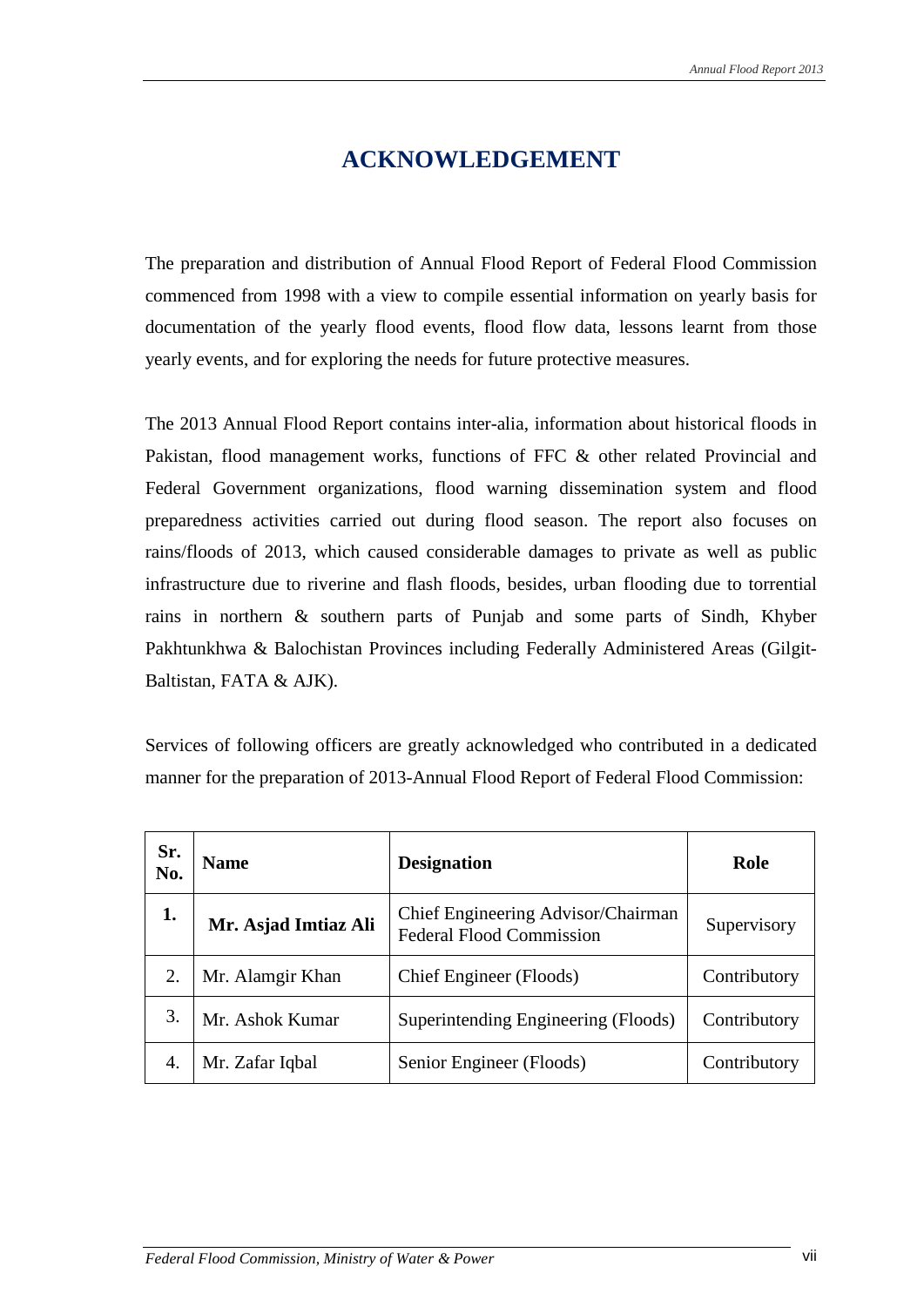# ACKNOWLEDGEMENT

The preparation and distribution of Annual Flood Report of Federal Flood Commission commenced from 1998 with a view to compile essential information on yearly basis for documentation of the yearly flood events, flood flow data, lessons learnt from those yearly events, and for exploring the needs for future protective measures.

The 2013 Annual Flood Report contains inter-alia, information about historical floods in Pakistan, flood management works, functions of FFC & other related Provincial and Federal Government organizations, flood warning dissemination system and flood preparedness activities carried out during flood season. The report also focuses on rains/floods of 2013, which caused considerable damages to private as well as public infrastructure due to riverine and flash floods, besides, urban flooding due to torrential rains in northern & southern parts of Punjab and some parts of Sindh, Khyber Pakhtunkhwa & Balochistan Provinces including Federally Administered Areas (Gilgit-Baltistan, FATA & AJK).

Services of following officers are greatly acknowledged who contributed in a dedicated manner for the preparation of 2013-Annual Flood Report of Federal Flood Commission:

| Sr. No. | Name | Designation | Role |
|---|---|---|---|
| **1.** | **Mr. Asjad Imtiaz Ali** | Chief Engineering Advisor/Chairman Federal Flood Commission | Supervisory |
| 2. | Mr. Alamgir Khan | Chief Engineer (Floods) | Contributory |
| 3. | Mr. Ashok Kumar | Superintending Engineering (Floods) | Contributory |
| 4. | Mr. Zafar Iqbal | Senior Engineer (Floods) | Contributory |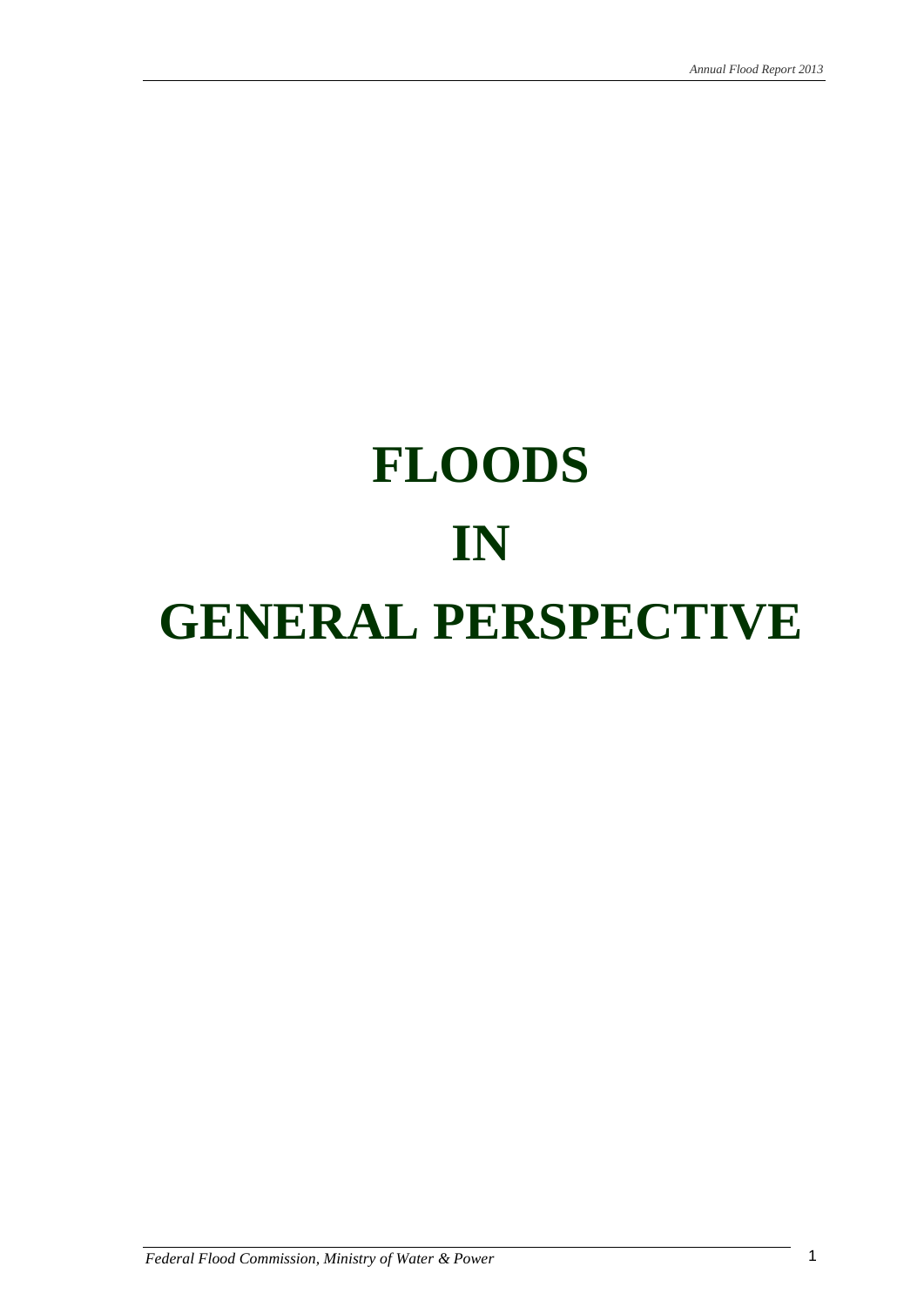# FLOODS

# IN

# GENERAL PERSPECTIVE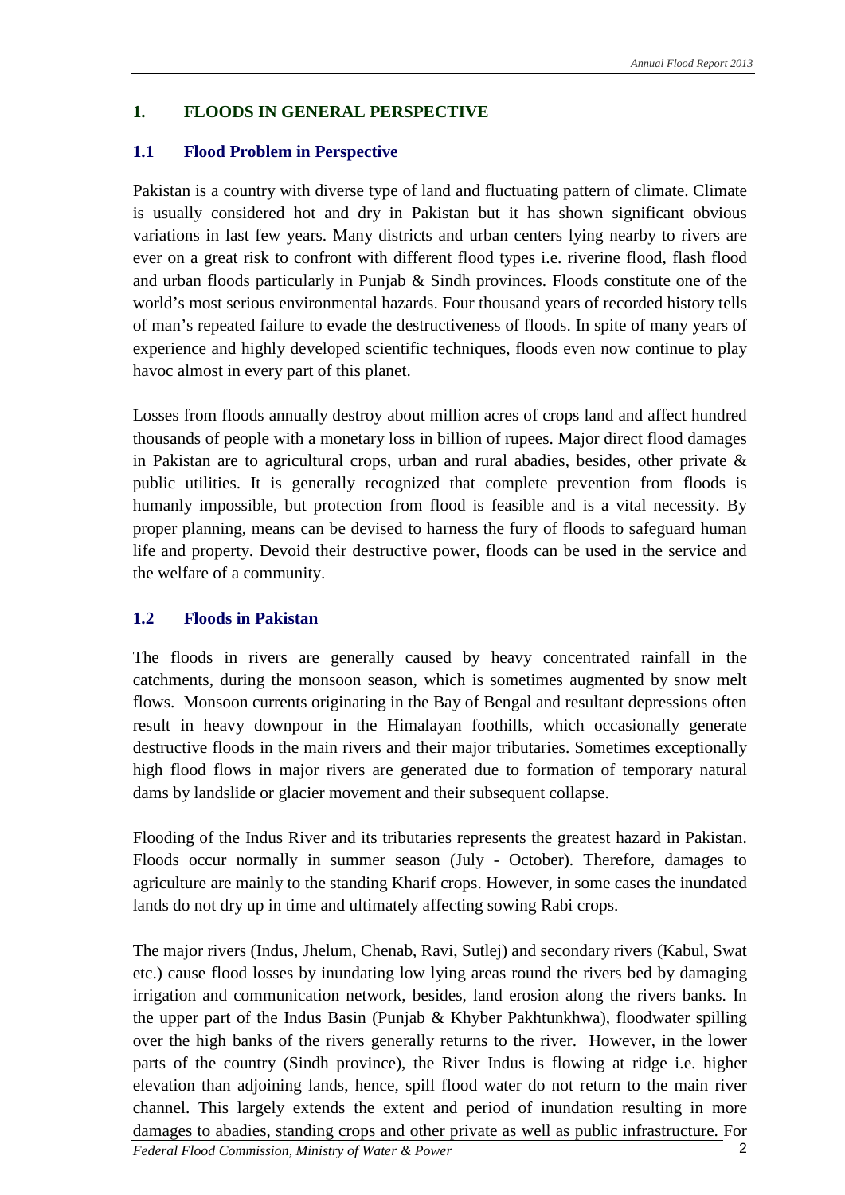# 1. FLOODS IN GENERAL PERSPECTIVE

## 1.1 Flood Problem in Perspective

Pakistan is a country with diverse type of land and fluctuating pattern of climate. Climate is usually considered hot and dry in Pakistan but it has shown significant obvious variations in last few years. Many districts and urban centers lying nearby to rivers are ever on a great risk to confront with different flood types i.e. riverine flood, flash flood and urban floods particularly in Punjab & Sindh provinces. Floods constitute one of the world's most serious environmental hazards. Four thousand years of recorded history tells of man's repeated failure to evade the destructiveness of floods. In spite of many years of experience and highly developed scientific techniques, floods even now continue to play havoc almost in every part of this planet.

Losses from floods annually destroy about million acres of crops land and affect hundred thousands of people with a monetary loss in billion of rupees. Major direct flood damages in Pakistan are to agricultural crops, urban and rural abadies, besides, other private & public utilities. It is generally recognized that complete prevention from floods is humanly impossible, but protection from flood is feasible and is a vital necessity. By proper planning, means can be devised to harness the fury of floods to safeguard human life and property. Devoid their destructive power, floods can be used in the service and the welfare of a community.

## 1.2 Floods in Pakistan

The floods in rivers are generally caused by heavy concentrated rainfall in the catchments, during the monsoon season, which is sometimes augmented by snow melt flows. Monsoon currents originating in the Bay of Bengal and resultant depressions often result in heavy downpour in the Himalayan foothills, which occasionally generate destructive floods in the main rivers and their major tributaries. Sometimes exceptionally high flood flows in major rivers are generated due to formation of temporary natural dams by landslide or glacier movement and their subsequent collapse.

Flooding of the Indus River and its tributaries represents the greatest hazard in Pakistan. Floods occur normally in summer season (July - October). Therefore, damages to agriculture are mainly to the standing Kharif crops. However, in some cases the inundated lands do not dry up in time and ultimately affecting sowing Rabi crops.

The major rivers (Indus, Jhelum, Chenab, Ravi, Sutlej) and secondary rivers (Kabul, Swat etc.) cause flood losses by inundating low lying areas round the rivers bed by damaging irrigation and communication network, besides, land erosion along the rivers banks. In the upper part of the Indus Basin (Punjab & Khyber Pakhtunkhwa), floodwater spilling over the high banks of the rivers generally returns to the river. However, in the lower parts of the country (Sindh province), the River Indus is flowing at ridge i.e. higher elevation than adjoining lands, hence, spill flood water do not return to the main river channel. This largely extends the extent and period of inundation resulting in more damages to abadies, standing crops and other private as well as public infrastructure. For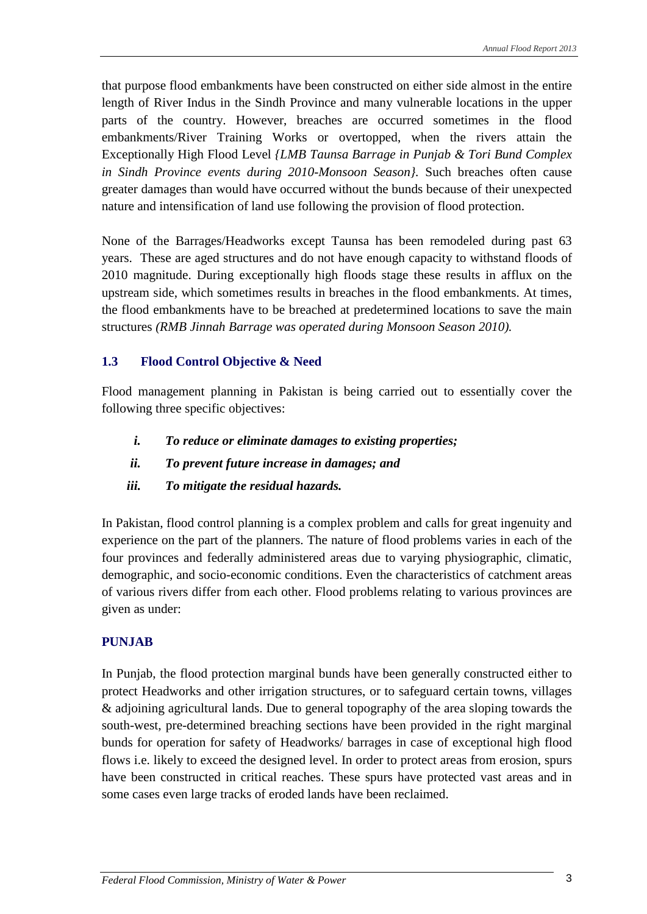that purpose flood embankments have been constructed on either side almost in the entire length of River Indus in the Sindh Province and many vulnerable locations in the upper parts of the country. However, breaches are occurred sometimes in the flood embankments/River Training Works or overtopped, when the rivers attain the Exceptionally High Flood Level *{LMB Taunsa Barrage in Punjab & Tori Bund Complex in Sindh Province events during 2010-Monsoon Season}.* Such breaches often cause greater damages than would have occurred without the bunds because of their unexpected nature and intensification of land use following the provision of flood protection.

None of the Barrages/Headworks except Taunsa has been remodeled during past 63 years. These are aged structures and do not have enough capacity to withstand floods of 2010 magnitude. During exceptionally high floods stage these results in afflux on the upstream side, which sometimes results in breaches in the flood embankments. At times, the flood embankments have to be breached at predetermined locations to save the main structures *(RMB Jinnah Barrage was operated during Monsoon Season 2010).*

### 1.3 Flood Control Objective & Need

Flood management planning in Pakistan is being carried out to essentially cover the following three specific objectives:

- ***i. To reduce or eliminate damages to existing properties;***
- ***ii. To prevent future increase in damages; and***
- ***iii. To mitigate the residual hazards.***

In Pakistan, flood control planning is a complex problem and calls for great ingenuity and experience on the part of the planners. The nature of flood problems varies in each of the four provinces and federally administered areas due to varying physiographic, climatic, demographic, and socio-economic conditions. Even the characteristics of catchment areas of various rivers differ from each other. Flood problems relating to various provinces are given as under:

#### PUNJAB

In Punjab, the flood protection marginal bunds have been generally constructed either to protect Headworks and other irrigation structures, or to safeguard certain towns, villages & adjoining agricultural lands. Due to general topography of the area sloping towards the south-west, pre-determined breaching sections have been provided in the right marginal bunds for operation for safety of Headworks/ barrages in case of exceptional high flood flows i.e. likely to exceed the designed level. In order to protect areas from erosion, spurs have been constructed in critical reaches. These spurs have protected vast areas and in some cases even large tracks of eroded lands have been reclaimed.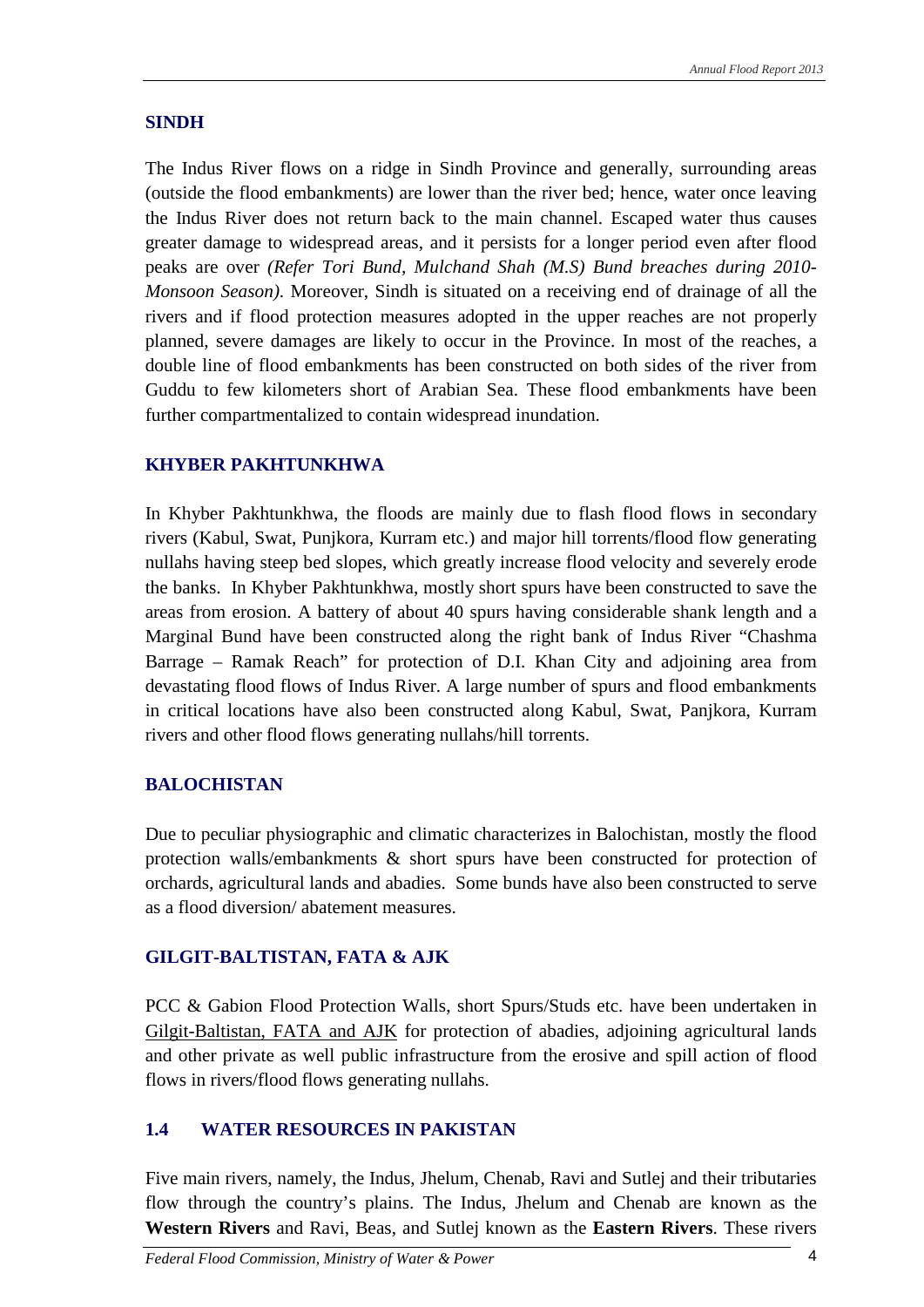## SINDH

The Indus River flows on a ridge in Sindh Province and generally, surrounding areas (outside the flood embankments) are lower than the river bed; hence, water once leaving the Indus River does not return back to the main channel. Escaped water thus causes greater damage to widespread areas, and it persists for a longer period even after flood peaks are over *(Refer Tori Bund, Mulchand Shah (M.S) Bund breaches during 2010-Monsoon Season)*. Moreover, Sindh is situated on a receiving end of drainage of all the rivers and if flood protection measures adopted in the upper reaches are not properly planned, severe damages are likely to occur in the Province. In most of the reaches, a double line of flood embankments has been constructed on both sides of the river from Guddu to few kilometers short of Arabian Sea. These flood embankments have been further compartmentalized to contain widespread inundation.

## KHYBER PAKHTUNKHWA

In Khyber Pakhtunkhwa, the floods are mainly due to flash flood flows in secondary rivers (Kabul, Swat, Punjkora, Kurram etc.) and major hill torrents/flood flow generating nullahs having steep bed slopes, which greatly increase flood velocity and severely erode the banks. In Khyber Pakhtunkhwa, mostly short spurs have been constructed to save the areas from erosion. A battery of about 40 spurs having considerable shank length and a Marginal Bund have been constructed along the right bank of Indus River "Chashma Barrage – Ramak Reach" for protection of D.I. Khan City and adjoining area from devastating flood flows of Indus River. A large number of spurs and flood embankments in critical locations have also been constructed along Kabul, Swat, Panjkora, Kurram rivers and other flood flows generating nullahs/hill torrents.

## BALOCHISTAN

Due to peculiar physiographic and climatic characterizes in Balochistan, mostly the flood protection walls/embankments & short spurs have been constructed for protection of orchards, agricultural lands and abadies. Some bunds have also been constructed to serve as a flood diversion/ abatement measures.

## GILGIT-BALTISTAN, FATA & AJK

PCC & Gabion Flood Protection Walls, short Spurs/Studs etc. have been undertaken in Gilgit-Baltistan, FATA and AJK for protection of abadies, adjoining agricultural lands and other private as well public infrastructure from the erosive and spill action of flood flows in rivers/flood flows generating nullahs.

## 1.4 WATER RESOURCES IN PAKISTAN

Five main rivers, namely, the Indus, Jhelum, Chenab, Ravi and Sutlej and their tributaries flow through the country's plains. The Indus, Jhelum and Chenab are known as the **Western Rivers** and Ravi, Beas, and Sutlej known as the **Eastern Rivers**. These rivers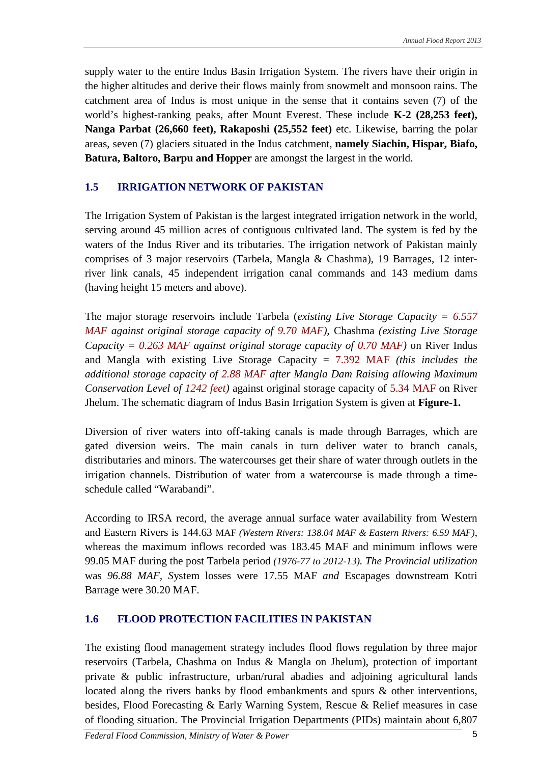supply water to the entire Indus Basin Irrigation System. The rivers have their origin in the higher altitudes and derive their flows mainly from snowmelt and monsoon rains. The catchment area of Indus is most unique in the sense that it contains seven (7) of the world's highest-ranking peaks, after Mount Everest. These include **K-2 (28,253 feet), Nanga Parbat (26,660 feet), Rakaposhi (25,552 feet)** etc. Likewise, barring the polar areas, seven (7) glaciers situated in the Indus catchment, **namely Siachin, Hispar, Biafo, Batura, Baltoro, Barpu and Hopper** are amongst the largest in the world.

## 1.5 IRRIGATION NETWORK OF PAKISTAN

The Irrigation System of Pakistan is the largest integrated irrigation network in the world, serving around 45 million acres of contiguous cultivated land. The system is fed by the waters of the Indus River and its tributaries. The irrigation network of Pakistan mainly comprises of 3 major reservoirs (Tarbela, Mangla & Chashma), 19 Barrages, 12 inter-river link canals, 45 independent irrigation canal commands and 143 medium dams (having height 15 meters and above).

The major storage reservoirs include Tarbela (*existing Live Storage Capacity = 6.557 MAF against original storage capacity of 9.70 MAF)*, Chashma *(existing Live Storage Capacity = 0.263 MAF against original storage capacity of 0.70 MAF)* on River Indus and Mangla with existing Live Storage Capacity = 7.392 MAF *(this includes the additional storage capacity of 2.88 MAF after Mangla Dam Raising allowing Maximum Conservation Level of 1242 feet)* against original storage capacity of 5.34 MAF on River Jhelum. The schematic diagram of Indus Basin Irrigation System is given at **Figure-1.**

Diversion of river waters into off-taking canals is made through Barrages, which are gated diversion weirs. The main canals in turn deliver water to branch canals, distributaries and minors. The watercourses get their share of water through outlets in the irrigation channels. Distribution of water from a watercourse is made through a time-schedule called "Warabandi".

According to IRSA record, the average annual surface water availability from Western and Eastern Rivers is 144.63 MAF *(Western Rivers: 138.04 MAF & Eastern Rivers: 6.59 MAF)*, whereas the maximum inflows recorded was 183.45 MAF and minimum inflows were 99.05 MAF during the post Tarbela period *(1976-77 to 2012-13). The Provincial utilization* was *96.88 MAF, S*ystem losses were 17.55 MAF *and* Escapages downstream Kotri Barrage were 30.20 MAF.

## 1.6 FLOOD PROTECTION FACILITIES IN PAKISTAN

The existing flood management strategy includes flood flows regulation by three major reservoirs (Tarbela, Chashma on Indus & Mangla on Jhelum), protection of important private & public infrastructure, urban/rural abadies and adjoining agricultural lands located along the rivers banks by flood embankments and spurs & other interventions, besides, Flood Forecasting & Early Warning System, Rescue & Relief measures in case of flooding situation. The Provincial Irrigation Departments (PIDs) maintain about 6,807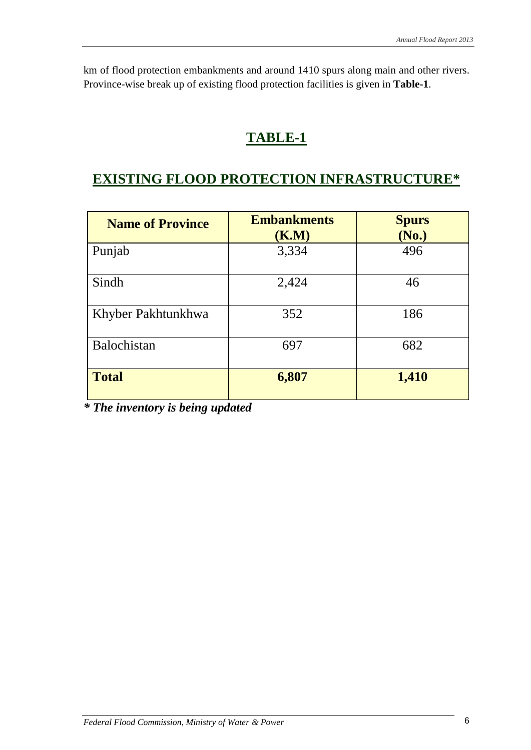km of flood protection embankments and around 1410 spurs along main and other rivers. Province-wise break up of existing flood protection facilities is given in **Table-1**.

## TABLE-1

## EXISTING FLOOD PROTECTION INFRASTRUCTURE*

| Name of Province | Embankments (K.M) | Spurs (No.) |
|---|---|---|
| Punjab | 3,334 | 496 |
| Sindh | 2,424 | 46 |
| Khyber Pakhtunkhwa | 352 | 186 |
| Balochistan | 697 | 682 |
| **Total** | **6,807** | **1,410** |

***\* The inventory is being updated***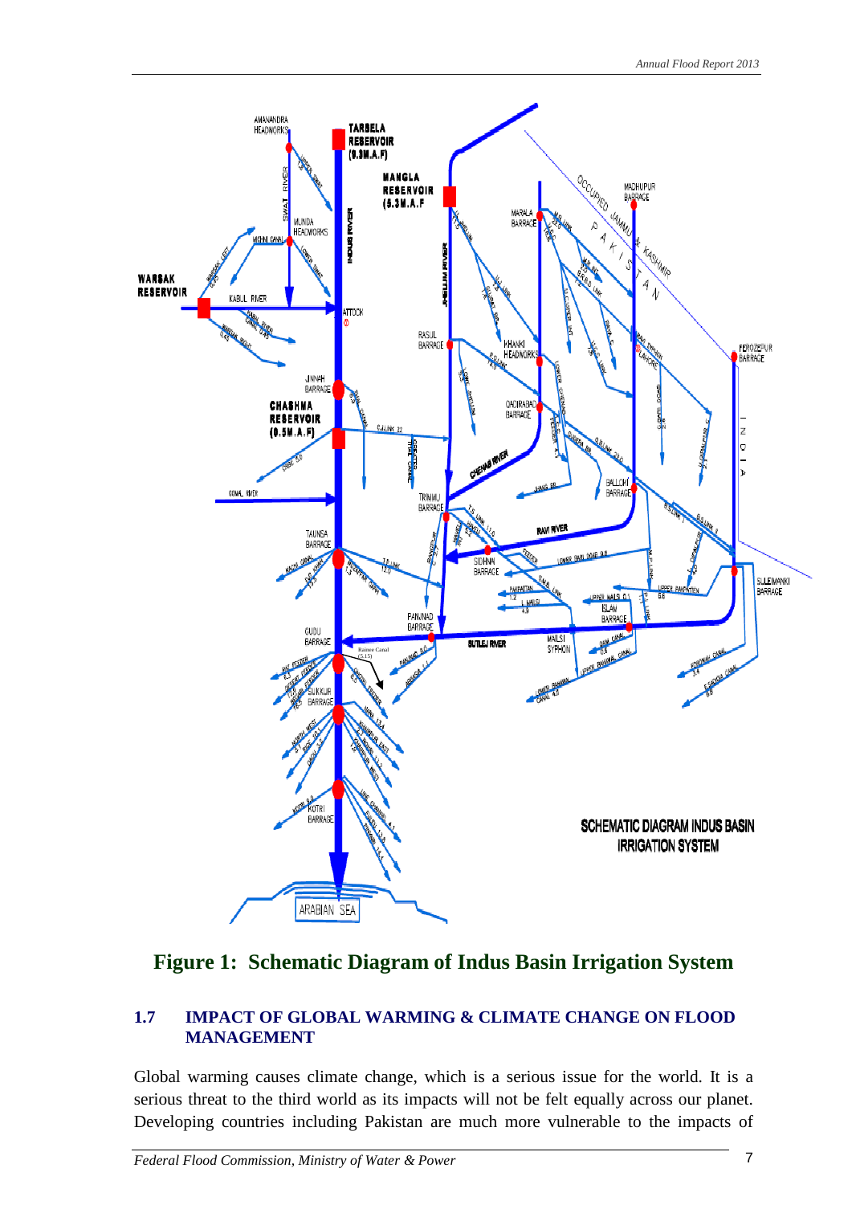**Figure 1: Schematic Diagram of Indus Basin Irrigation System**

### 1.7 IMPACT OF GLOBAL WARMING & CLIMATE CHANGE ON FLOOD MANAGEMENT

Global warming causes climate change, which is a serious issue for the world. It is a serious threat to the third world as its impacts will not be felt equally across our planet. Developing countries including Pakistan are much more vulnerable to the impacts of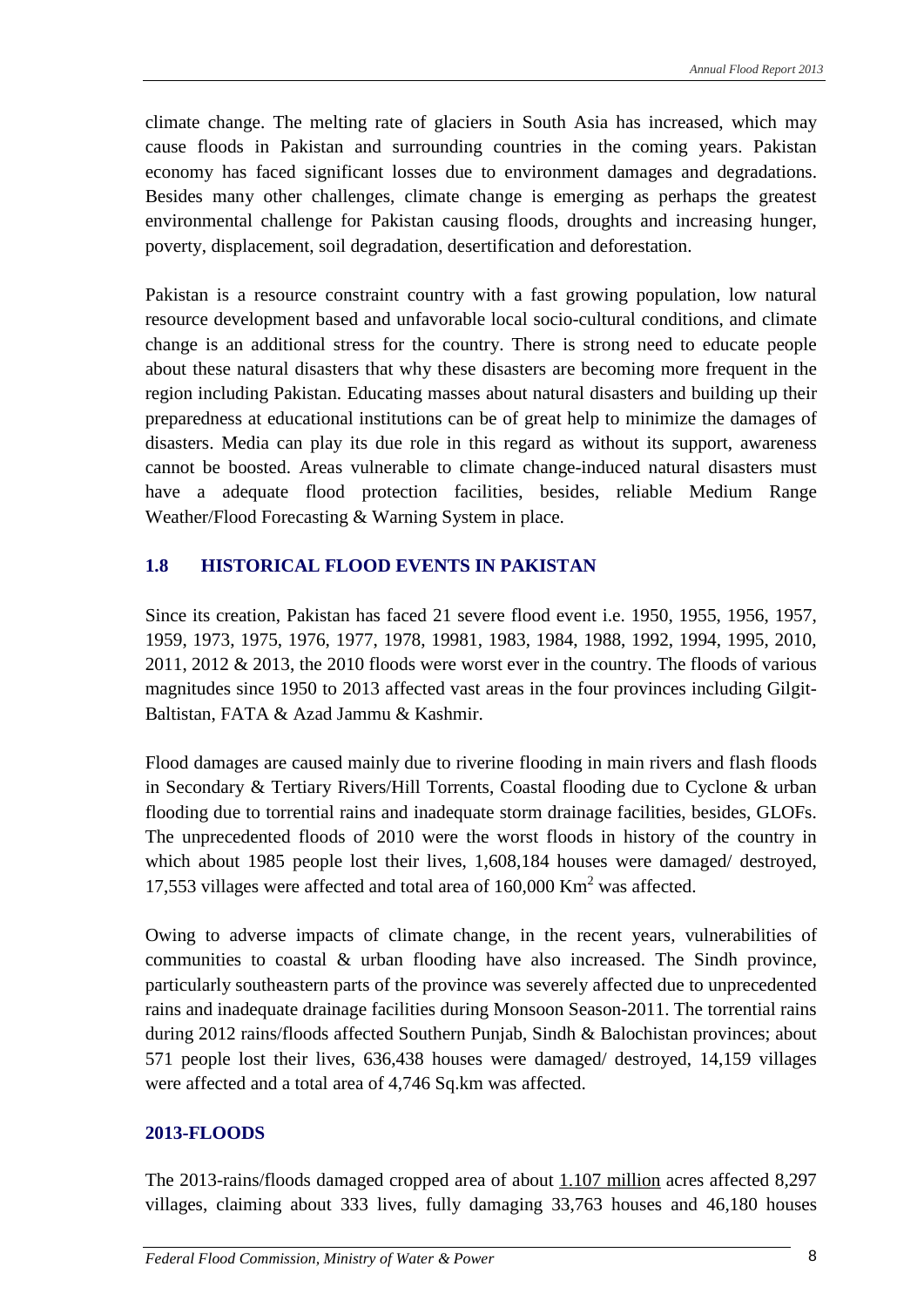climate change. The melting rate of glaciers in South Asia has increased, which may cause floods in Pakistan and surrounding countries in the coming years. Pakistan economy has faced significant losses due to environment damages and degradations. Besides many other challenges, climate change is emerging as perhaps the greatest environmental challenge for Pakistan causing floods, droughts and increasing hunger, poverty, displacement, soil degradation, desertification and deforestation.

Pakistan is a resource constraint country with a fast growing population, low natural resource development based and unfavorable local socio-cultural conditions, and climate change is an additional stress for the country. There is strong need to educate people about these natural disasters that why these disasters are becoming more frequent in the region including Pakistan. Educating masses about natural disasters and building up their preparedness at educational institutions can be of great help to minimize the damages of disasters. Media can play its due role in this regard as without its support, awareness cannot be boosted. Areas vulnerable to climate change-induced natural disasters must have a adequate flood protection facilities, besides, reliable Medium Range Weather/Flood Forecasting & Warning System in place.

## 1.8 HISTORICAL FLOOD EVENTS IN PAKISTAN

Since its creation, Pakistan has faced 21 severe flood event i.e. 1950, 1955, 1956, 1957, 1959, 1973, 1975, 1976, 1977, 1978, 19981, 1983, 1984, 1988, 1992, 1994, 1995, 2010, 2011, 2012 & 2013, the 2010 floods were worst ever in the country. The floods of various magnitudes since 1950 to 2013 affected vast areas in the four provinces including Gilgit-Baltistan, FATA & Azad Jammu & Kashmir.

Flood damages are caused mainly due to riverine flooding in main rivers and flash floods in Secondary & Tertiary Rivers/Hill Torrents, Coastal flooding due to Cyclone & urban flooding due to torrential rains and inadequate storm drainage facilities, besides, GLOFs. The unprecedented floods of 2010 were the worst floods in history of the country in which about 1985 people lost their lives, 1,608,184 houses were damaged/ destroyed, 17,553 villages were affected and total area of 160,000 $Km^2$ was affected.

Owing to adverse impacts of climate change, in the recent years, vulnerabilities of communities to coastal & urban flooding have also increased. The Sindh province, particularly southeastern parts of the province was severely affected due to unprecedented rains and inadequate drainage facilities during Monsoon Season-2011. The torrential rains during 2012 rains/floods affected Southern Punjab, Sindh & Balochistan provinces; about 571 people lost their lives, 636,438 houses were damaged/ destroyed, 14,159 villages were affected and a total area of 4,746 Sq.km was affected.

## 2013-FLOODS

The 2013-rains/floods damaged cropped area of about 1.107 million acres affected 8,297 villages, claiming about 333 lives, fully damaging 33,763 houses and 46,180 houses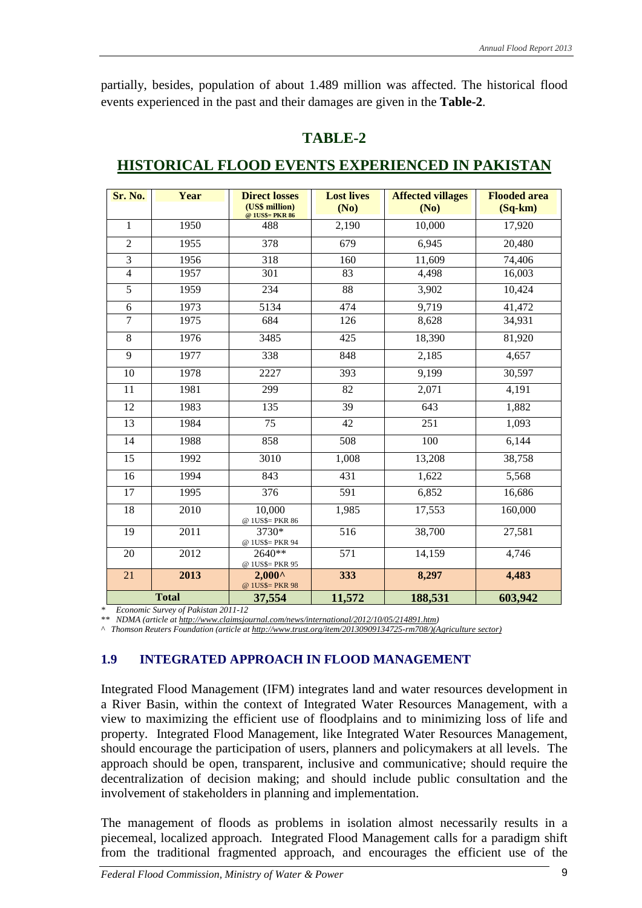partially, besides, population of about 1.489 million was affected. The historical flood events experienced in the past and their damages are given in the **Table-2**.

## TABLE-2

## HISTORICAL FLOOD EVENTS EXPERIENCED IN PAKISTAN

| Sr. No. | Year | Direct losses (US$ million) @ 1US$= PKR 86 | Lost lives (No) | Affected villages (No) | Flooded area (Sq-km) |
|---|---|---|---|---|---|
| 1 | 1950 | 488 | 2,190 | 10,000 | 17,920 |
| 2 | 1955 | 378 | 679 | 6,945 | 20,480 |
| 3 | 1956 | 318 | 160 | 11,609 | 74,406 |
| 4 | 1957 | 301 | 83 | 4,498 | 16,003 |
| 5 | 1959 | 234 | 88 | 3,902 | 10,424 |
| 6 | 1973 | 5134 | 474 | 9,719 | 41,472 |
| 7 | 1975 | 684 | 126 | 8,628 | 34,931 |
| 8 | 1976 | 3485 | 425 | 18,390 | 81,920 |
| 9 | 1977 | 338 | 848 | 2,185 | 4,657 |
| 10 | 1978 | 2227 | 393 | 9,199 | 30,597 |
| 11 | 1981 | 299 | 82 | 2,071 | 4,191 |
| 12 | 1983 | 135 | 39 | 643 | 1,882 |
| 13 | 1984 | 75 | 42 | 251 | 1,093 |
| 14 | 1988 | 858 | 508 | 100 | 6,144 |
| 15 | 1992 | 3010 | 1,008 | 13,208 | 38,758 |
| 16 | 1994 | 843 | 431 | 1,622 | 5,568 |
| 17 | 1995 | 376 | 591 | 6,852 | 16,686 |
| 18 | 2010 | 10,000 @ 1US$= PKR 86 | 1,985 | 17,553 | 160,000 |
| 19 | 2011 | 3730* @ 1US$= PKR 94 | 516 | 38,700 | 27,581 |
| 20 | 2012 | 2640** @ 1US$= PKR 95 | 571 | 14,159 | 4,746 |
| 21 | **2013** | **2,000^** @ 1US$= PKR 98 | **333** | **8,297** | **4,483** |
| **Total** | | **37,554** | **11,572** | **188,531** | **603,942** |

*\* Economic Survey of Pakistan 2011-12*

*\*\* NDMA (article at http://www.claimsjournal.com/news/international/2012/10/05/214891.htm)*

*^ Thomson Reuters Foundation (article at http://www.trust.org/item/20130909134725-rm708/)(Agriculture sector)*

### 1.9 INTEGRATED APPROACH IN FLOOD MANAGEMENT

Integrated Flood Management (IFM) integrates land and water resources development in a River Basin, within the context of Integrated Water Resources Management, with a view to maximizing the efficient use of floodplains and to minimizing loss of life and property. Integrated Flood Management, like Integrated Water Resources Management, should encourage the participation of users, planners and policymakers at all levels. The approach should be open, transparent, inclusive and communicative; should require the decentralization of decision making; and should include public consultation and the involvement of stakeholders in planning and implementation.

The management of floods as problems in isolation almost necessarily results in a piecemeal, localized approach. Integrated Flood Management calls for a paradigm shift from the traditional fragmented approach, and encourages the efficient use of the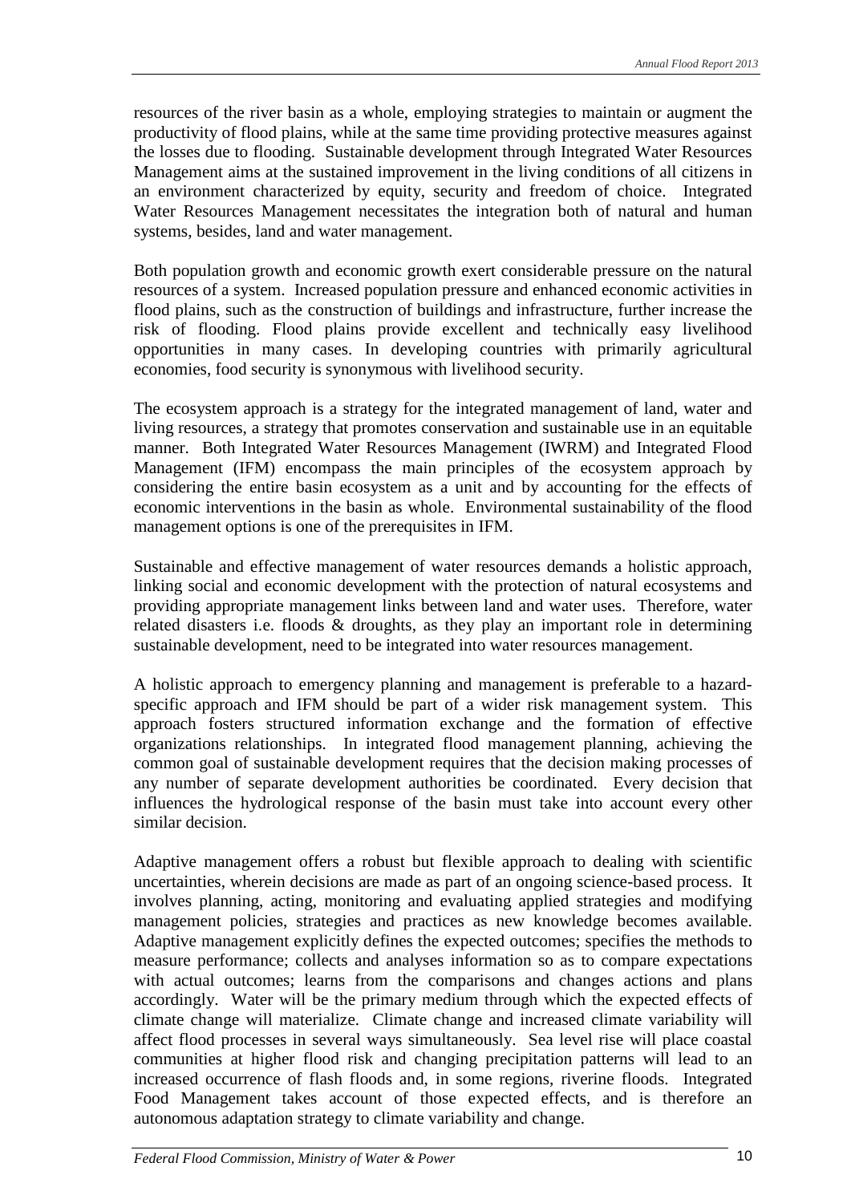resources of the river basin as a whole, employing strategies to maintain or augment the productivity of flood plains, while at the same time providing protective measures against the losses due to flooding. Sustainable development through Integrated Water Resources Management aims at the sustained improvement in the living conditions of all citizens in an environment characterized by equity, security and freedom of choice. Integrated Water Resources Management necessitates the integration both of natural and human systems, besides, land and water management.

Both population growth and economic growth exert considerable pressure on the natural resources of a system. Increased population pressure and enhanced economic activities in flood plains, such as the construction of buildings and infrastructure, further increase the risk of flooding. Flood plains provide excellent and technically easy livelihood opportunities in many cases. In developing countries with primarily agricultural economies, food security is synonymous with livelihood security.

The ecosystem approach is a strategy for the integrated management of land, water and living resources, a strategy that promotes conservation and sustainable use in an equitable manner. Both Integrated Water Resources Management (IWRM) and Integrated Flood Management (IFM) encompass the main principles of the ecosystem approach by considering the entire basin ecosystem as a unit and by accounting for the effects of economic interventions in the basin as whole. Environmental sustainability of the flood management options is one of the prerequisites in IFM.

Sustainable and effective management of water resources demands a holistic approach, linking social and economic development with the protection of natural ecosystems and providing appropriate management links between land and water uses. Therefore, water related disasters i.e. floods & droughts, as they play an important role in determining sustainable development, need to be integrated into water resources management.

A holistic approach to emergency planning and management is preferable to a hazard-specific approach and IFM should be part of a wider risk management system. This approach fosters structured information exchange and the formation of effective organizations relationships. In integrated flood management planning, achieving the common goal of sustainable development requires that the decision making processes of any number of separate development authorities be coordinated. Every decision that influences the hydrological response of the basin must take into account every other similar decision.

Adaptive management offers a robust but flexible approach to dealing with scientific uncertainties, wherein decisions are made as part of an ongoing science-based process. It involves planning, acting, monitoring and evaluating applied strategies and modifying management policies, strategies and practices as new knowledge becomes available. Adaptive management explicitly defines the expected outcomes; specifies the methods to measure performance; collects and analyses information so as to compare expectations with actual outcomes; learns from the comparisons and changes actions and plans accordingly. Water will be the primary medium through which the expected effects of climate change will materialize. Climate change and increased climate variability will affect flood processes in several ways simultaneously. Sea level rise will place coastal communities at higher flood risk and changing precipitation patterns will lead to an increased occurrence of flash floods and, in some regions, riverine floods. Integrated Food Management takes account of those expected effects, and is therefore an autonomous adaptation strategy to climate variability and change.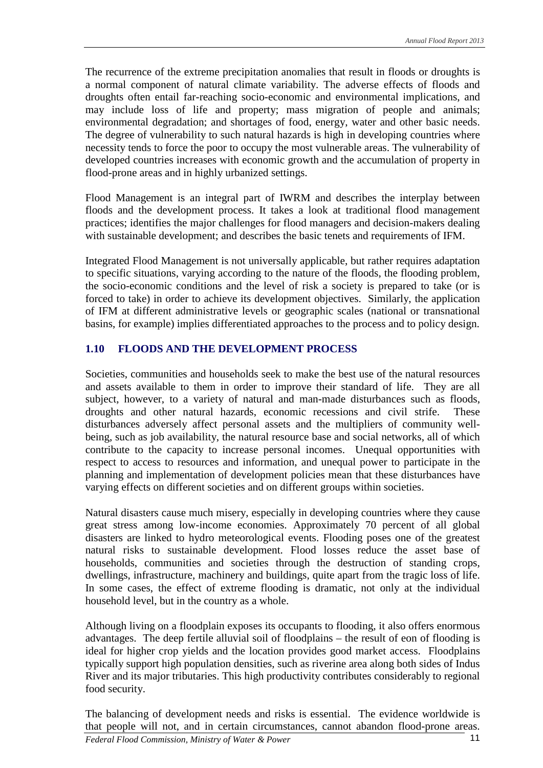The recurrence of the extreme precipitation anomalies that result in floods or droughts is a normal component of natural climate variability. The adverse effects of floods and droughts often entail far-reaching socio-economic and environmental implications, and may include loss of life and property; mass migration of people and animals; environmental degradation; and shortages of food, energy, water and other basic needs. The degree of vulnerability to such natural hazards is high in developing countries where necessity tends to force the poor to occupy the most vulnerable areas. The vulnerability of developed countries increases with economic growth and the accumulation of property in flood-prone areas and in highly urbanized settings.

Flood Management is an integral part of IWRM and describes the interplay between floods and the development process. It takes a look at traditional flood management practices; identifies the major challenges for flood managers and decision-makers dealing with sustainable development; and describes the basic tenets and requirements of IFM.

Integrated Flood Management is not universally applicable, but rather requires adaptation to specific situations, varying according to the nature of the floods, the flooding problem, the socio-economic conditions and the level of risk a society is prepared to take (or is forced to take) in order to achieve its development objectives. Similarly, the application of IFM at different administrative levels or geographic scales (national or transnational basins, for example) implies differentiated approaches to the process and to policy design.

## 1.10 FLOODS AND THE DEVELOPMENT PROCESS

Societies, communities and households seek to make the best use of the natural resources and assets available to them in order to improve their standard of life. They are all subject, however, to a variety of natural and man-made disturbances such as floods, droughts and other natural hazards, economic recessions and civil strife. These disturbances adversely affect personal assets and the multipliers of community well-being, such as job availability, the natural resource base and social networks, all of which contribute to the capacity to increase personal incomes. Unequal opportunities with respect to access to resources and information, and unequal power to participate in the planning and implementation of development policies mean that these disturbances have varying effects on different societies and on different groups within societies.

Natural disasters cause much misery, especially in developing countries where they cause great stress among low-income economies. Approximately 70 percent of all global disasters are linked to hydro meteorological events. Flooding poses one of the greatest natural risks to sustainable development. Flood losses reduce the asset base of households, communities and societies through the destruction of standing crops, dwellings, infrastructure, machinery and buildings, quite apart from the tragic loss of life. In some cases, the effect of extreme flooding is dramatic, not only at the individual household level, but in the country as a whole.

Although living on a floodplain exposes its occupants to flooding, it also offers enormous advantages. The deep fertile alluvial soil of floodplains – the result of eon of flooding is ideal for higher crop yields and the location provides good market access. Floodplains typically support high population densities, such as riverine area along both sides of Indus River and its major tributaries. This high productivity contributes considerably to regional food security.

The balancing of development needs and risks is essential. The evidence worldwide is that people will not, and in certain circumstances, cannot abandon flood-prone areas.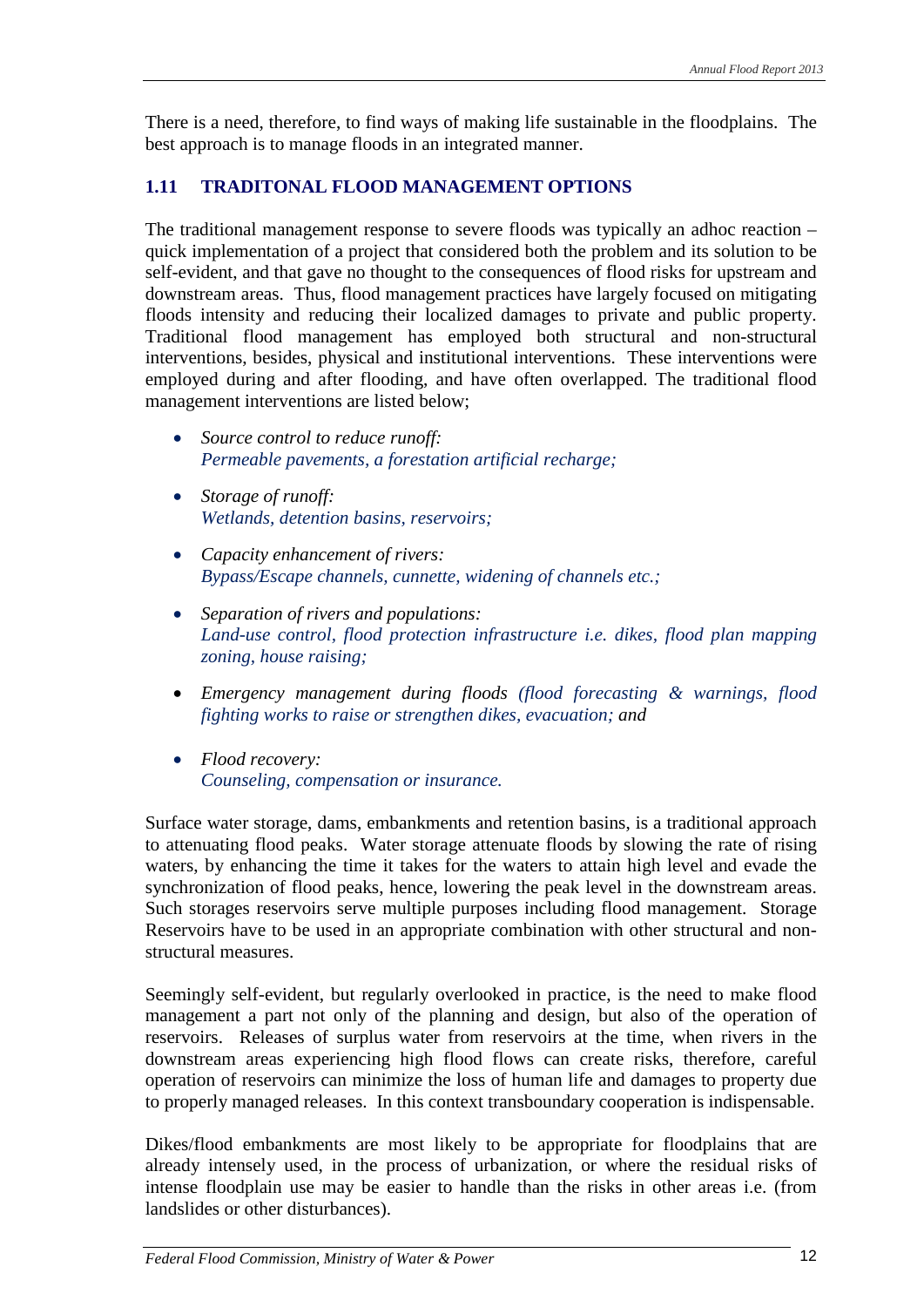There is a need, therefore, to find ways of making life sustainable in the floodplains. The best approach is to manage floods in an integrated manner.

### 1.11 TRADITONAL FLOOD MANAGEMENT OPTIONS

The traditional management response to severe floods was typically an adhoc reaction – quick implementation of a project that considered both the problem and its solution to be self-evident, and that gave no thought to the consequences of flood risks for upstream and downstream areas. Thus, flood management practices have largely focused on mitigating floods intensity and reducing their localized damages to private and public property. Traditional flood management has employed both structural and non-structural interventions, besides, physical and institutional interventions. These interventions were employed during and after flooding, and have often overlapped. The traditional flood management interventions are listed below;

- *Source control to reduce runoff:*
  *Permeable pavements, a forestation artificial recharge;*

- *Storage of runoff:*
  *Wetlands, detention basins, reservoirs;*

- *Capacity enhancement of rivers:*
  *Bypass/Escape channels, cunnette, widening of channels etc.;*

- *Separation of rivers and populations:*
  *Land-use control, flood protection infrastructure i.e. dikes, flood plan mapping zoning, house raising;*

- *Emergency management during floods (flood forecasting & warnings, flood fighting works to raise or strengthen dikes, evacuation; and*

- *Flood recovery:*
  *Counseling, compensation or insurance.*

Surface water storage, dams, embankments and retention basins, is a traditional approach to attenuating flood peaks. Water storage attenuate floods by slowing the rate of rising waters, by enhancing the time it takes for the waters to attain high level and evade the synchronization of flood peaks, hence, lowering the peak level in the downstream areas. Such storages reservoirs serve multiple purposes including flood management. Storage Reservoirs have to be used in an appropriate combination with other structural and non-structural measures.

Seemingly self-evident, but regularly overlooked in practice, is the need to make flood management a part not only of the planning and design, but also of the operation of reservoirs. Releases of surplus water from reservoirs at the time, when rivers in the downstream areas experiencing high flood flows can create risks, therefore, careful operation of reservoirs can minimize the loss of human life and damages to property due to properly managed releases. In this context transboundary cooperation is indispensable.

Dikes/flood embankments are most likely to be appropriate for floodplains that are already intensely used, in the process of urbanization, or where the residual risks of intense floodplain use may be easier to handle than the risks in other areas i.e. (from landslides or other disturbances).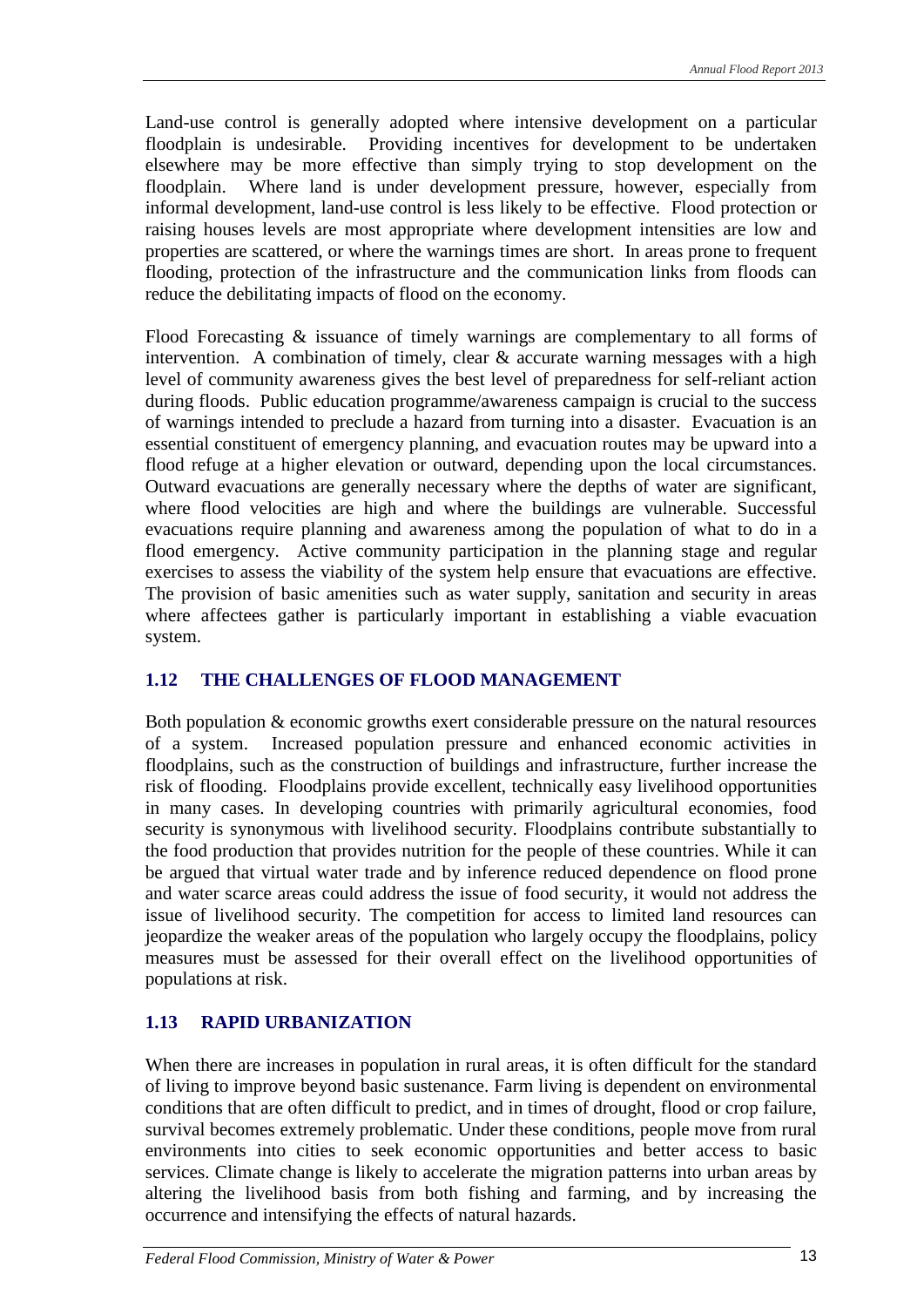Land-use control is generally adopted where intensive development on a particular floodplain is undesirable. Providing incentives for development to be undertaken elsewhere may be more effective than simply trying to stop development on the floodplain. Where land is under development pressure, however, especially from informal development, land-use control is less likely to be effective. Flood protection or raising houses levels are most appropriate where development intensities are low and properties are scattered, or where the warnings times are short. In areas prone to frequent flooding, protection of the infrastructure and the communication links from floods can reduce the debilitating impacts of flood on the economy.

Flood Forecasting & issuance of timely warnings are complementary to all forms of intervention. A combination of timely, clear & accurate warning messages with a high level of community awareness gives the best level of preparedness for self-reliant action during floods. Public education programme/awareness campaign is crucial to the success of warnings intended to preclude a hazard from turning into a disaster. Evacuation is an essential constituent of emergency planning, and evacuation routes may be upward into a flood refuge at a higher elevation or outward, depending upon the local circumstances. Outward evacuations are generally necessary where the depths of water are significant, where flood velocities are high and where the buildings are vulnerable. Successful evacuations require planning and awareness among the population of what to do in a flood emergency. Active community participation in the planning stage and regular exercises to assess the viability of the system help ensure that evacuations are effective. The provision of basic amenities such as water supply, sanitation and security in areas where affectees gather is particularly important in establishing a viable evacuation system.

## 1.12 THE CHALLENGES OF FLOOD MANAGEMENT

Both population & economic growths exert considerable pressure on the natural resources of a system. Increased population pressure and enhanced economic activities in floodplains, such as the construction of buildings and infrastructure, further increase the risk of flooding. Floodplains provide excellent, technically easy livelihood opportunities in many cases. In developing countries with primarily agricultural economies, food security is synonymous with livelihood security. Floodplains contribute substantially to the food production that provides nutrition for the people of these countries. While it can be argued that virtual water trade and by inference reduced dependence on flood prone and water scarce areas could address the issue of food security, it would not address the issue of livelihood security. The competition for access to limited land resources can jeopardize the weaker areas of the population who largely occupy the floodplains, policy measures must be assessed for their overall effect on the livelihood opportunities of populations at risk.

## 1.13 RAPID URBANIZATION

When there are increases in population in rural areas, it is often difficult for the standard of living to improve beyond basic sustenance. Farm living is dependent on environmental conditions that are often difficult to predict, and in times of drought, flood or crop failure, survival becomes extremely problematic. Under these conditions, people move from rural environments into cities to seek economic opportunities and better access to basic services. Climate change is likely to accelerate the migration patterns into urban areas by altering the livelihood basis from both fishing and farming, and by increasing the occurrence and intensifying the effects of natural hazards.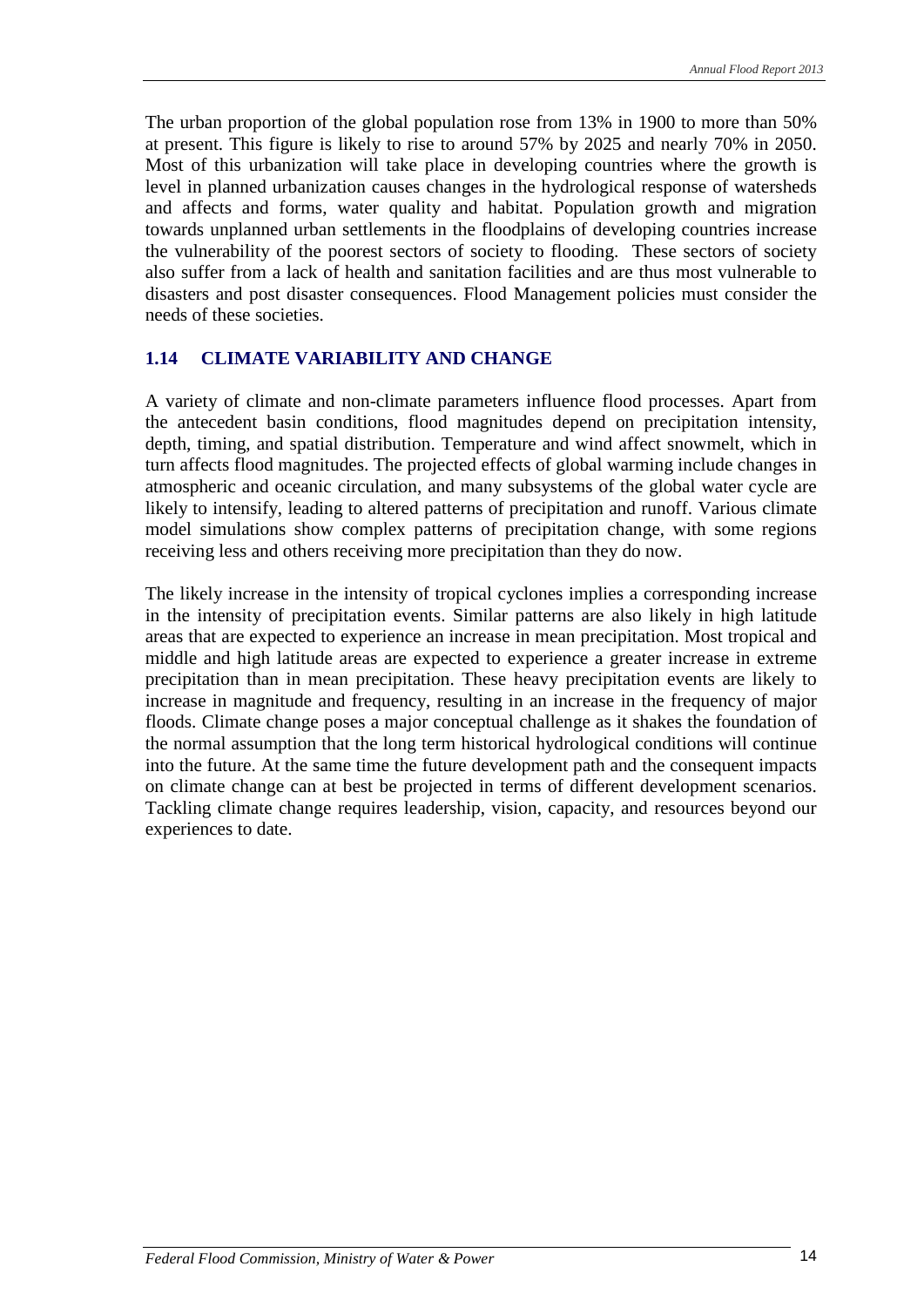The urban proportion of the global population rose from 13% in 1900 to more than 50% at present. This figure is likely to rise to around 57% by 2025 and nearly 70% in 2050. Most of this urbanization will take place in developing countries where the growth is level in planned urbanization causes changes in the hydrological response of watersheds and affects and forms, water quality and habitat. Population growth and migration towards unplanned urban settlements in the floodplains of developing countries increase the vulnerability of the poorest sectors of society to flooding. These sectors of society also suffer from a lack of health and sanitation facilities and are thus most vulnerable to disasters and post disaster consequences. Flood Management policies must consider the needs of these societies.

## 1.14 CLIMATE VARIABILITY AND CHANGE

A variety of climate and non-climate parameters influence flood processes. Apart from the antecedent basin conditions, flood magnitudes depend on precipitation intensity, depth, timing, and spatial distribution. Temperature and wind affect snowmelt, which in turn affects flood magnitudes. The projected effects of global warming include changes in atmospheric and oceanic circulation, and many subsystems of the global water cycle are likely to intensify, leading to altered patterns of precipitation and runoff. Various climate model simulations show complex patterns of precipitation change, with some regions receiving less and others receiving more precipitation than they do now.

The likely increase in the intensity of tropical cyclones implies a corresponding increase in the intensity of precipitation events. Similar patterns are also likely in high latitude areas that are expected to experience an increase in mean precipitation. Most tropical and middle and high latitude areas are expected to experience a greater increase in extreme precipitation than in mean precipitation. These heavy precipitation events are likely to increase in magnitude and frequency, resulting in an increase in the frequency of major floods. Climate change poses a major conceptual challenge as it shakes the foundation of the normal assumption that the long term historical hydrological conditions will continue into the future. At the same time the future development path and the consequent impacts on climate change can at best be projected in terms of different development scenarios. Tackling climate change requires leadership, vision, capacity, and resources beyond our experiences to date.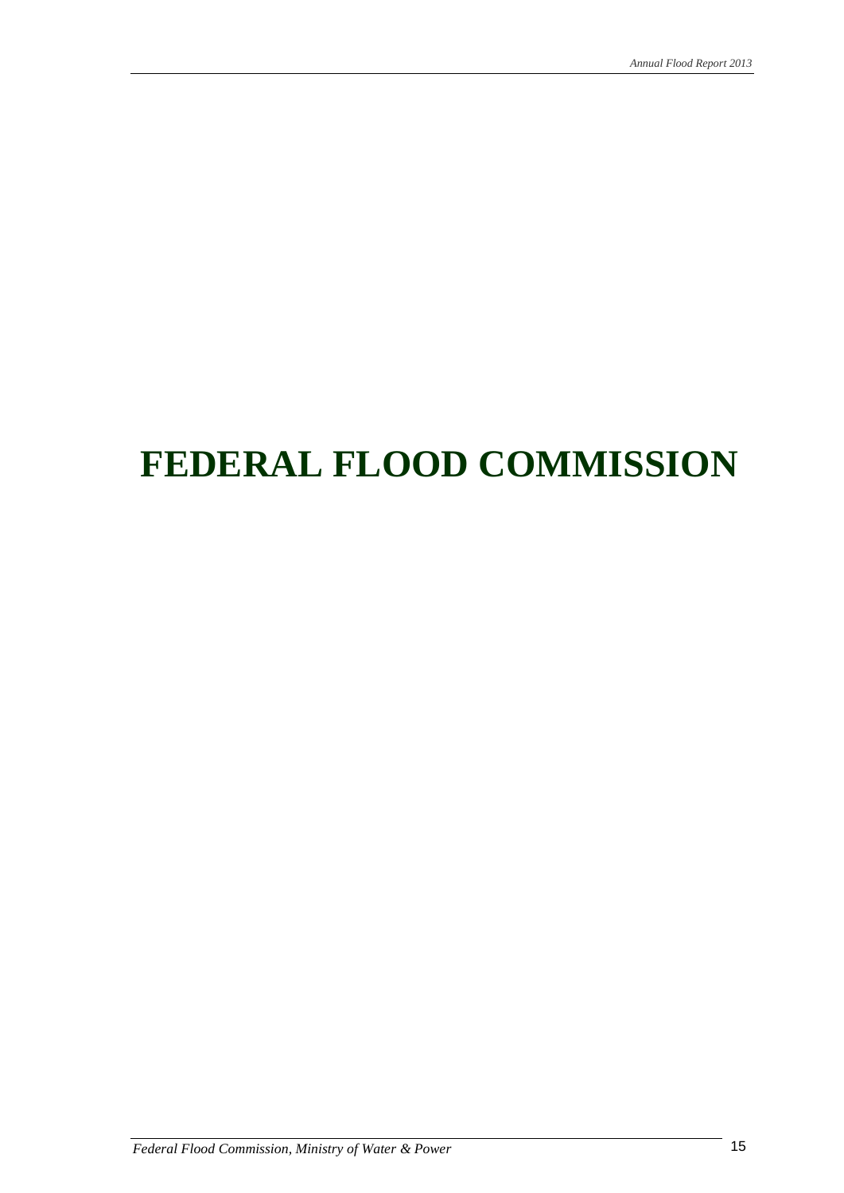# FEDERAL FLOOD COMMISSION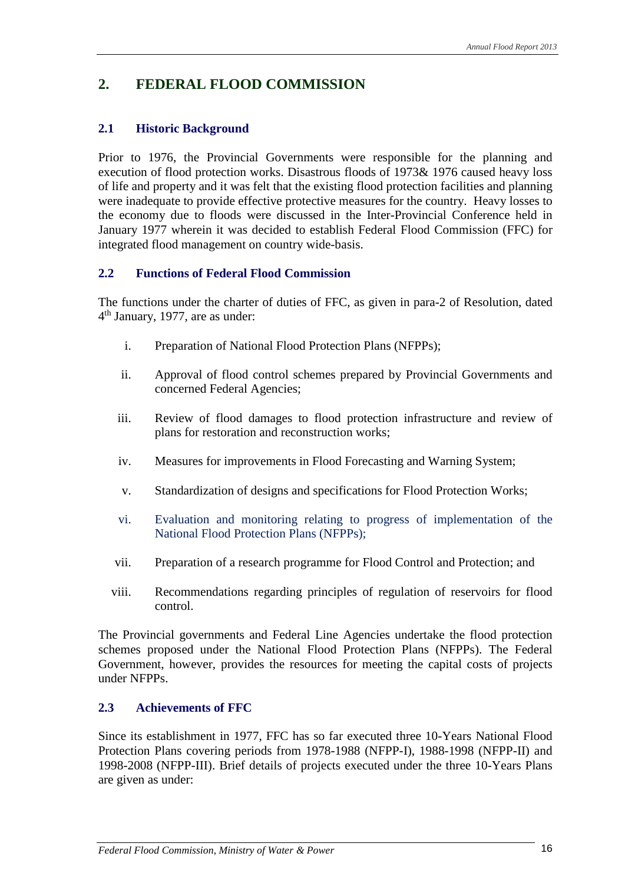## 2. FEDERAL FLOOD COMMISSION

### 2.1 Historic Background

Prior to 1976, the Provincial Governments were responsible for the planning and execution of flood protection works. Disastrous floods of 1973& 1976 caused heavy loss of life and property and it was felt that the existing flood protection facilities and planning were inadequate to provide effective protective measures for the country. Heavy losses to the economy due to floods were discussed in the Inter-Provincial Conference held in January 1977 wherein it was decided to establish Federal Flood Commission (FFC) for integrated flood management on country wide-basis.

### 2.2 Functions of Federal Flood Commission

The functions under the charter of duties of FFC, as given in para-2 of Resolution, dated 4th January, 1977, are as under:

i. Preparation of National Flood Protection Plans (NFPPs);

ii. Approval of flood control schemes prepared by Provincial Governments and concerned Federal Agencies;

iii. Review of flood damages to flood protection infrastructure and review of plans for restoration and reconstruction works;

iv. Measures for improvements in Flood Forecasting and Warning System;

v. Standardization of designs and specifications for Flood Protection Works;

vi. Evaluation and monitoring relating to progress of implementation of the National Flood Protection Plans (NFPPs);

vii. Preparation of a research programme for Flood Control and Protection; and

viii. Recommendations regarding principles of regulation of reservoirs for flood control.

The Provincial governments and Federal Line Agencies undertake the flood protection schemes proposed under the National Flood Protection Plans (NFPPs). The Federal Government, however, provides the resources for meeting the capital costs of projects under NFPPs.

### 2.3 Achievements of FFC

Since its establishment in 1977, FFC has so far executed three 10-Years National Flood Protection Plans covering periods from 1978-1988 (NFPP-I), 1988-1998 (NFPP-II) and 1998-2008 (NFPP-III). Brief details of projects executed under the three 10-Years Plans are given as under: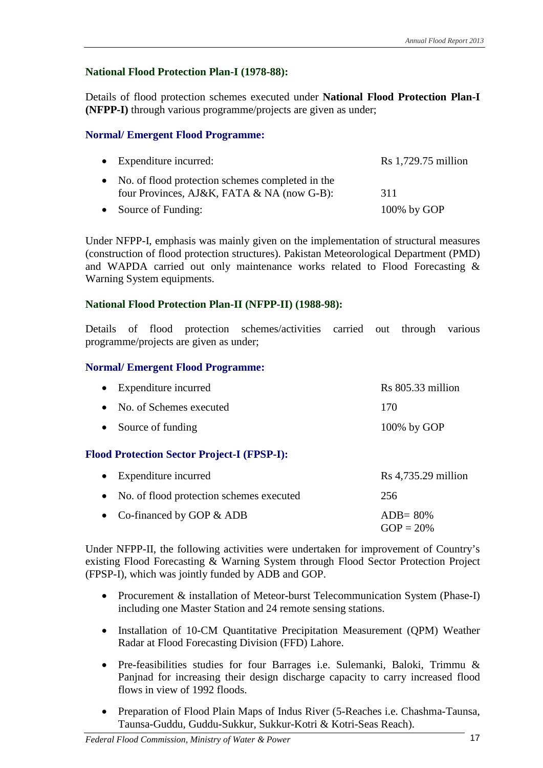### National Flood Protection Plan-I (1978-88):

Details of flood protection schemes executed under **National Flood Protection Plan-I (NFPP-I)** through various programme/projects are given as under;

#### Normal/ Emergent Flood Programme:

- Expenditure incurred: Rs 1,729.75 million
- No. of flood protection schemes completed in the four Provinces, AJ&K, FATA & NA (now G-B): 311
- Source of Funding: 100% by GOP

Under NFPP-I, emphasis was mainly given on the implementation of structural measures (construction of flood protection structures). Pakistan Meteorological Department (PMD) and WAPDA carried out only maintenance works related to Flood Forecasting & Warning System equipments.

### National Flood Protection Plan-II (NFPP-II) (1988-98):

Details of flood protection schemes/activities carried out through various programme/projects are given as under;

#### Normal/ Emergent Flood Programme:

- Expenditure incurred: Rs 805.33 million
- No. of Schemes executed: 170
- Source of funding: 100% by GOP

#### Flood Protection Sector Project-I (FPSP-I):

- Expenditure incurred: Rs 4,735.29 million
- No. of flood protection schemes executed: 256
- Co-financed by GOP & ADB: ADB= 80%, GOP = 20%

Under NFPP-II, the following activities were undertaken for improvement of Country's existing Flood Forecasting & Warning System through Flood Sector Protection Project (FPSP-I), which was jointly funded by ADB and GOP.

- Procurement & installation of Meteor-burst Telecommunication System (Phase-I) including one Master Station and 24 remote sensing stations.
- Installation of 10-CM Quantitative Precipitation Measurement (QPM) Weather Radar at Flood Forecasting Division (FFD) Lahore.
- Pre-feasibilities studies for four Barrages i.e. Sulemanki, Baloki, Trimmu & Panjnad for increasing their design discharge capacity to carry increased flood flows in view of 1992 floods.
- Preparation of Flood Plain Maps of Indus River (5-Reaches i.e. Chashma-Taunsa, Taunsa-Guddu, Guddu-Sukkur, Sukkur-Kotri & Kotri-Seas Reach).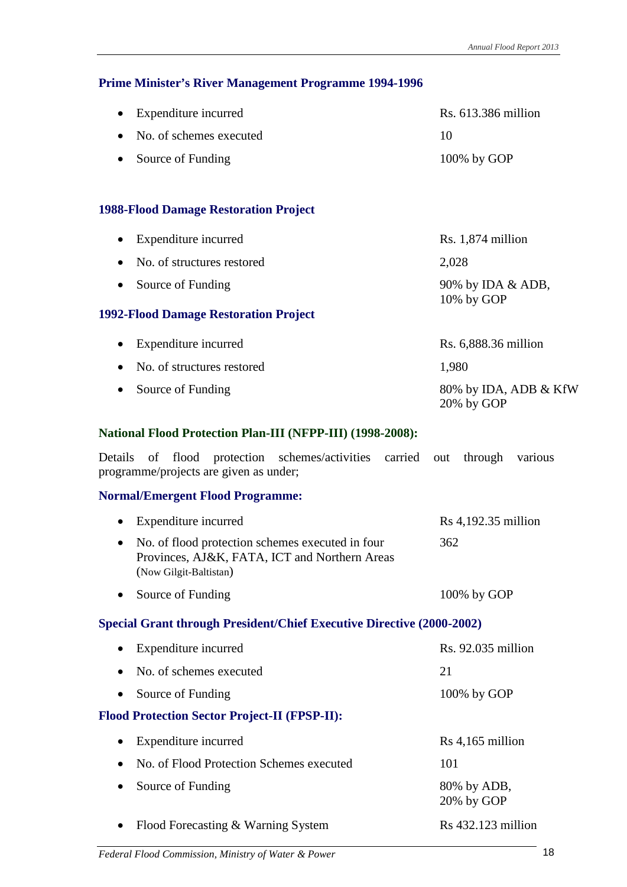### Prime Minister's River Management Programme 1994-1996

- Expenditure incurred — Rs. 613.386 million
- No. of schemes executed — 10
- Source of Funding — 100% by GOP

### 1988-Flood Damage Restoration Project

- Expenditure incurred — Rs. 1,874 million
- No. of structures restored — 2,028
- Source of Funding — 90% by IDA & ADB, 10% by GOP

### 1992-Flood Damage Restoration Project

- Expenditure incurred — Rs. 6,888.36 million
- No. of structures restored — 1,980
- Source of Funding — 80% by IDA, ADB & KfW 20% by GOP

### National Flood Protection Plan-III (NFPP-III) (1998-2008):

Details of flood protection schemes/activities carried out through various programme/projects are given as under;

### Normal/Emergent Flood Programme:

- Expenditure incurred — Rs 4,192.35 million
- No. of flood protection schemes executed in four Provinces, AJ&K, FATA, ICT and Northern Areas (Now Gilgit-Baltistan) — 362
- Source of Funding — 100% by GOP

### Special Grant through President/Chief Executive Directive (2000-2002)

- Expenditure incurred — Rs. 92.035 million
- No. of schemes executed — 21
- Source of Funding — 100% by GOP

### Flood Protection Sector Project-II (FPSP-II):

- Expenditure incurred — Rs 4,165 million
- No. of Flood Protection Schemes executed — 101
- Source of Funding — 80% by ADB, 20% by GOP
- Flood Forecasting & Warning System — Rs 432.123 million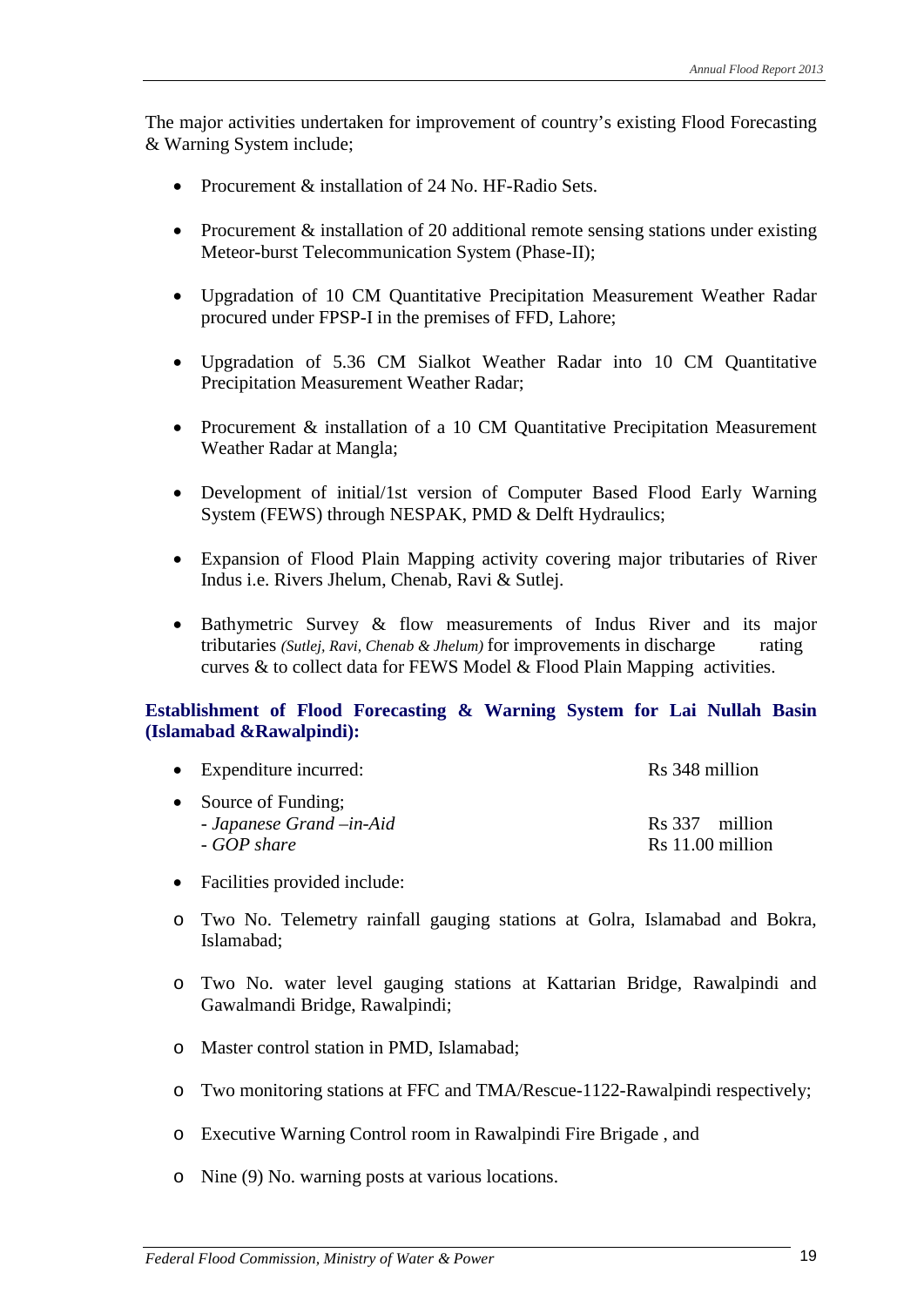The major activities undertaken for improvement of country's existing Flood Forecasting & Warning System include;

- Procurement & installation of 24 No. HF-Radio Sets.
- Procurement & installation of 20 additional remote sensing stations under existing Meteor-burst Telecommunication System (Phase-II);
- Upgradation of 10 CM Quantitative Precipitation Measurement Weather Radar procured under FPSP-I in the premises of FFD, Lahore;
- Upgradation of 5.36 CM Sialkot Weather Radar into 10 CM Quantitative Precipitation Measurement Weather Radar;
- Procurement & installation of a 10 CM Quantitative Precipitation Measurement Weather Radar at Mangla;
- Development of initial/1st version of Computer Based Flood Early Warning System (FEWS) through NESPAK, PMD & Delft Hydraulics;
- Expansion of Flood Plain Mapping activity covering major tributaries of River Indus i.e. Rivers Jhelum, Chenab, Ravi & Sutlej.
- Bathymetric Survey & flow measurements of Indus River and its major tributaries *(Sutlej, Ravi, Chenab & Jhelum)* for improvements in discharge rating curves & to collect data for FEWS Model & Flood Plain Mapping activities.

**Establishment of Flood Forecasting & Warning System for Lai Nullah Basin (Islamabad &Rawalpindi):**

- Expenditure incurred: Rs 348 million
- Source of Funding;
  - *Japanese Grand –in-Aid* Rs 337 million
  - *GOP share* Rs 11.00 million
- Facilities provided include:
  - Two No. Telemetry rainfall gauging stations at Golra, Islamabad and Bokra, Islamabad;
  - Two No. water level gauging stations at Kattarian Bridge, Rawalpindi and Gawalmandi Bridge, Rawalpindi;
  - Master control station in PMD, Islamabad;
  - Two monitoring stations at FFC and TMA/Rescue-1122-Rawalpindi respectively;
  - Executive Warning Control room in Rawalpindi Fire Brigade , and
  - Nine (9) No. warning posts at various locations.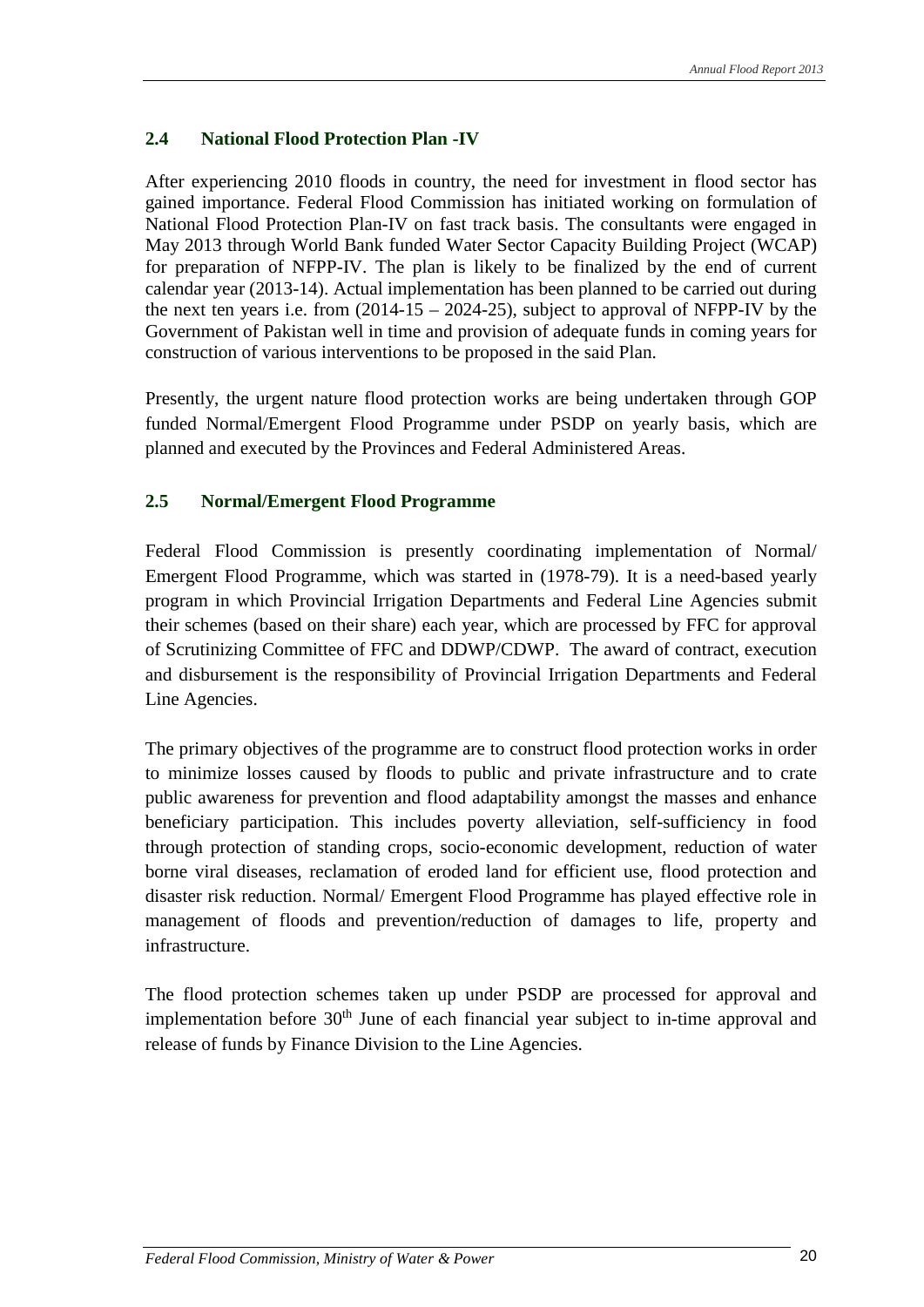## 2.4 National Flood Protection Plan -IV

After experiencing 2010 floods in country, the need for investment in flood sector has gained importance. Federal Flood Commission has initiated working on formulation of National Flood Protection Plan-IV on fast track basis. The consultants were engaged in May 2013 through World Bank funded Water Sector Capacity Building Project (WCAP) for preparation of NFPP-IV. The plan is likely to be finalized by the end of current calendar year (2013-14). Actual implementation has been planned to be carried out during the next ten years i.e. from (2014-15 – 2024-25), subject to approval of NFPP-IV by the Government of Pakistan well in time and provision of adequate funds in coming years for construction of various interventions to be proposed in the said Plan.

Presently, the urgent nature flood protection works are being undertaken through GOP funded Normal/Emergent Flood Programme under PSDP on yearly basis, which are planned and executed by the Provinces and Federal Administered Areas.

## 2.5 Normal/Emergent Flood Programme

Federal Flood Commission is presently coordinating implementation of Normal/ Emergent Flood Programme, which was started in (1978-79). It is a need-based yearly program in which Provincial Irrigation Departments and Federal Line Agencies submit their schemes (based on their share) each year, which are processed by FFC for approval of Scrutinizing Committee of FFC and DDWP/CDWP. The award of contract, execution and disbursement is the responsibility of Provincial Irrigation Departments and Federal Line Agencies.

The primary objectives of the programme are to construct flood protection works in order to minimize losses caused by floods to public and private infrastructure and to crate public awareness for prevention and flood adaptability amongst the masses and enhance beneficiary participation. This includes poverty alleviation, self-sufficiency in food through protection of standing crops, socio-economic development, reduction of water borne viral diseases, reclamation of eroded land for efficient use, flood protection and disaster risk reduction. Normal/ Emergent Flood Programme has played effective role in management of floods and prevention/reduction of damages to life, property and infrastructure.

The flood protection schemes taken up under PSDP are processed for approval and implementation before 30th June of each financial year subject to in-time approval and release of funds by Finance Division to the Line Agencies.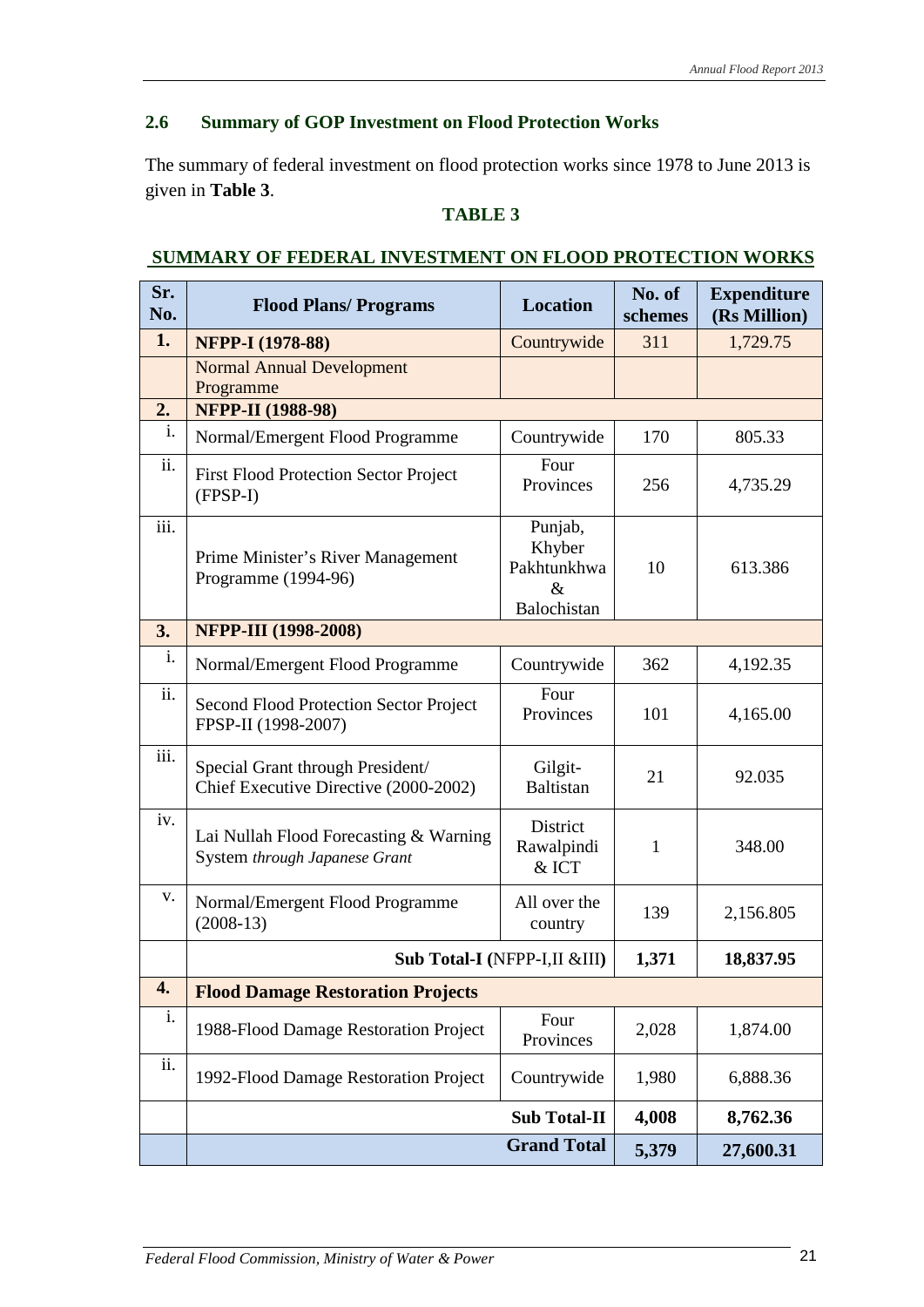### 2.6 Summary of GOP Investment on Flood Protection Works

The summary of federal investment on flood protection works since 1978 to June 2013 is given in **Table 3**.

**TABLE 3**

**SUMMARY OF FEDERAL INVESTMENT ON FLOOD PROTECTION WORKS**

| Sr. No. | Flood Plans/ Programs | Location | No. of schemes | Expenditure (Rs Million) |
|---|---|---|---|---|
| **1.** | **NFPP-I (1978-88)** | Countrywide | 311 | 1,729.75 |
| | Normal Annual Development Programme | | | |
| **2.** | **NFPP-II (1988-98)** | | | |
| i. | Normal/Emergent Flood Programme | Countrywide | 170 | 805.33 |
| ii. | First Flood Protection Sector Project (FPSP-I) | Four Provinces | 256 | 4,735.29 |
| iii. | Prime Minister's River Management Programme (1994-96) | Punjab, Khyber Pakhtunkhwa & Balochistan | 10 | 613.386 |
| **3.** | **NFPP-III (1998-2008)** | | | |
| i. | Normal/Emergent Flood Programme | Countrywide | 362 | 4,192.35 |
| ii. | Second Flood Protection Sector Project FPSP-II (1998-2007) | Four Provinces | 101 | 4,165.00 |
| iii. | Special Grant through President/ Chief Executive Directive (2000-2002) | Gilgit-Baltistan | 21 | 92.035 |
| iv. | Lai Nullah Flood Forecasting & Warning System *through Japanese Grant* | District Rawalpindi & ICT | 1 | 348.00 |
| v. | Normal/Emergent Flood Programme (2008-13) | All over the country | 139 | 2,156.805 |
| | **Sub Total-I (**NFPP-I,II &III**)** | | **1,371** | **18,837.95** |
| **4.** | **Flood Damage Restoration Projects** | | | |
| i. | 1988-Flood Damage Restoration Project | Four Provinces | 2,028 | 1,874.00 |
| ii. | 1992-Flood Damage Restoration Project | Countrywide | 1,980 | 6,888.36 |
| | **Sub Total-II** | | **4,008** | **8,762.36** |
| | **Grand Total** | | **5,379** | **27,600.31** |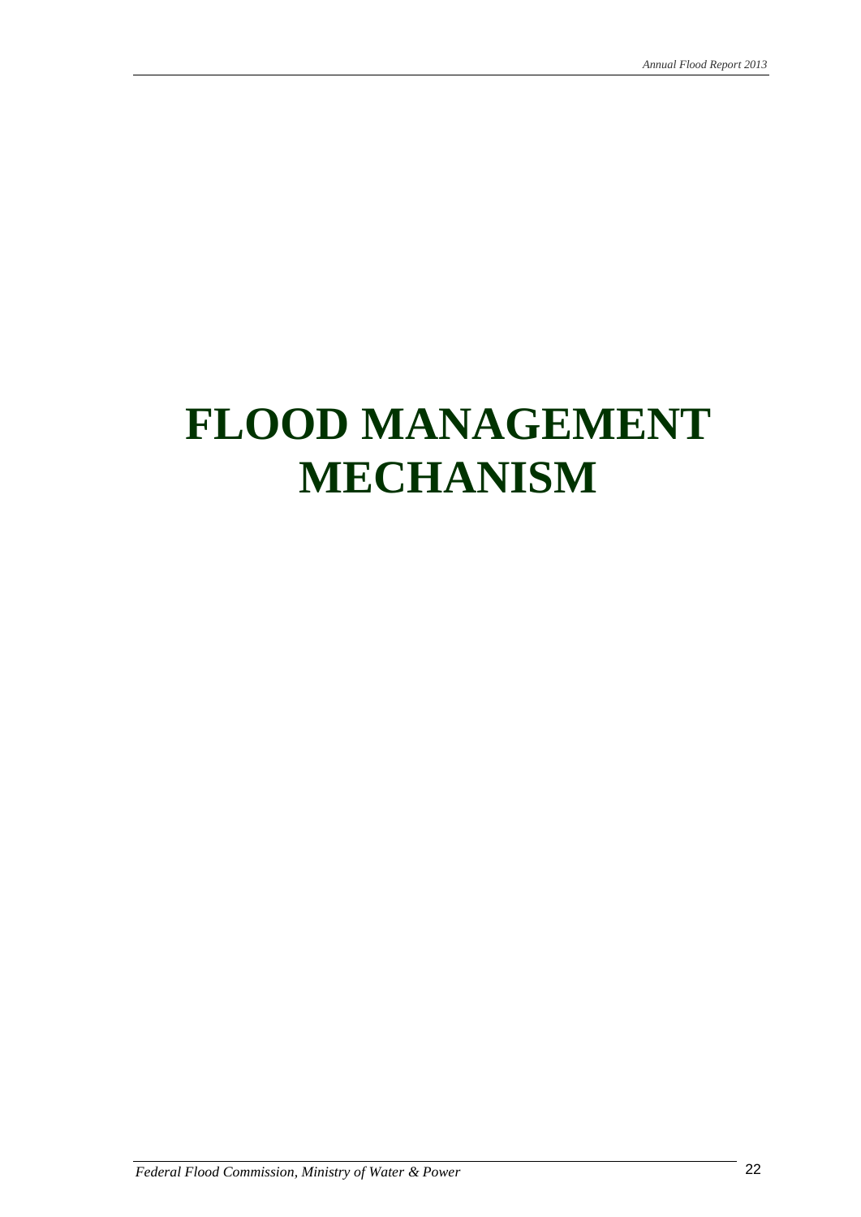# FLOOD MANAGEMENT MECHANISM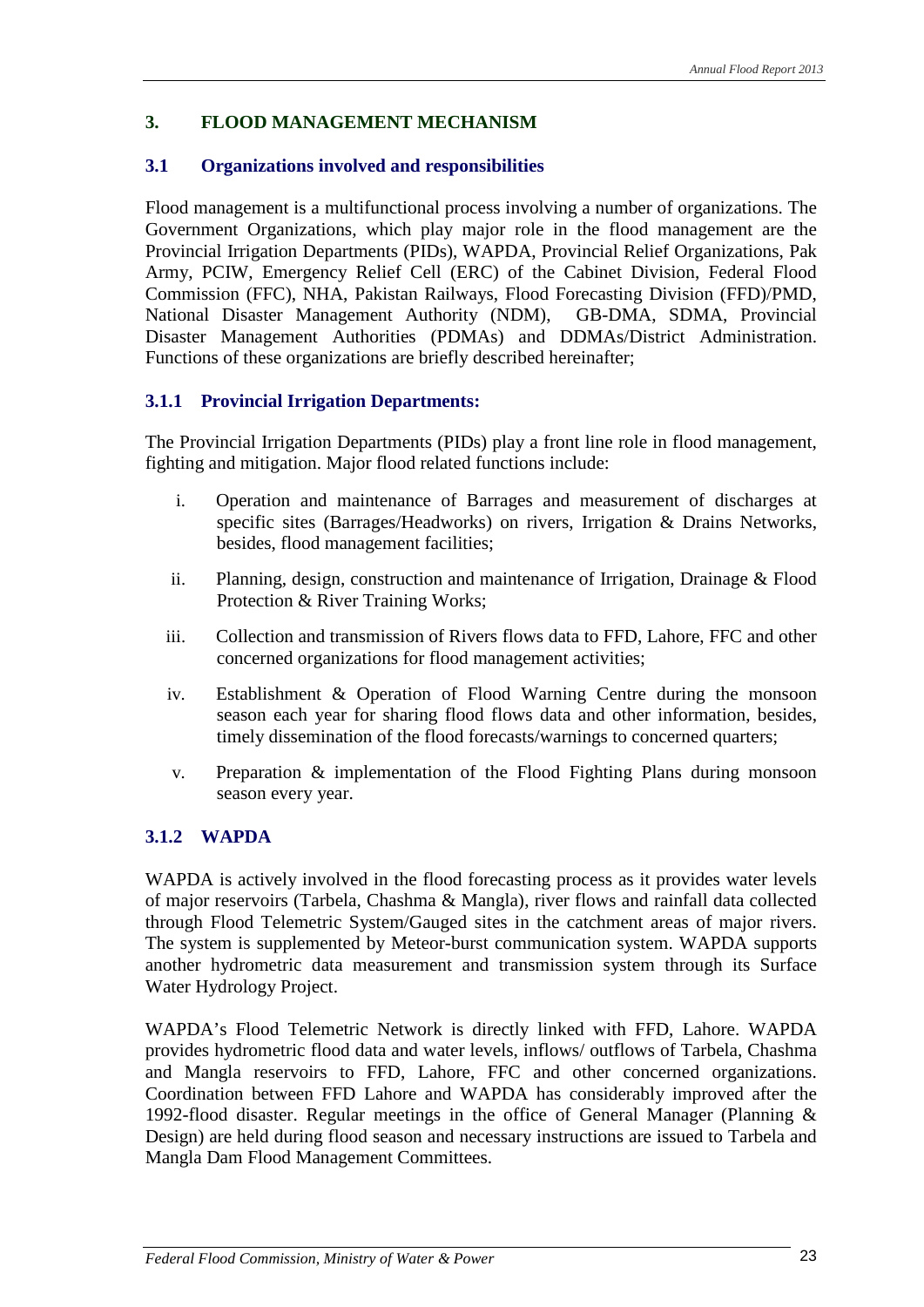# 3. FLOOD MANAGEMENT MECHANISM

## 3.1 Organizations involved and responsibilities

Flood management is a multifunctional process involving a number of organizations. The Government Organizations, which play major role in the flood management are the Provincial Irrigation Departments (PIDs), WAPDA, Provincial Relief Organizations, Pak Army, PCIW, Emergency Relief Cell (ERC) of the Cabinet Division, Federal Flood Commission (FFC), NHA, Pakistan Railways, Flood Forecasting Division (FFD)/PMD, National Disaster Management Authority (NDM), GB-DMA, SDMA, Provincial Disaster Management Authorities (PDMAs) and DDMAs/District Administration. Functions of these organizations are briefly described hereinafter;

### 3.1.1 Provincial Irrigation Departments:

The Provincial Irrigation Departments (PIDs) play a front line role in flood management, fighting and mitigation. Major flood related functions include:

i. Operation and maintenance of Barrages and measurement of discharges at specific sites (Barrages/Headworks) on rivers, Irrigation & Drains Networks, besides, flood management facilities;

ii. Planning, design, construction and maintenance of Irrigation, Drainage & Flood Protection & River Training Works;

iii. Collection and transmission of Rivers flows data to FFD, Lahore, FFC and other concerned organizations for flood management activities;

iv. Establishment & Operation of Flood Warning Centre during the monsoon season each year for sharing flood flows data and other information, besides, timely dissemination of the flood forecasts/warnings to concerned quarters;

v. Preparation & implementation of the Flood Fighting Plans during monsoon season every year.

### 3.1.2 WAPDA

WAPDA is actively involved in the flood forecasting process as it provides water levels of major reservoirs (Tarbela, Chashma & Mangla), river flows and rainfall data collected through Flood Telemetric System/Gauged sites in the catchment areas of major rivers. The system is supplemented by Meteor-burst communication system. WAPDA supports another hydrometric data measurement and transmission system through its Surface Water Hydrology Project.

WAPDA's Flood Telemetric Network is directly linked with FFD, Lahore. WAPDA provides hydrometric flood data and water levels, inflows/ outflows of Tarbela, Chashma and Mangla reservoirs to FFD, Lahore, FFC and other concerned organizations. Coordination between FFD Lahore and WAPDA has considerably improved after the 1992-flood disaster. Regular meetings in the office of General Manager (Planning & Design) are held during flood season and necessary instructions are issued to Tarbela and Mangla Dam Flood Management Committees.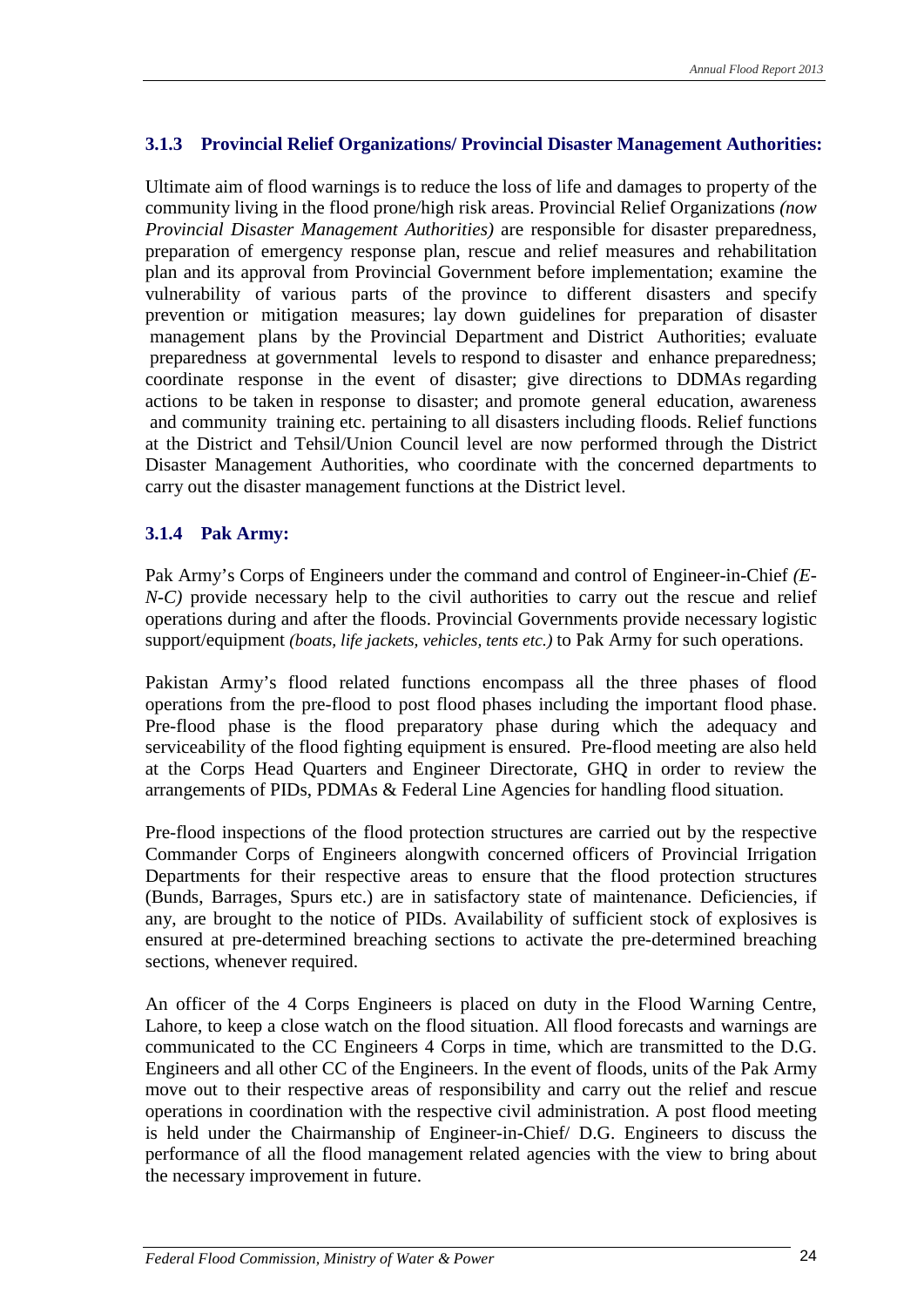### 3.1.3 Provincial Relief Organizations/ Provincial Disaster Management Authorities:

Ultimate aim of flood warnings is to reduce the loss of life and damages to property of the community living in the flood prone/high risk areas. Provincial Relief Organizations *(now Provincial Disaster Management Authorities)* are responsible for disaster preparedness, preparation of emergency response plan, rescue and relief measures and rehabilitation plan and its approval from Provincial Government before implementation; examine the vulnerability of various parts of the province to different disasters and specify prevention or mitigation measures; lay down guidelines for preparation of disaster management plans by the Provincial Department and District Authorities; evaluate preparedness at governmental levels to respond to disaster and enhance preparedness; coordinate response in the event of disaster; give directions to DDMAs regarding actions to be taken in response to disaster; and promote general education, awareness and community training etc. pertaining to all disasters including floods. Relief functions at the District and Tehsil/Union Council level are now performed through the District Disaster Management Authorities, who coordinate with the concerned departments to carry out the disaster management functions at the District level.

### 3.1.4 Pak Army:

Pak Army's Corps of Engineers under the command and control of Engineer-in-Chief *(E-N-C)* provide necessary help to the civil authorities to carry out the rescue and relief operations during and after the floods. Provincial Governments provide necessary logistic support/equipment *(boats, life jackets, vehicles, tents etc.)* to Pak Army for such operations.

Pakistan Army's flood related functions encompass all the three phases of flood operations from the pre-flood to post flood phases including the important flood phase. Pre-flood phase is the flood preparatory phase during which the adequacy and serviceability of the flood fighting equipment is ensured. Pre-flood meeting are also held at the Corps Head Quarters and Engineer Directorate, GHQ in order to review the arrangements of PIDs, PDMAs & Federal Line Agencies for handling flood situation.

Pre-flood inspections of the flood protection structures are carried out by the respective Commander Corps of Engineers alongwith concerned officers of Provincial Irrigation Departments for their respective areas to ensure that the flood protection structures (Bunds, Barrages, Spurs etc.) are in satisfactory state of maintenance. Deficiencies, if any, are brought to the notice of PIDs. Availability of sufficient stock of explosives is ensured at pre-determined breaching sections to activate the pre-determined breaching sections, whenever required.

An officer of the 4 Corps Engineers is placed on duty in the Flood Warning Centre, Lahore, to keep a close watch on the flood situation. All flood forecasts and warnings are communicated to the CC Engineers 4 Corps in time, which are transmitted to the D.G. Engineers and all other CC of the Engineers. In the event of floods, units of the Pak Army move out to their respective areas of responsibility and carry out the relief and rescue operations in coordination with the respective civil administration. A post flood meeting is held under the Chairmanship of Engineer-in-Chief/ D.G. Engineers to discuss the performance of all the flood management related agencies with the view to bring about the necessary improvement in future.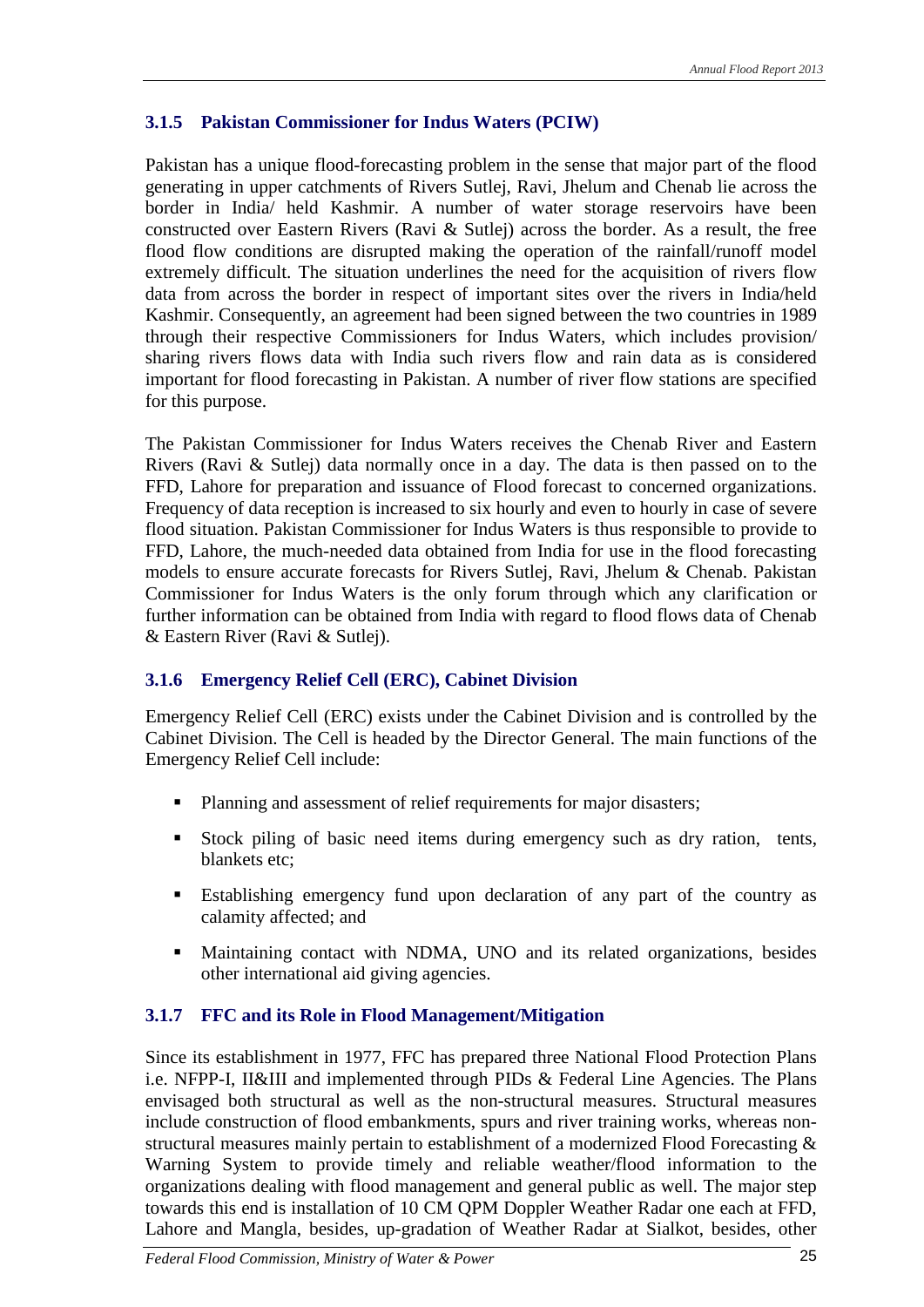### 3.1.5 Pakistan Commissioner for Indus Waters (PCIW)

Pakistan has a unique flood-forecasting problem in the sense that major part of the flood generating in upper catchments of Rivers Sutlej, Ravi, Jhelum and Chenab lie across the border in India/ held Kashmir. A number of water storage reservoirs have been constructed over Eastern Rivers (Ravi & Sutlej) across the border. As a result, the free flood flow conditions are disrupted making the operation of the rainfall/runoff model extremely difficult. The situation underlines the need for the acquisition of rivers flow data from across the border in respect of important sites over the rivers in India/held Kashmir. Consequently, an agreement had been signed between the two countries in 1989 through their respective Commissioners for Indus Waters, which includes provision/ sharing rivers flows data with India such rivers flow and rain data as is considered important for flood forecasting in Pakistan. A number of river flow stations are specified for this purpose.

The Pakistan Commissioner for Indus Waters receives the Chenab River and Eastern Rivers (Ravi & Sutlej) data normally once in a day. The data is then passed on to the FFD, Lahore for preparation and issuance of Flood forecast to concerned organizations. Frequency of data reception is increased to six hourly and even to hourly in case of severe flood situation. Pakistan Commissioner for Indus Waters is thus responsible to provide to FFD, Lahore, the much-needed data obtained from India for use in the flood forecasting models to ensure accurate forecasts for Rivers Sutlej, Ravi, Jhelum & Chenab. Pakistan Commissioner for Indus Waters is the only forum through which any clarification or further information can be obtained from India with regard to flood flows data of Chenab & Eastern River (Ravi & Sutlej).

### 3.1.6 Emergency Relief Cell (ERC), Cabinet Division

Emergency Relief Cell (ERC) exists under the Cabinet Division and is controlled by the Cabinet Division. The Cell is headed by the Director General. The main functions of the Emergency Relief Cell include:

- Planning and assessment of relief requirements for major disasters;
- Stock piling of basic need items during emergency such as dry ration, tents, blankets etc;
- Establishing emergency fund upon declaration of any part of the country as calamity affected; and
- Maintaining contact with NDMA, UNO and its related organizations, besides other international aid giving agencies.

### 3.1.7 FFC and its Role in Flood Management/Mitigation

Since its establishment in 1977, FFC has prepared three National Flood Protection Plans i.e. NFPP-I, II&III and implemented through PIDs & Federal Line Agencies. The Plans envisaged both structural as well as the non-structural measures. Structural measures include construction of flood embankments, spurs and river training works, whereas non-structural measures mainly pertain to establishment of a modernized Flood Forecasting & Warning System to provide timely and reliable weather/flood information to the organizations dealing with flood management and general public as well. The major step towards this end is installation of 10 CM QPM Doppler Weather Radar one each at FFD, Lahore and Mangla, besides, up-gradation of Weather Radar at Sialkot, besides, other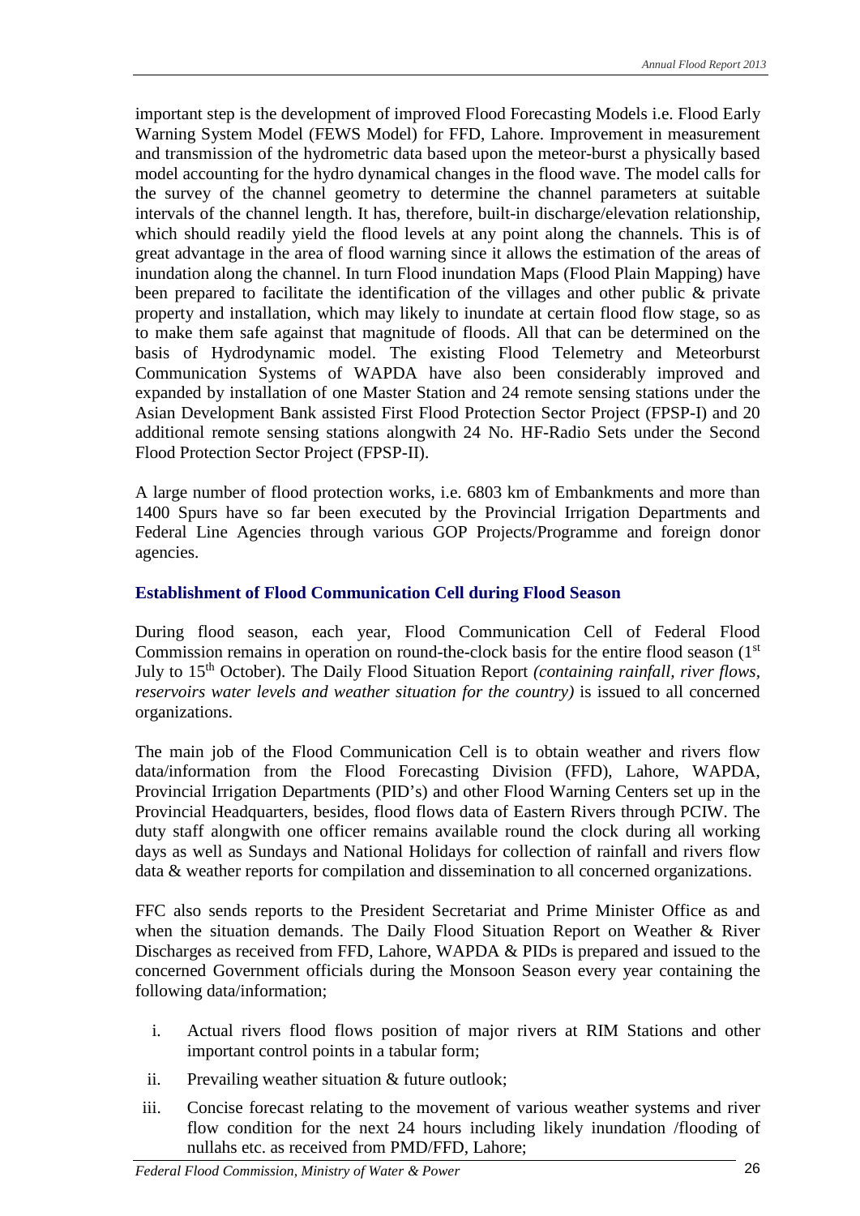important step is the development of improved Flood Forecasting Models i.e. Flood Early Warning System Model (FEWS Model) for FFD, Lahore. Improvement in measurement and transmission of the hydrometric data based upon the meteor-burst a physically based model accounting for the hydro dynamical changes in the flood wave. The model calls for the survey of the channel geometry to determine the channel parameters at suitable intervals of the channel length. It has, therefore, built-in discharge/elevation relationship, which should readily yield the flood levels at any point along the channels. This is of great advantage in the area of flood warning since it allows the estimation of the areas of inundation along the channel. In turn Flood inundation Maps (Flood Plain Mapping) have been prepared to facilitate the identification of the villages and other public & private property and installation, which may likely to inundate at certain flood flow stage, so as to make them safe against that magnitude of floods. All that can be determined on the basis of Hydrodynamic model. The existing Flood Telemetry and Meteorburst Communication Systems of WAPDA have also been considerably improved and expanded by installation of one Master Station and 24 remote sensing stations under the Asian Development Bank assisted First Flood Protection Sector Project (FPSP-I) and 20 additional remote sensing stations alongwith 24 No. HF-Radio Sets under the Second Flood Protection Sector Project (FPSP-II).

A large number of flood protection works, i.e. 6803 km of Embankments and more than 1400 Spurs have so far been executed by the Provincial Irrigation Departments and Federal Line Agencies through various GOP Projects/Programme and foreign donor agencies.

### Establishment of Flood Communication Cell during Flood Season

During flood season, each year, Flood Communication Cell of Federal Flood Commission remains in operation on round-the-clock basis for the entire flood season (1st July to 15th October). The Daily Flood Situation Report *(containing rainfall, river flows, reservoirs water levels and weather situation for the country)* is issued to all concerned organizations.

The main job of the Flood Communication Cell is to obtain weather and rivers flow data/information from the Flood Forecasting Division (FFD), Lahore, WAPDA, Provincial Irrigation Departments (PID's) and other Flood Warning Centers set up in the Provincial Headquarters, besides, flood flows data of Eastern Rivers through PCIW. The duty staff alongwith one officer remains available round the clock during all working days as well as Sundays and National Holidays for collection of rainfall and rivers flow data & weather reports for compilation and dissemination to all concerned organizations.

FFC also sends reports to the President Secretariat and Prime Minister Office as and when the situation demands. The Daily Flood Situation Report on Weather & River Discharges as received from FFD, Lahore, WAPDA & PIDs is prepared and issued to the concerned Government officials during the Monsoon Season every year containing the following data/information;

i. Actual rivers flood flows position of major rivers at RIM Stations and other important control points in a tabular form;
ii. Prevailing weather situation & future outlook;
iii. Concise forecast relating to the movement of various weather systems and river flow condition for the next 24 hours including likely inundation /flooding of nullahs etc. as received from PMD/FFD, Lahore;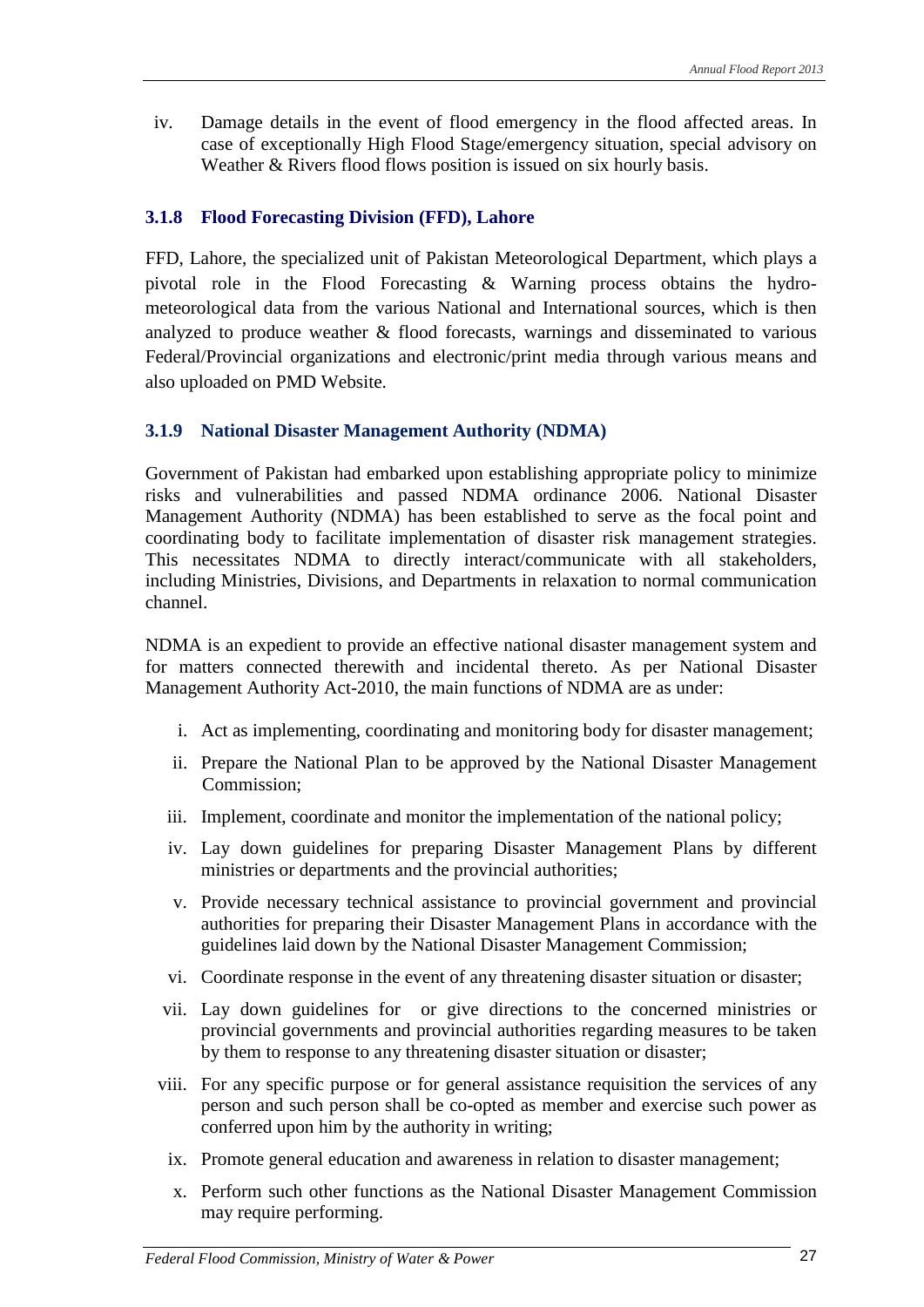iv. Damage details in the event of flood emergency in the flood affected areas. In case of exceptionally High Flood Stage/emergency situation, special advisory on Weather & Rivers flood flows position is issued on six hourly basis.

### 3.1.8 Flood Forecasting Division (FFD), Lahore

FFD, Lahore, the specialized unit of Pakistan Meteorological Department, which plays a pivotal role in the Flood Forecasting & Warning process obtains the hydro-meteorological data from the various National and International sources, which is then analyzed to produce weather & flood forecasts, warnings and disseminated to various Federal/Provincial organizations and electronic/print media through various means and also uploaded on PMD Website.

### 3.1.9 National Disaster Management Authority (NDMA)

Government of Pakistan had embarked upon establishing appropriate policy to minimize risks and vulnerabilities and passed NDMA ordinance 2006. National Disaster Management Authority (NDMA) has been established to serve as the focal point and coordinating body to facilitate implementation of disaster risk management strategies. This necessitates NDMA to directly interact/communicate with all stakeholders, including Ministries, Divisions, and Departments in relaxation to normal communication channel.

NDMA is an expedient to provide an effective national disaster management system and for matters connected therewith and incidental thereto. As per National Disaster Management Authority Act-2010, the main functions of NDMA are as under:

i. Act as implementing, coordinating and monitoring body for disaster management;

ii. Prepare the National Plan to be approved by the National Disaster Management Commission;

iii. Implement, coordinate and monitor the implementation of the national policy;

iv. Lay down guidelines for preparing Disaster Management Plans by different ministries or departments and the provincial authorities;

v. Provide necessary technical assistance to provincial government and provincial authorities for preparing their Disaster Management Plans in accordance with the guidelines laid down by the National Disaster Management Commission;

vi. Coordinate response in the event of any threatening disaster situation or disaster;

vii. Lay down guidelines for or give directions to the concerned ministries or provincial governments and provincial authorities regarding measures to be taken by them to response to any threatening disaster situation or disaster;

viii. For any specific purpose or for general assistance requisition the services of any person and such person shall be co-opted as member and exercise such power as conferred upon him by the authority in writing;

ix. Promote general education and awareness in relation to disaster management;

x. Perform such other functions as the National Disaster Management Commission may require performing.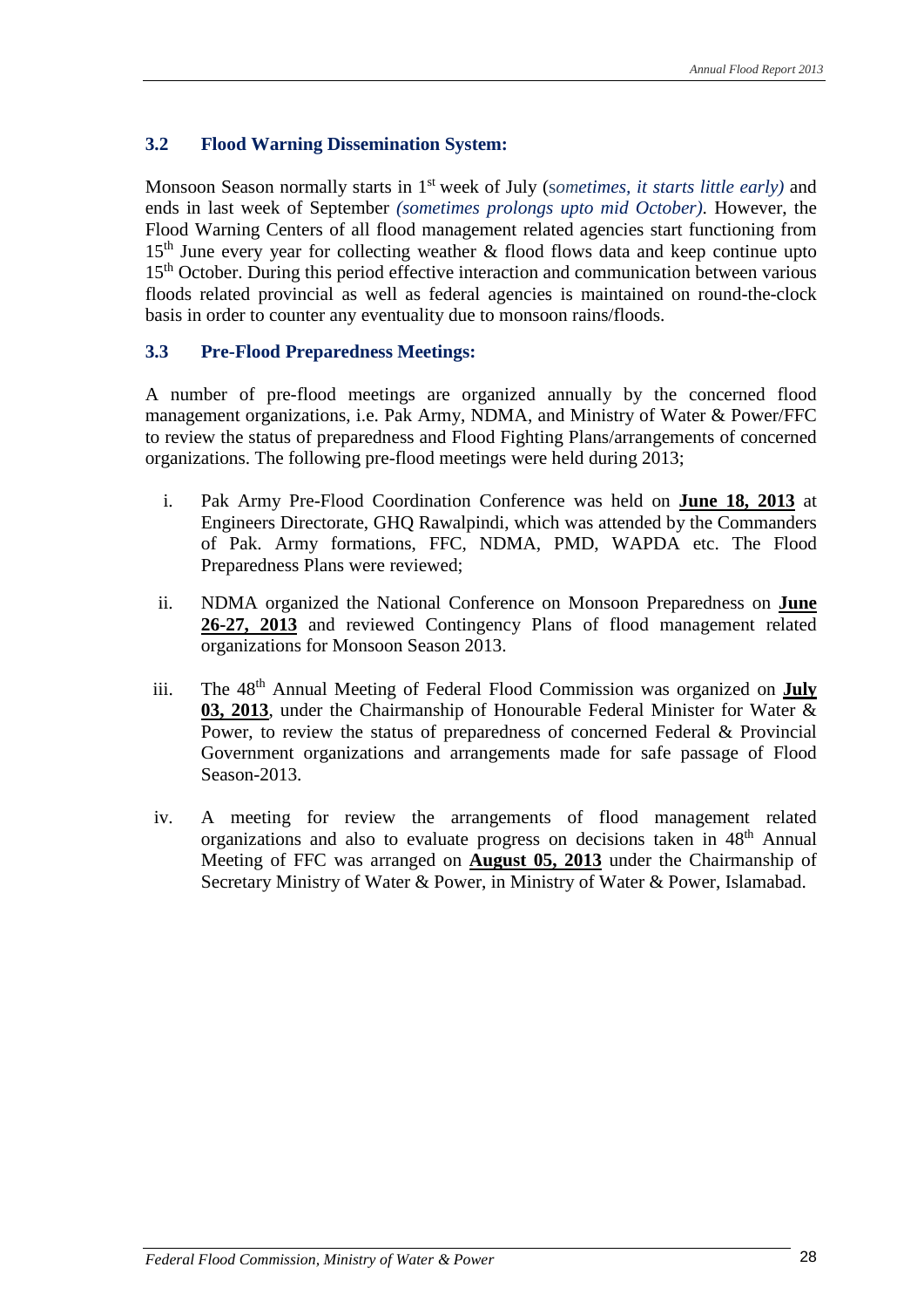### 3.2 Flood Warning Dissemination System:

Monsoon Season normally starts in 1st week of July (s*ometimes, it starts little early)* and ends in last week of September *(sometimes prolongs upto mid October)*. However, the Flood Warning Centers of all flood management related agencies start functioning from 15th June every year for collecting weather & flood flows data and keep continue upto 15th October. During this period effective interaction and communication between various floods related provincial as well as federal agencies is maintained on round-the-clock basis in order to counter any eventuality due to monsoon rains/floods.

### 3.3 Pre-Flood Preparedness Meetings:

A number of pre-flood meetings are organized annually by the concerned flood management organizations, i.e. Pak Army, NDMA, and Ministry of Water & Power/FFC to review the status of preparedness and Flood Fighting Plans/arrangements of concerned organizations. The following pre-flood meetings were held during 2013;

i. Pak Army Pre-Flood Coordination Conference was held on **June 18, 2013** at Engineers Directorate, GHQ Rawalpindi, which was attended by the Commanders of Pak. Army formations, FFC, NDMA, PMD, WAPDA etc. The Flood Preparedness Plans were reviewed;

ii. NDMA organized the National Conference on Monsoon Preparedness on **June 26-27, 2013** and reviewed Contingency Plans of flood management related organizations for Monsoon Season 2013.

iii. The 48th Annual Meeting of Federal Flood Commission was organized on **July 03, 2013**, under the Chairmanship of Honourable Federal Minister for Water & Power, to review the status of preparedness of concerned Federal & Provincial Government organizations and arrangements made for safe passage of Flood Season-2013.

iv. A meeting for review the arrangements of flood management related organizations and also to evaluate progress on decisions taken in 48th Annual Meeting of FFC was arranged on **August 05, 2013** under the Chairmanship of Secretary Ministry of Water & Power, in Ministry of Water & Power, Islamabad.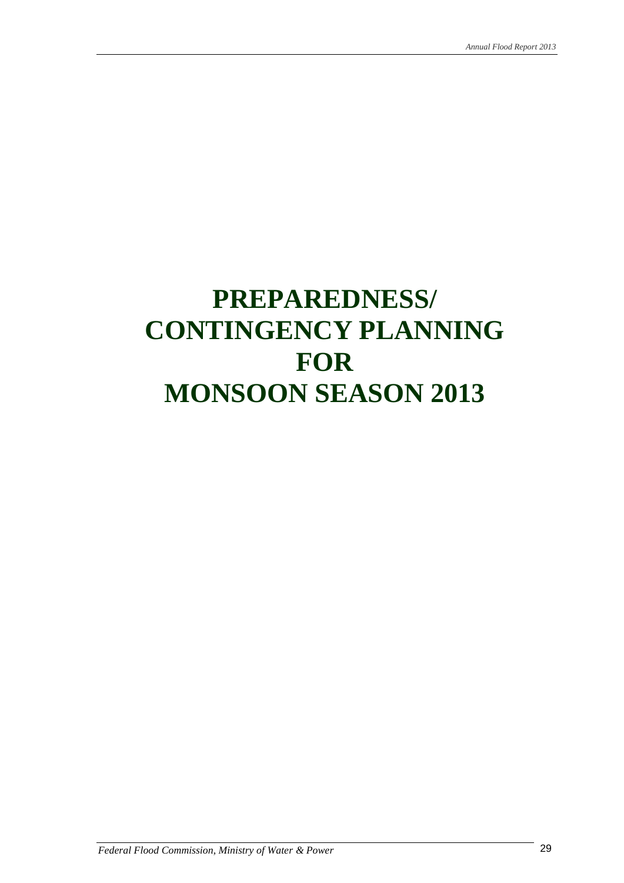# PREPAREDNESS/ CONTINGENCY PLANNING FOR MONSOON SEASON 2013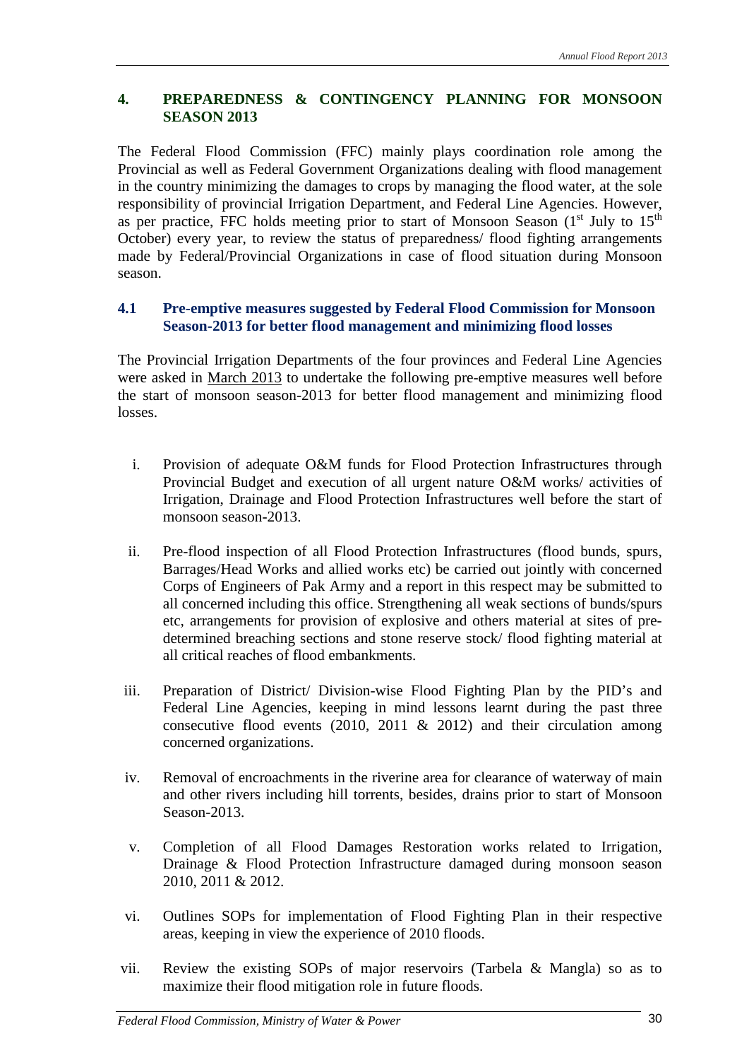## 4. PREPAREDNESS & CONTINGENCY PLANNING FOR MONSOON SEASON 2013

The Federal Flood Commission (FFC) mainly plays coordination role among the Provincial as well as Federal Government Organizations dealing with flood management in the country minimizing the damages to crops by managing the flood water, at the sole responsibility of provincial Irrigation Department, and Federal Line Agencies. However, as per practice, FFC holds meeting prior to start of Monsoon Season (1st July to 15th October) every year, to review the status of preparedness/ flood fighting arrangements made by Federal/Provincial Organizations in case of flood situation during Monsoon season.

### 4.1 Pre-emptive measures suggested by Federal Flood Commission for Monsoon Season-2013 for better flood management and minimizing flood losses

The Provincial Irrigation Departments of the four provinces and Federal Line Agencies were asked in March 2013 to undertake the following pre-emptive measures well before the start of monsoon season-2013 for better flood management and minimizing flood losses.

i. Provision of adequate O&M funds for Flood Protection Infrastructures through Provincial Budget and execution of all urgent nature O&M works/ activities of Irrigation, Drainage and Flood Protection Infrastructures well before the start of monsoon season-2013.

ii. Pre-flood inspection of all Flood Protection Infrastructures (flood bunds, spurs, Barrages/Head Works and allied works etc) be carried out jointly with concerned Corps of Engineers of Pak Army and a report in this respect may be submitted to all concerned including this office. Strengthening all weak sections of bunds/spurs etc, arrangements for provision of explosive and others material at sites of pre-determined breaching sections and stone reserve stock/ flood fighting material at all critical reaches of flood embankments.

iii. Preparation of District/ Division-wise Flood Fighting Plan by the PID's and Federal Line Agencies, keeping in mind lessons learnt during the past three consecutive flood events (2010, 2011 & 2012) and their circulation among concerned organizations.

iv. Removal of encroachments in the riverine area for clearance of waterway of main and other rivers including hill torrents, besides, drains prior to start of Monsoon Season-2013.

v. Completion of all Flood Damages Restoration works related to Irrigation, Drainage & Flood Protection Infrastructure damaged during monsoon season 2010, 2011 & 2012.

vi. Outlines SOPs for implementation of Flood Fighting Plan in their respective areas, keeping in view the experience of 2010 floods.

vii. Review the existing SOPs of major reservoirs (Tarbela & Mangla) so as to maximize their flood mitigation role in future floods.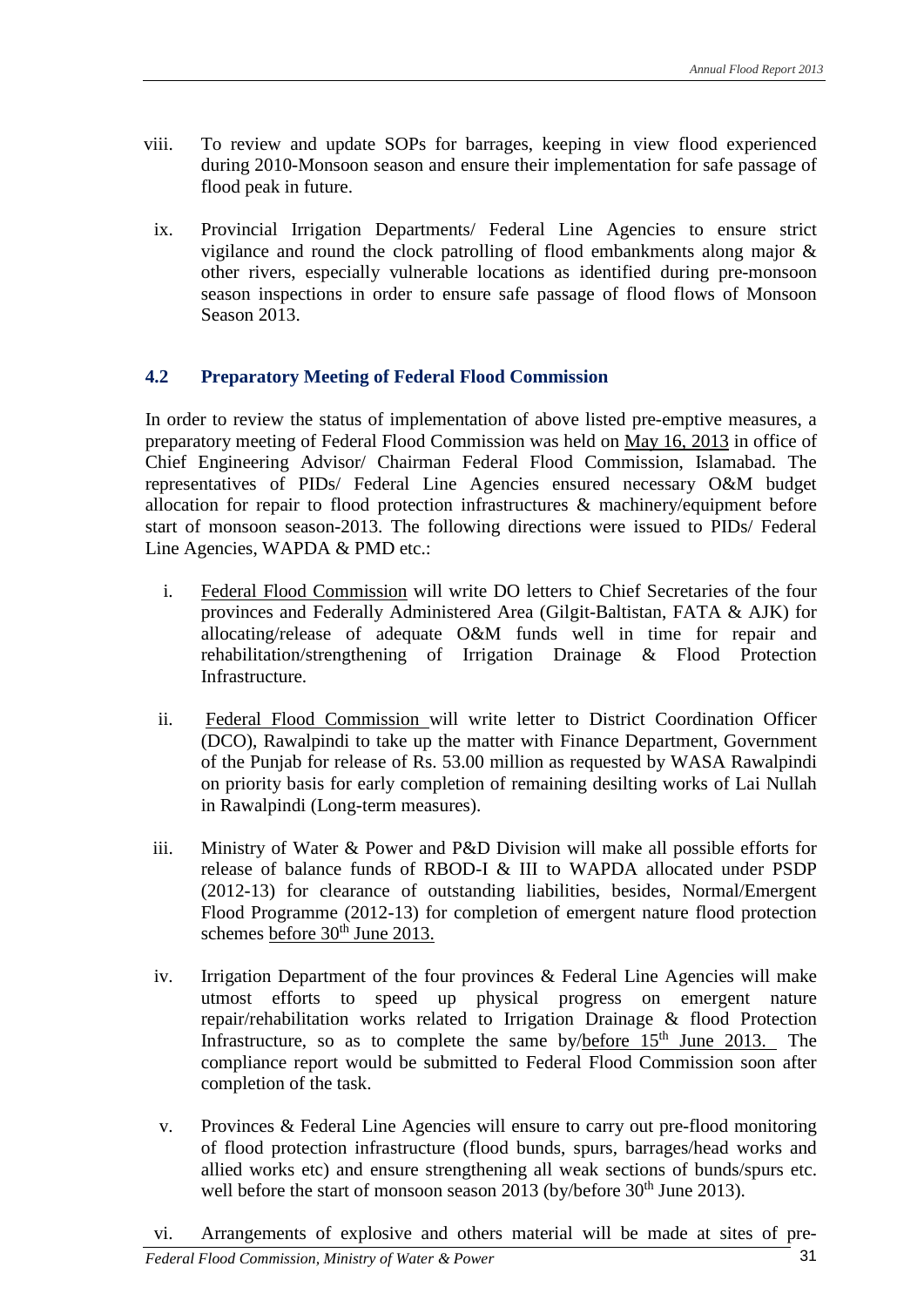viii. To review and update SOPs for barrages, keeping in view flood experienced during 2010-Monsoon season and ensure their implementation for safe passage of flood peak in future.

ix. Provincial Irrigation Departments/ Federal Line Agencies to ensure strict vigilance and round the clock patrolling of flood embankments along major & other rivers, especially vulnerable locations as identified during pre-monsoon season inspections in order to ensure safe passage of flood flows of Monsoon Season 2013.

### 4.2 Preparatory Meeting of Federal Flood Commission

In order to review the status of implementation of above listed pre-emptive measures, a preparatory meeting of Federal Flood Commission was held on May 16, 2013 in office of Chief Engineering Advisor/ Chairman Federal Flood Commission, Islamabad. The representatives of PIDs/ Federal Line Agencies ensured necessary O&M budget allocation for repair to flood protection infrastructures & machinery/equipment before start of monsoon season-2013. The following directions were issued to PIDs/ Federal Line Agencies, WAPDA & PMD etc.:

i. Federal Flood Commission will write DO letters to Chief Secretaries of the four provinces and Federally Administered Area (Gilgit-Baltistan, FATA & AJK) for allocating/release of adequate O&M funds well in time for repair and rehabilitation/strengthening of Irrigation Drainage & Flood Protection Infrastructure.

ii. Federal Flood Commission will write letter to District Coordination Officer (DCO), Rawalpindi to take up the matter with Finance Department, Government of the Punjab for release of Rs. 53.00 million as requested by WASA Rawalpindi on priority basis for early completion of remaining desilting works of Lai Nullah in Rawalpindi (Long-term measures).

iii. Ministry of Water & Power and P&D Division will make all possible efforts for release of balance funds of RBOD-I & III to WAPDA allocated under PSDP (2012-13) for clearance of outstanding liabilities, besides, Normal/Emergent Flood Programme (2012-13) for completion of emergent nature flood protection schemes before 30th June 2013.

iv. Irrigation Department of the four provinces & Federal Line Agencies will make utmost efforts to speed up physical progress on emergent nature repair/rehabilitation works related to Irrigation Drainage & flood Protection Infrastructure, so as to complete the same by/before 15th June 2013. The compliance report would be submitted to Federal Flood Commission soon after completion of the task.

v. Provinces & Federal Line Agencies will ensure to carry out pre-flood monitoring of flood protection infrastructure (flood bunds, spurs, barrages/head works and allied works etc) and ensure strengthening all weak sections of bunds/spurs etc. well before the start of monsoon season 2013 (by/before 30th June 2013).

vi. Arrangements of explosive and others material will be made at sites of pre-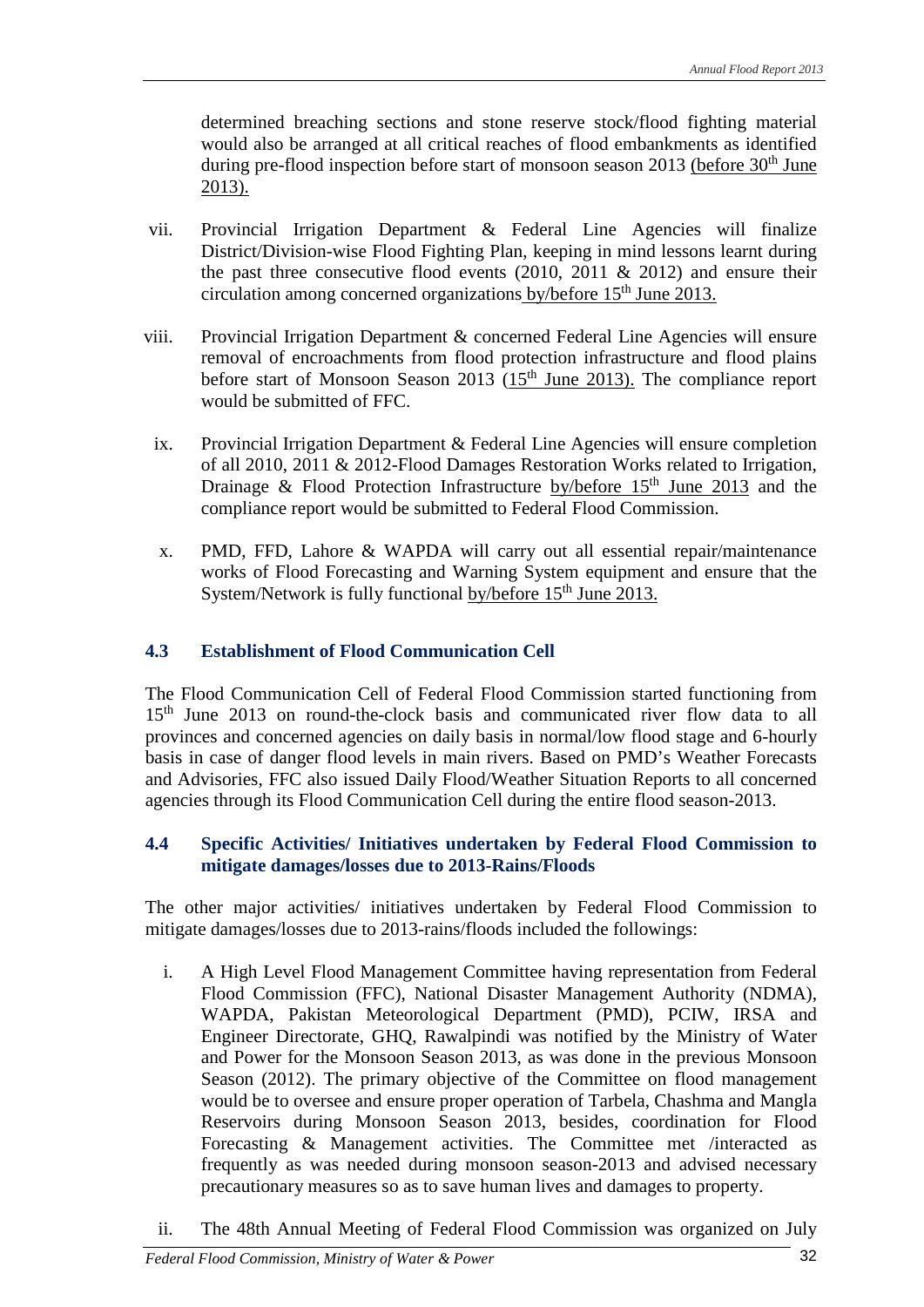determined breaching sections and stone reserve stock/flood fighting material would also be arranged at all critical reaches of flood embankments as identified during pre-flood inspection before start of monsoon season 2013 (before 30th June 2013).

vii. Provincial Irrigation Department & Federal Line Agencies will finalize District/Division-wise Flood Fighting Plan, keeping in mind lessons learnt during the past three consecutive flood events (2010, 2011 & 2012) and ensure their circulation among concerned organizations by/before 15th June 2013.

viii. Provincial Irrigation Department & concerned Federal Line Agencies will ensure removal of encroachments from flood protection infrastructure and flood plains before start of Monsoon Season 2013 (15th June 2013). The compliance report would be submitted of FFC.

ix. Provincial Irrigation Department & Federal Line Agencies will ensure completion of all 2010, 2011 & 2012-Flood Damages Restoration Works related to Irrigation, Drainage & Flood Protection Infrastructure by/before 15th June 2013 and the compliance report would be submitted to Federal Flood Commission.

x. PMD, FFD, Lahore & WAPDA will carry out all essential repair/maintenance works of Flood Forecasting and Warning System equipment and ensure that the System/Network is fully functional by/before 15th June 2013.

## 4.3 Establishment of Flood Communication Cell

The Flood Communication Cell of Federal Flood Commission started functioning from 15th June 2013 on round-the-clock basis and communicated river flow data to all provinces and concerned agencies on daily basis in normal/low flood stage and 6-hourly basis in case of danger flood levels in main rivers. Based on PMD's Weather Forecasts and Advisories, FFC also issued Daily Flood/Weather Situation Reports to all concerned agencies through its Flood Communication Cell during the entire flood season-2013.

## 4.4 Specific Activities/ Initiatives undertaken by Federal Flood Commission to mitigate damages/losses due to 2013-Rains/Floods

The other major activities/ initiatives undertaken by Federal Flood Commission to mitigate damages/losses due to 2013-rains/floods included the followings:

i. A High Level Flood Management Committee having representation from Federal Flood Commission (FFC), National Disaster Management Authority (NDMA), WAPDA, Pakistan Meteorological Department (PMD), PCIW, IRSA and Engineer Directorate, GHQ, Rawalpindi was notified by the Ministry of Water and Power for the Monsoon Season 2013, as was done in the previous Monsoon Season (2012). The primary objective of the Committee on flood management would be to oversee and ensure proper operation of Tarbela, Chashma and Mangla Reservoirs during Monsoon Season 2013, besides, coordination for Flood Forecasting & Management activities. The Committee met /interacted as frequently as was needed during monsoon season-2013 and advised necessary precautionary measures so as to save human lives and damages to property.

ii. The 48th Annual Meeting of Federal Flood Commission was organized on July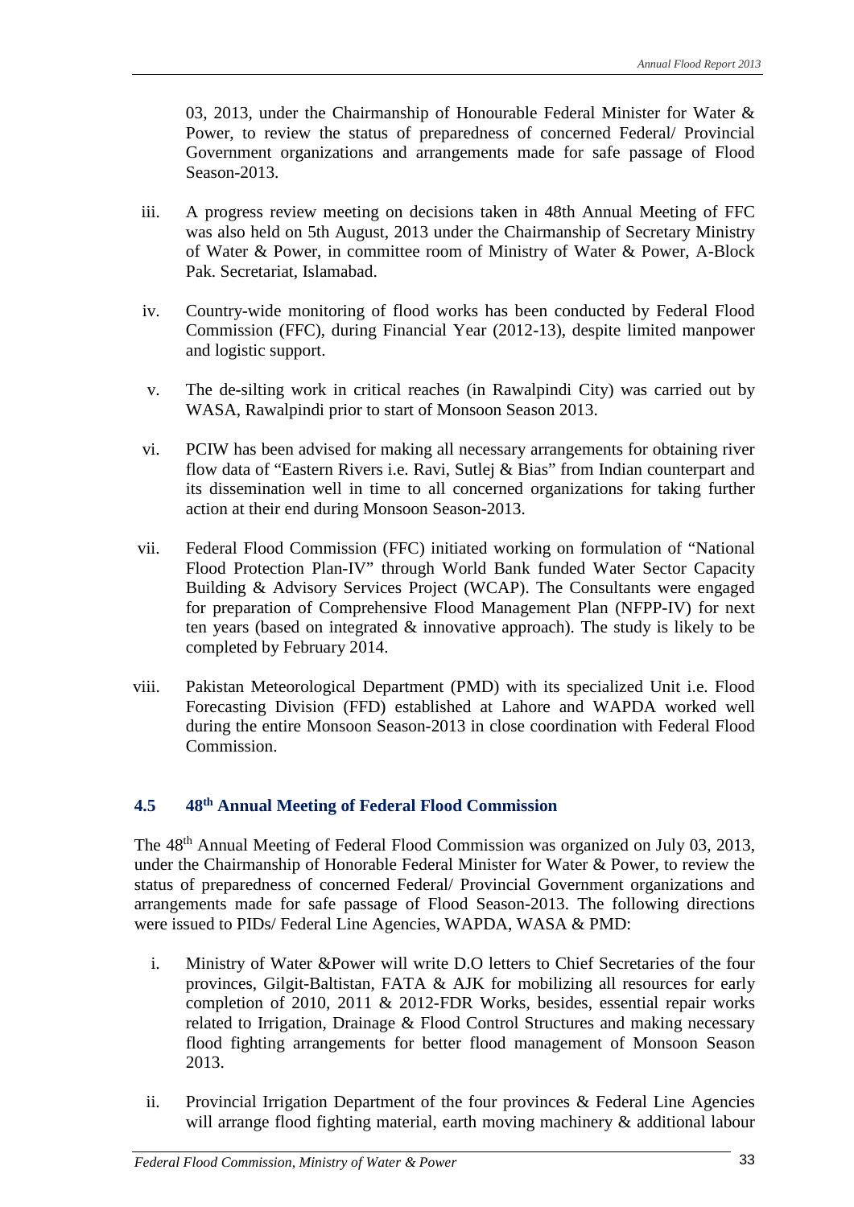03, 2013, under the Chairmanship of Honourable Federal Minister for Water & Power, to review the status of preparedness of concerned Federal/ Provincial Government organizations and arrangements made for safe passage of Flood Season-2013.

iii. A progress review meeting on decisions taken in 48th Annual Meeting of FFC was also held on 5th August, 2013 under the Chairmanship of Secretary Ministry of Water & Power, in committee room of Ministry of Water & Power, A-Block Pak. Secretariat, Islamabad.

iv. Country-wide monitoring of flood works has been conducted by Federal Flood Commission (FFC), during Financial Year (2012-13), despite limited manpower and logistic support.

v. The de-silting work in critical reaches (in Rawalpindi City) was carried out by WASA, Rawalpindi prior to start of Monsoon Season 2013.

vi. PCIW has been advised for making all necessary arrangements for obtaining river flow data of "Eastern Rivers i.e. Ravi, Sutlej & Bias" from Indian counterpart and its dissemination well in time to all concerned organizations for taking further action at their end during Monsoon Season-2013.

vii. Federal Flood Commission (FFC) initiated working on formulation of "National Flood Protection Plan-IV" through World Bank funded Water Sector Capacity Building & Advisory Services Project (WCAP). The Consultants were engaged for preparation of Comprehensive Flood Management Plan (NFPP-IV) for next ten years (based on integrated & innovative approach). The study is likely to be completed by February 2014.

viii. Pakistan Meteorological Department (PMD) with its specialized Unit i.e. Flood Forecasting Division (FFD) established at Lahore and WAPDA worked well during the entire Monsoon Season-2013 in close coordination with Federal Flood Commission.

### 4.5 48th Annual Meeting of Federal Flood Commission

The 48th Annual Meeting of Federal Flood Commission was organized on July 03, 2013, under the Chairmanship of Honorable Federal Minister for Water & Power, to review the status of preparedness of concerned Federal/ Provincial Government organizations and arrangements made for safe passage of Flood Season-2013. The following directions were issued to PIDs/ Federal Line Agencies, WAPDA, WASA & PMD:

i. Ministry of Water &Power will write D.O letters to Chief Secretaries of the four provinces, Gilgit-Baltistan, FATA & AJK for mobilizing all resources for early completion of 2010, 2011 & 2012-FDR Works, besides, essential repair works related to Irrigation, Drainage & Flood Control Structures and making necessary flood fighting arrangements for better flood management of Monsoon Season 2013.

ii. Provincial Irrigation Department of the four provinces & Federal Line Agencies will arrange flood fighting material, earth moving machinery & additional labour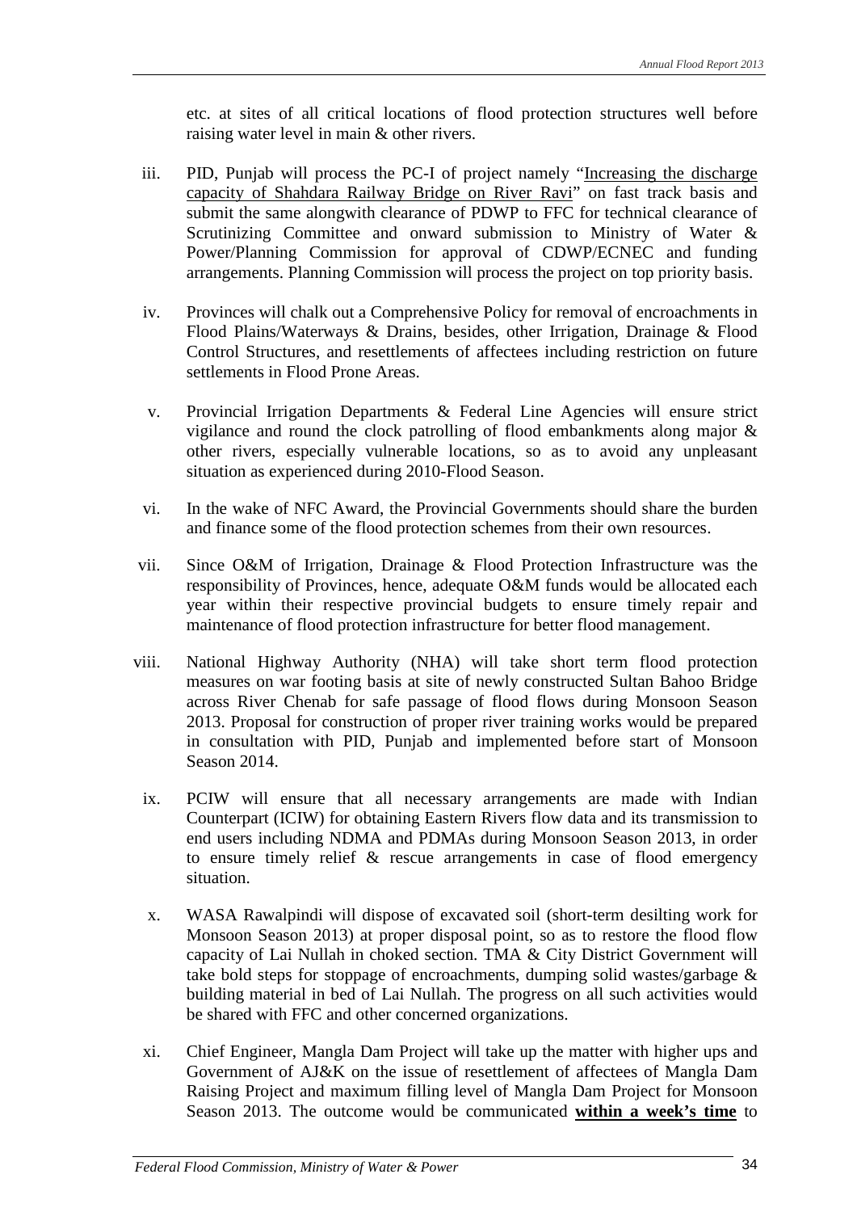etc. at sites of all critical locations of flood protection structures well before raising water level in main & other rivers.

iii. PID, Punjab will process the PC-I of project namely "Increasing the discharge capacity of Shahdara Railway Bridge on River Ravi" on fast track basis and submit the same alongwith clearance of PDWP to FFC for technical clearance of Scrutinizing Committee and onward submission to Ministry of Water & Power/Planning Commission for approval of CDWP/ECNEC and funding arrangements. Planning Commission will process the project on top priority basis.

iv. Provinces will chalk out a Comprehensive Policy for removal of encroachments in Flood Plains/Waterways & Drains, besides, other Irrigation, Drainage & Flood Control Structures, and resettlements of affectees including restriction on future settlements in Flood Prone Areas.

v. Provincial Irrigation Departments & Federal Line Agencies will ensure strict vigilance and round the clock patrolling of flood embankments along major & other rivers, especially vulnerable locations, so as to avoid any unpleasant situation as experienced during 2010-Flood Season.

vi. In the wake of NFC Award, the Provincial Governments should share the burden and finance some of the flood protection schemes from their own resources.

vii. Since O&M of Irrigation, Drainage & Flood Protection Infrastructure was the responsibility of Provinces, hence, adequate O&M funds would be allocated each year within their respective provincial budgets to ensure timely repair and maintenance of flood protection infrastructure for better flood management.

viii. National Highway Authority (NHA) will take short term flood protection measures on war footing basis at site of newly constructed Sultan Bahoo Bridge across River Chenab for safe passage of flood flows during Monsoon Season 2013. Proposal for construction of proper river training works would be prepared in consultation with PID, Punjab and implemented before start of Monsoon Season 2014.

ix. PCIW will ensure that all necessary arrangements are made with Indian Counterpart (ICIW) for obtaining Eastern Rivers flow data and its transmission to end users including NDMA and PDMAs during Monsoon Season 2013, in order to ensure timely relief & rescue arrangements in case of flood emergency situation.

x. WASA Rawalpindi will dispose of excavated soil (short-term desilting work for Monsoon Season 2013) at proper disposal point, so as to restore the flood flow capacity of Lai Nullah in choked section. TMA & City District Government will take bold steps for stoppage of encroachments, dumping solid wastes/garbage & building material in bed of Lai Nullah. The progress on all such activities would be shared with FFC and other concerned organizations.

xi. Chief Engineer, Mangla Dam Project will take up the matter with higher ups and Government of AJ&K on the issue of resettlement of affectees of Mangla Dam Raising Project and maximum filling level of Mangla Dam Project for Monsoon Season 2013. The outcome would be communicated **within a week's time** to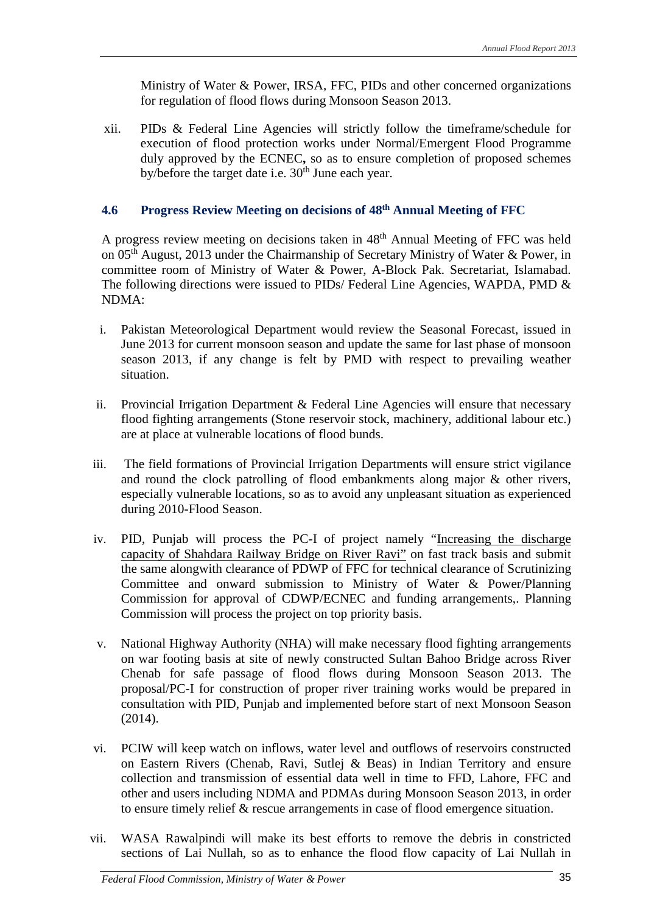Ministry of Water & Power, IRSA, FFC, PIDs and other concerned organizations for regulation of flood flows during Monsoon Season 2013.

xii. PIDs & Federal Line Agencies will strictly follow the timeframe/schedule for execution of flood protection works under Normal/Emergent Flood Programme duly approved by the ECNEC**,** so as to ensure completion of proposed schemes by/before the target date i.e. 30th June each year.

### 4.6 Progress Review Meeting on decisions of 48th Annual Meeting of FFC

A progress review meeting on decisions taken in 48th Annual Meeting of FFC was held on 05th August, 2013 under the Chairmanship of Secretary Ministry of Water & Power, in committee room of Ministry of Water & Power, A-Block Pak. Secretariat, Islamabad. The following directions were issued to PIDs/ Federal Line Agencies, WAPDA, PMD & NDMA:

i. Pakistan Meteorological Department would review the Seasonal Forecast, issued in June 2013 for current monsoon season and update the same for last phase of monsoon season 2013, if any change is felt by PMD with respect to prevailing weather situation.

ii. Provincial Irrigation Department & Federal Line Agencies will ensure that necessary flood fighting arrangements (Stone reservoir stock, machinery, additional labour etc.) are at place at vulnerable locations of flood bunds.

iii. The field formations of Provincial Irrigation Departments will ensure strict vigilance and round the clock patrolling of flood embankments along major & other rivers, especially vulnerable locations, so as to avoid any unpleasant situation as experienced during 2010-Flood Season.

iv. PID, Punjab will process the PC-I of project namely "Increasing the discharge capacity of Shahdara Railway Bridge on River Ravi" on fast track basis and submit the same alongwith clearance of PDWP of FFC for technical clearance of Scrutinizing Committee and onward submission to Ministry of Water & Power/Planning Commission for approval of CDWP/ECNEC and funding arrangements,. Planning Commission will process the project on top priority basis.

v. National Highway Authority (NHA) will make necessary flood fighting arrangements on war footing basis at site of newly constructed Sultan Bahoo Bridge across River Chenab for safe passage of flood flows during Monsoon Season 2013. The proposal/PC-I for construction of proper river training works would be prepared in consultation with PID, Punjab and implemented before start of next Monsoon Season (2014).

vi. PCIW will keep watch on inflows, water level and outflows of reservoirs constructed on Eastern Rivers (Chenab, Ravi, Sutlej & Beas) in Indian Territory and ensure collection and transmission of essential data well in time to FFD, Lahore, FFC and other and users including NDMA and PDMAs during Monsoon Season 2013, in order to ensure timely relief & rescue arrangements in case of flood emergence situation.

vii. WASA Rawalpindi will make its best efforts to remove the debris in constricted sections of Lai Nullah, so as to enhance the flood flow capacity of Lai Nullah in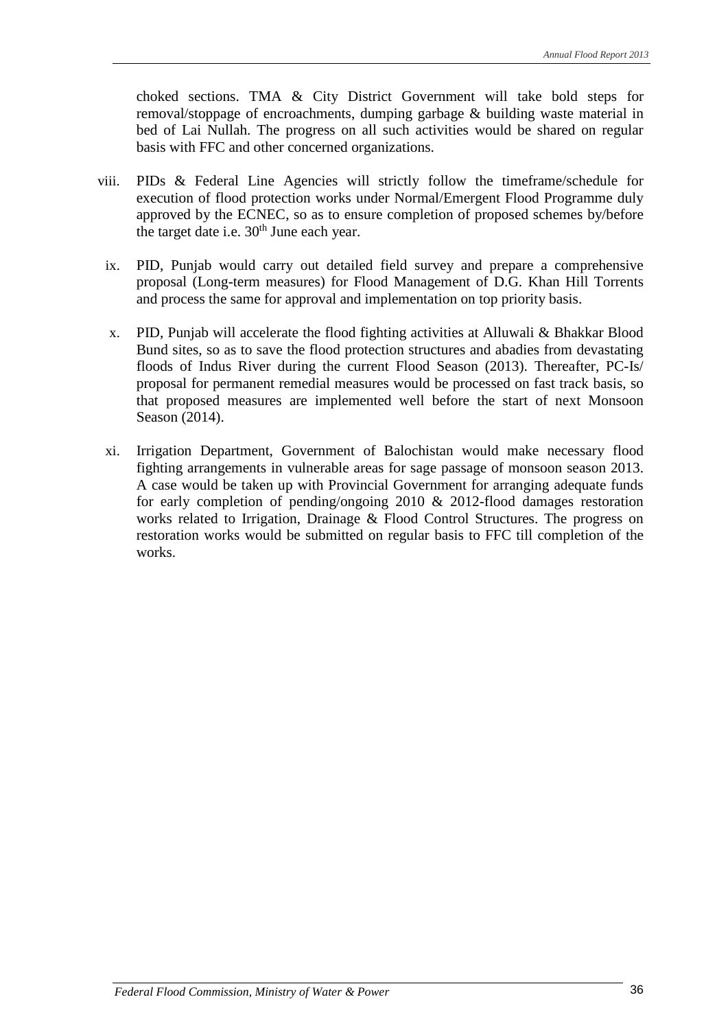choked sections. TMA & City District Government will take bold steps for removal/stoppage of encroachments, dumping garbage & building waste material in bed of Lai Nullah. The progress on all such activities would be shared on regular basis with FFC and other concerned organizations.

viii. PIDs & Federal Line Agencies will strictly follow the timeframe/schedule for execution of flood protection works under Normal/Emergent Flood Programme duly approved by the ECNEC, so as to ensure completion of proposed schemes by/before the target date i.e. 30th June each year.

ix. PID, Punjab would carry out detailed field survey and prepare a comprehensive proposal (Long-term measures) for Flood Management of D.G. Khan Hill Torrents and process the same for approval and implementation on top priority basis.

x. PID, Punjab will accelerate the flood fighting activities at Alluwali & Bhakkar Blood Bund sites, so as to save the flood protection structures and abadies from devastating floods of Indus River during the current Flood Season (2013). Thereafter, PC-Is/ proposal for permanent remedial measures would be processed on fast track basis, so that proposed measures are implemented well before the start of next Monsoon Season (2014).

xi. Irrigation Department, Government of Balochistan would make necessary flood fighting arrangements in vulnerable areas for sage passage of monsoon season 2013. A case would be taken up with Provincial Government for arranging adequate funds for early completion of pending/ongoing 2010 & 2012-flood damages restoration works related to Irrigation, Drainage & Flood Control Structures. The progress on restoration works would be submitted on regular basis to FFC till completion of the works.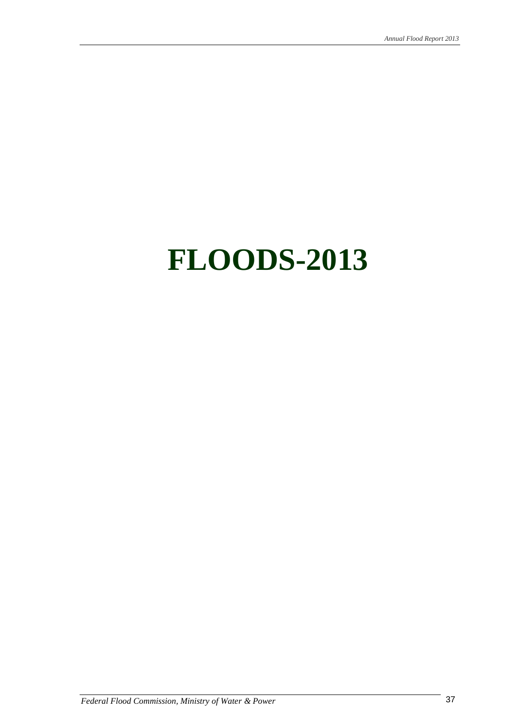# FLOODS-2013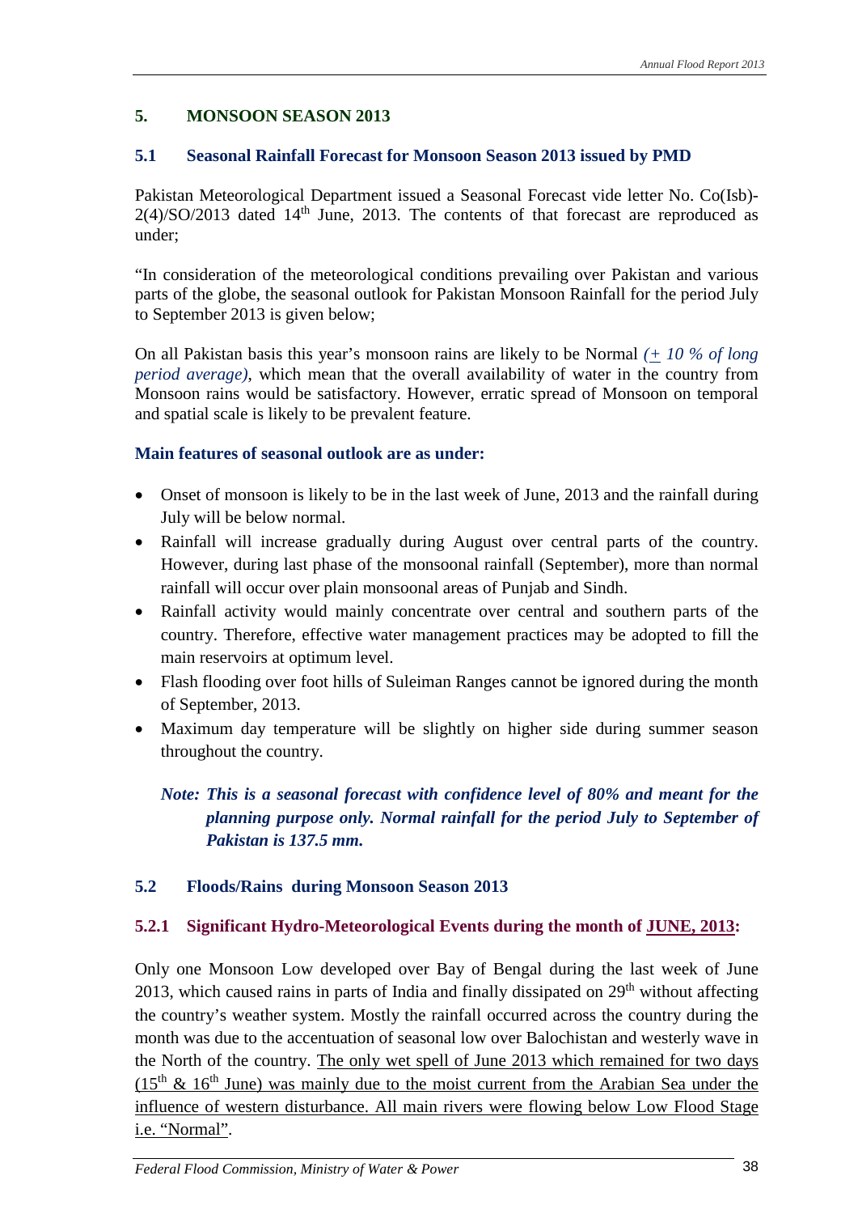## 5. MONSOON SEASON 2013

### 5.1 Seasonal Rainfall Forecast for Monsoon Season 2013 issued by PMD

Pakistan Meteorological Department issued a Seasonal Forecast vide letter No. Co(Isb)-2(4)/SO/2013 dated 14th June, 2013. The contents of that forecast are reproduced as under;

"In consideration of the meteorological conditions prevailing over Pakistan and various parts of the globe, the seasonal outlook for Pakistan Monsoon Rainfall for the period July to September 2013 is given below;

On all Pakistan basis this year's monsoon rains are likely to be Normal *(± 10 % of long period average)*, which mean that the overall availability of water in the country from Monsoon rains would be satisfactory. However, erratic spread of Monsoon on temporal and spatial scale is likely to be prevalent feature.

**Main features of seasonal outlook are as under:**

- Onset of monsoon is likely to be in the last week of June, 2013 and the rainfall during July will be below normal.
- Rainfall will increase gradually during August over central parts of the country. However, during last phase of the monsoonal rainfall (September), more than normal rainfall will occur over plain monsoonal areas of Punjab and Sindh.
- Rainfall activity would mainly concentrate over central and southern parts of the country. Therefore, effective water management practices may be adopted to fill the main reservoirs at optimum level.
- Flash flooding over foot hills of Suleiman Ranges cannot be ignored during the month of September, 2013.
- Maximum day temperature will be slightly on higher side during summer season throughout the country.

***Note: This is a seasonal forecast with confidence level of 80% and meant for the planning purpose only. Normal rainfall for the period July to September of Pakistan is 137.5 mm.***

### 5.2 Floods/Rains during Monsoon Season 2013

#### 5.2.1 Significant Hydro-Meteorological Events during the month of JUNE, 2013:

Only one Monsoon Low developed over Bay of Bengal during the last week of June 2013, which caused rains in parts of India and finally dissipated on 29th without affecting the country's weather system. Mostly the rainfall occurred across the country during the month was due to the accentuation of seasonal low over Balochistan and westerly wave in the North of the country. The only wet spell of June 2013 which remained for two days (15th & 16th June) was mainly due to the moist current from the Arabian Sea under the influence of western disturbance. All main rivers were flowing below Low Flood Stage i.e. "Normal".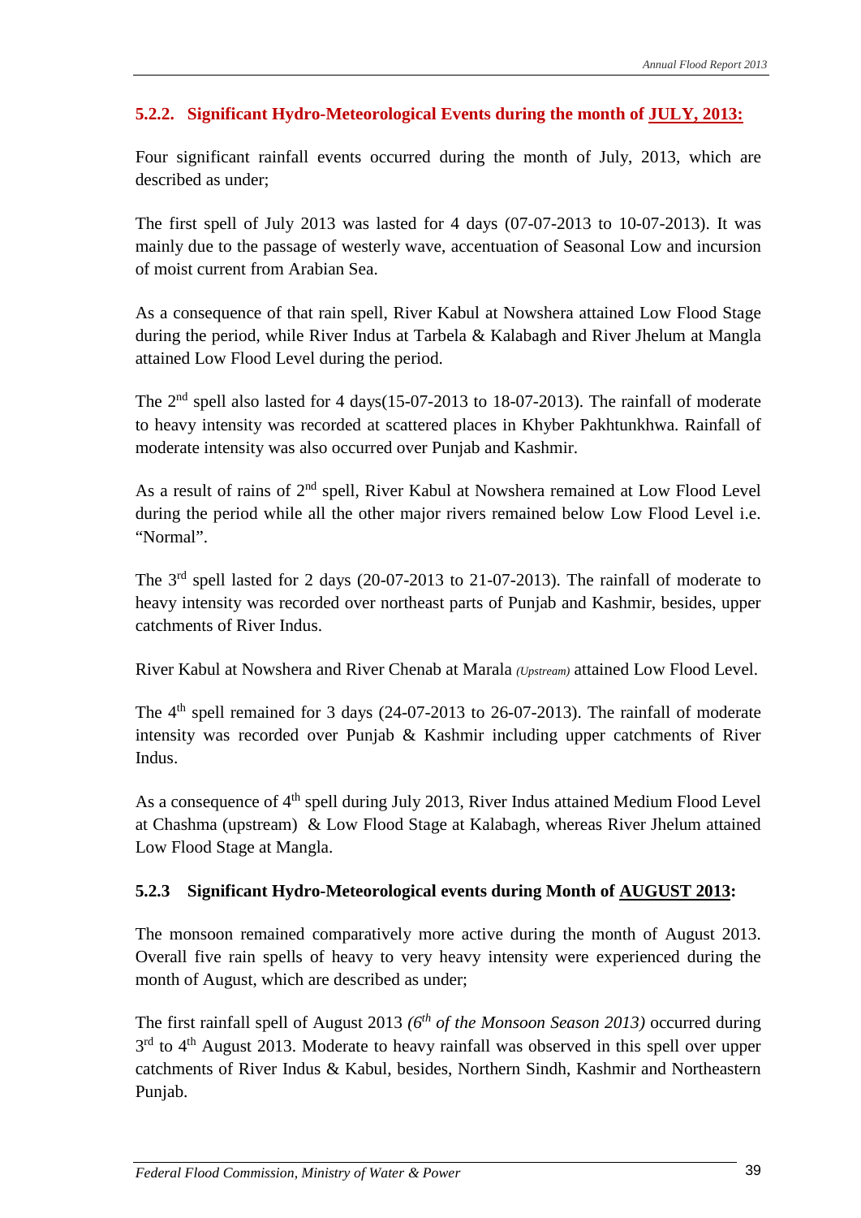### 5.2.2. Significant Hydro-Meteorological Events during the month of JULY, 2013:

Four significant rainfall events occurred during the month of July, 2013, which are described as under;

The first spell of July 2013 was lasted for 4 days (07-07-2013 to 10-07-2013). It was mainly due to the passage of westerly wave, accentuation of Seasonal Low and incursion of moist current from Arabian Sea.

As a consequence of that rain spell, River Kabul at Nowshera attained Low Flood Stage during the period, while River Indus at Tarbela & Kalabagh and River Jhelum at Mangla attained Low Flood Level during the period.

The 2nd spell also lasted for 4 days(15-07-2013 to 18-07-2013). The rainfall of moderate to heavy intensity was recorded at scattered places in Khyber Pakhtunkhwa. Rainfall of moderate intensity was also occurred over Punjab and Kashmir.

As a result of rains of 2nd spell, River Kabul at Nowshera remained at Low Flood Level during the period while all the other major rivers remained below Low Flood Level i.e. "Normal".

The 3rd spell lasted for 2 days (20-07-2013 to 21-07-2013). The rainfall of moderate to heavy intensity was recorded over northeast parts of Punjab and Kashmir, besides, upper catchments of River Indus.

River Kabul at Nowshera and River Chenab at Marala *(Upstream)* attained Low Flood Level.

The 4th spell remained for 3 days (24-07-2013 to 26-07-2013). The rainfall of moderate intensity was recorded over Punjab & Kashmir including upper catchments of River Indus.

As a consequence of 4th spell during July 2013, River Indus attained Medium Flood Level at Chashma (upstream) & Low Flood Stage at Kalabagh, whereas River Jhelum attained Low Flood Stage at Mangla.

### 5.2.3 Significant Hydro-Meteorological events during Month of AUGUST 2013:

The monsoon remained comparatively more active during the month of August 2013. Overall five rain spells of heavy to very heavy intensity were experienced during the month of August, which are described as under;

The first rainfall spell of August 2013 *(6th of the Monsoon Season 2013)* occurred during 3rd to 4th August 2013. Moderate to heavy rainfall was observed in this spell over upper catchments of River Indus & Kabul, besides, Northern Sindh, Kashmir and Northeastern Punjab.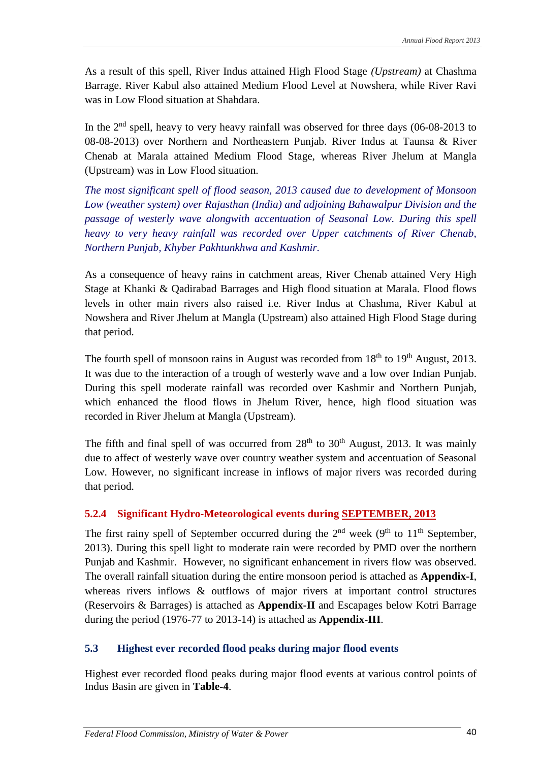As a result of this spell, River Indus attained High Flood Stage *(Upstream)* at Chashma Barrage. River Kabul also attained Medium Flood Level at Nowshera, while River Ravi was in Low Flood situation at Shahdara.

In the 2nd spell, heavy to very heavy rainfall was observed for three days (06-08-2013 to 08-08-2013) over Northern and Northeastern Punjab. River Indus at Taunsa & River Chenab at Marala attained Medium Flood Stage, whereas River Jhelum at Mangla (Upstream) was in Low Flood situation.

*The most significant spell of flood season, 2013 caused due to development of Monsoon Low (weather system) over Rajasthan (India) and adjoining Bahawalpur Division and the passage of westerly wave alongwith accentuation of Seasonal Low. During this spell heavy to very heavy rainfall was recorded over Upper catchments of River Chenab, Northern Punjab, Khyber Pakhtunkhwa and Kashmir.*

As a consequence of heavy rains in catchment areas, River Chenab attained Very High Stage at Khanki & Qadirabad Barrages and High flood situation at Marala. Flood flows levels in other main rivers also raised i.e. River Indus at Chashma, River Kabul at Nowshera and River Jhelum at Mangla (Upstream) also attained High Flood Stage during that period.

The fourth spell of monsoon rains in August was recorded from 18th to 19th August, 2013. It was due to the interaction of a trough of westerly wave and a low over Indian Punjab. During this spell moderate rainfall was recorded over Kashmir and Northern Punjab, which enhanced the flood flows in Jhelum River, hence, high flood situation was recorded in River Jhelum at Mangla (Upstream).

The fifth and final spell of was occurred from 28th to 30th August, 2013. It was mainly due to affect of westerly wave over country weather system and accentuation of Seasonal Low. However, no significant increase in inflows of major rivers was recorded during that period.

### 5.2.4 Significant Hydro-Meteorological events during SEPTEMBER, 2013

The first rainy spell of September occurred during the 2nd week (9th to 11th September, 2013). During this spell light to moderate rain were recorded by PMD over the northern Punjab and Kashmir. However, no significant enhancement in rivers flow was observed. The overall rainfall situation during the entire monsoon period is attached as **Appendix-I**, whereas rivers inflows & outflows of major rivers at important control structures (Reservoirs & Barrages) is attached as **Appendix-II** and Escapages below Kotri Barrage during the period (1976-77 to 2013-14) is attached as **Appendix-III**.

## 5.3 Highest ever recorded flood peaks during major flood events

Highest ever recorded flood peaks during major flood events at various control points of Indus Basin are given in **Table-4**.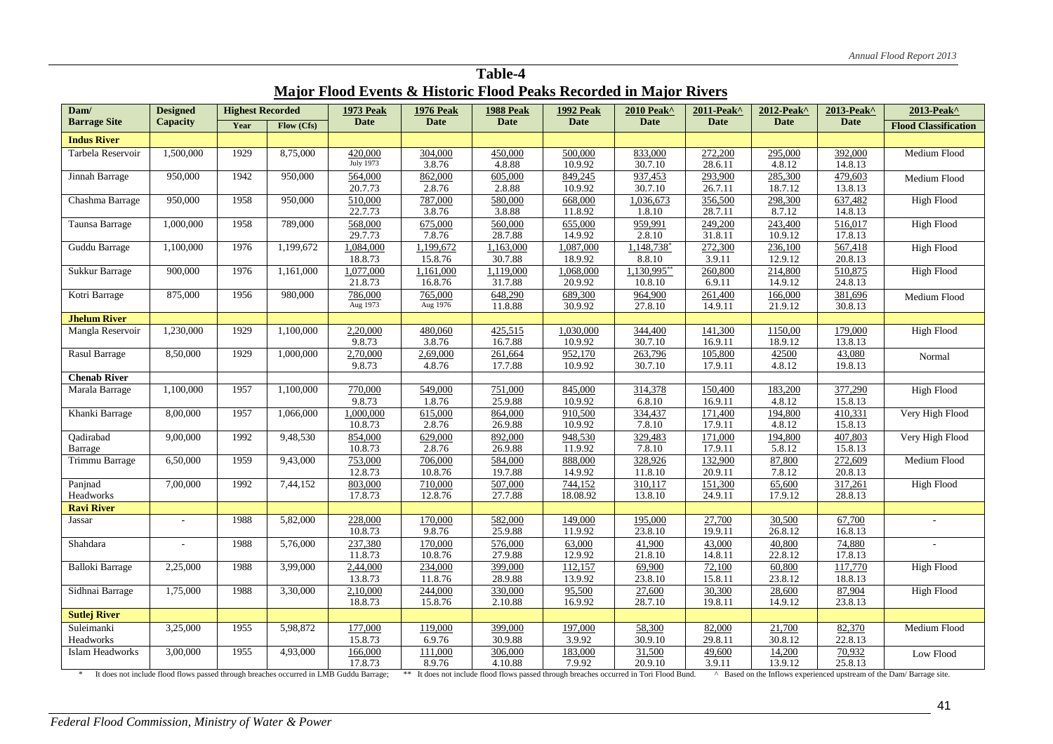# Table-4

## Major Flood Events & Historic Flood Peaks Recorded in Major Rivers

| Dam/ Barrage Site | Designed Capacity | Highest Recorded | | 1973 Peak Date | 1976 Peak Date | 1988 Peak Date | 1992 Peak Date | 2010 Peak^ Date | 2011-Peak^ Date | 2012-Peak^ Date | 2013-Peak^ Date | 2013-Peak^ Flood Classification |
|---|---|---|---|---|---|---|---|---|---|---|---|---|
| | | Year | Flow (Cfs) | | | | | | | | | |
| **Indus River** | | | | | | | | | | | | |
| Tarbela Reservoir | 1,500,000 | 1929 | 8,75,000 | 420,000 July 1973 | 304,000 3.8.76 | 450,000 4.8.88 | 500,000 10.9.92 | 833,000 30.7.10 | 272,200 28.6.11 | 295,000 4.8.12 | 392,000 14.8.13 | Medium Flood |
| Jinnah Barrage | 950,000 | 1942 | 950,000 | 564,000 20.7.73 | 862,000 2.8.76 | 605,000 2.8.88 | 849,245 10.9.92 | 937,453 30.7.10 | 293,900 26.7.11 | 285,300 18.7.12 | 479,603 13.8.13 | Medium Flood |
| Chashma Barrage | 950,000 | 1958 | 950,000 | 510,000 22.7.73 | 787,000 3.8.76 | 580,000 3.8.88 | 668,000 11.8.92 | 1,036,673 1.8.10 | 356,500 28.7.11 | 298,300 8.7.12 | 637,482 14.8.13 | High Flood |
| Taunsa Barrage | 1,000,000 | 1958 | 789,000 | 568,000 29.7.73 | 675,000 7.8.76 | 560,000 28.7.88 | 655,000 14.9.92 | 959,991 2.8.10 | 249,200 31.8.11 | 243,400 10.9.12 | 516,017 17.8.13 | High Flood |
| Guddu Barrage | 1,100,000 | 1976 | 1,199,672 | 1,084,000 18.8.73 | 1,199,672 15.8.76 | 1,163,000 30.7.88 | 1,087,000 18.9.92 | 1,148,738* 8.8.10 | 272,300 3.9.11 | 236,100 12.9.12 | 567,418 20.8.13 | High Flood |
| Sukkur Barrage | 900,000 | 1976 | 1,161,000 | 1,077,000 21.8.73 | 1,161,000 16.8.76 | 1,119,000 31.7.88 | 1,068,000 20.9.92 | 1,130,995** 10.8.10 | 260,800 6.9.11 | 214,800 14.9.12 | 510,875 24.8.13 | High Flood |
| Kotri Barrage | 875,000 | 1956 | 980,000 | 786,000 Aug 1973 | 765,000 Aug 1976 | 648,290 11.8.88 | 689,300 30.9.92 | 964,900 27.8.10 | 261,400 14.9.11 | 166,000 21.9.12 | 381,696 30.8.13 | Medium Flood |
| **Jhelum River** | | | | | | | | | | | | |
| Mangla Reservoir | 1,230,000 | 1929 | 1,100,000 | 2,20,000 9.8.73 | 480,060 3.8.76 | 425,515 16.7.88 | 1,030,000 10.9.92 | 344,400 30.7.10 | 141,300 16.9.11 | 1150,00 18.9.12 | 179,000 13.8.13 | High Flood |
| Rasul Barrage | 8,50,000 | 1929 | 1,000,000 | 2,70,000 9.8.73 | 2,69,000 4.8.76 | 261,664 17.7.88 | 952,170 10.9.92 | 263,796 30.7.10 | 105,800 17.9.11 | 42500 4.8.12 | 43,080 19.8.13 | Normal |
| **Chenab River** | | | | | | | | | | | | |
| Marala Barrage | 1,100,000 | 1957 | 1,100,000 | 770,000 9.8.73 | 549,000 1.8.76 | 751,000 25.9.88 | 845,000 10.9.92 | 314,378 6.8.10 | 150,400 16.9.11 | 183,200 4.8.12 | 377,290 15.8.13 | High Flood |
| Khanki Barrage | 8,00,000 | 1957 | 1,066,000 | 1,000,000 10.8.73 | 615,000 2.8.76 | 864,000 26.9.88 | 910,500 10.9.92 | 334,437 7.8.10 | 171,400 17.9.11 | 194,800 4.8.12 | 410,331 15.8.13 | Very High Flood |
| Qadirabad Barrage | 9,00,000 | 1992 | 9,48,530 | 854,000 10.8.73 | 629,000 2.8.76 | 892,000 26.9.88 | 948,530 11.9.92 | 329,483 7.8.10 | 171,000 17.9.11 | 194,800 5.8.12 | 407,803 15.8.13 | Very High Flood |
| Trimmu Barrage | 6,50,000 | 1959 | 9,43,000 | 753,000 12.8.73 | 706,000 10.8.76 | 584,000 19.7.88 | 888,000 14.9.92 | 328,926 11.8.10 | 132,900 20.9.11 | 87,800 7.8.12 | 272,609 20.8.13 | Medium Flood |
| Panjnad Headworks | 7,00,000 | 1992 | 7,44,152 | 803,000 17.8.73 | 710,000 12.8.76 | 507,000 27.7.88 | 744,152 18.08.92 | 310,117 13.8.10 | 151,300 24.9.11 | 65,600 17.9.12 | 317,261 28.8.13 | High Flood |
| **Ravi River** | | | | | | | | | | | | |
| Jassar | - | 1988 | 5,82,000 | 228,000 10.8.73 | 170,000 9.8.76 | 582,000 25.9.88 | 149,000 11.9.92 | 195,000 23.8.10 | 27,700 19.9.11 | 30,500 26.8.12 | 67,700 16.8.13 | - |
| Shahdara | - | 1988 | 5,76,000 | 237,380 11.8.73 | 170,000 10.8.76 | 576,000 27.9.88 | 63,000 12.9.92 | 41,900 21.8.10 | 43,000 14.8.11 | 40,800 22.8.12 | 74,880 17.8.13 | - |
| Balloki Barrage | 2,25,000 | 1988 | 3,99,000 | 2,44,000 13.8.73 | 234,000 11.8.76 | 399,000 28.9.88 | 112,157 13.9.92 | 69,900 23.8.10 | 72,100 15.8.11 | 60,800 23.8.12 | 117,770 18.8.13 | High Flood |
| Sidhnai Barrage | 1,75,000 | 1988 | 3,30,000 | 2,10,000 18.8.73 | 244,000 15.8.76 | 330,000 2.10.88 | 95,500 16.9.92 | 27,600 28.7.10 | 30,300 19.8.11 | 28,600 14.9.12 | 87,904 23.8.13 | High Flood |
| **Sutlej River** | | | | | | | | | | | | |
| Suleimanki Headworks | 3,25,000 | 1955 | 5,98,872 | 177,000 15.8.73 | 119,000 6.9.76 | 399,000 30.9.88 | 197,000 3.9.92 | 58,300 30.9.10 | 82,000 29.8.11 | 21,700 30.8.12 | 82,370 22.8.13 | Medium Flood |
| Islam Headworks | 3,00,000 | 1955 | 4,93,000 | 166,000 17.8.73 | 111,000 8.9.76 | 306,000 4.10.88 | 183,000 7.9.92 | 31,500 20.9.10 | 49,600 3.9.11 | 14,200 13.9.12 | 70,932 25.8.13 | Low Flood |

\* It does not include flood flows passed through breaches occurred in LMB Guddu Barrage; ** It does not include flood flows passed through breaches occurred in Tori Flood Bund. ^ Based on the Inflows experienced upstream of the Dam/ Barrage site.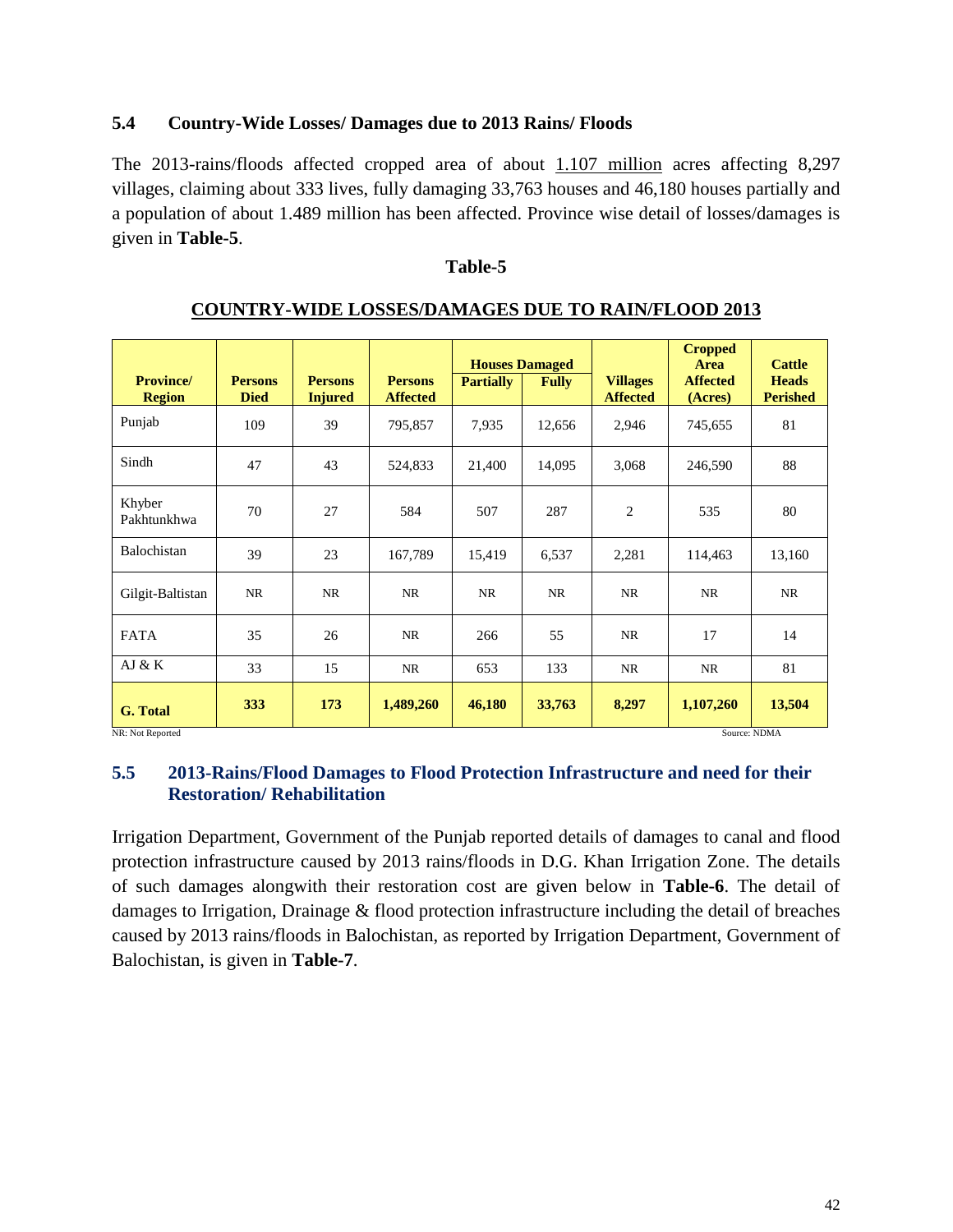### 5.4 Country-Wide Losses/ Damages due to 2013 Rains/ Floods

The 2013-rains/floods affected cropped area of about 1.107 million acres affecting 8,297 villages, claiming about 333 lives, fully damaging 33,763 houses and 46,180 houses partially and a population of about 1.489 million has been affected. Province wise detail of losses/damages is given in **Table-5**.

**Table-5**

**COUNTRY-WIDE LOSSES/DAMAGES DUE TO RAIN/FLOOD 2013**

| Province/ Region | Persons Died | Persons Injured | Persons Affected | Houses Damaged | | Villages Affected | Cropped Area Affected (Acres) | Cattle Heads Perished |
|---|---|---|---|---|---|---|---|---|
| | | | | Partially | Fully | | | |
| Punjab | 109 | 39 | 795,857 | 7,935 | 12,656 | 2,946 | 745,655 | 81 |
| Sindh | 47 | 43 | 524,833 | 21,400 | 14,095 | 3,068 | 246,590 | 88 |
| Khyber Pakhtunkhwa | 70 | 27 | 584 | 507 | 287 | 2 | 535 | 80 |
| Balochistan | 39 | 23 | 167,789 | 15,419 | 6,537 | 2,281 | 114,463 | 13,160 |
| Gilgit-Baltistan | NR | NR | NR | NR | NR | NR | NR | NR |
| FATA | 35 | 26 | NR | 266 | 55 | NR | 17 | 14 |
| AJ & K | 33 | 15 | NR | 653 | 133 | NR | NR | 81 |
| **G. Total** | **333** | **173** | **1,489,260** | **46,180** | **33,763** | **8,297** | **1,107,260** | **13,504** |

NR: Not Reported Source: NDMA

### 5.5 2013-Rains/Flood Damages to Flood Protection Infrastructure and need for their Restoration/ Rehabilitation

Irrigation Department, Government of the Punjab reported details of damages to canal and flood protection infrastructure caused by 2013 rains/floods in D.G. Khan Irrigation Zone. The details of such damages alongwith their restoration cost are given below in **Table-6**. The detail of damages to Irrigation, Drainage & flood protection infrastructure including the detail of breaches caused by 2013 rains/floods in Balochistan, as reported by Irrigation Department, Government of Balochistan, is given in **Table-7**.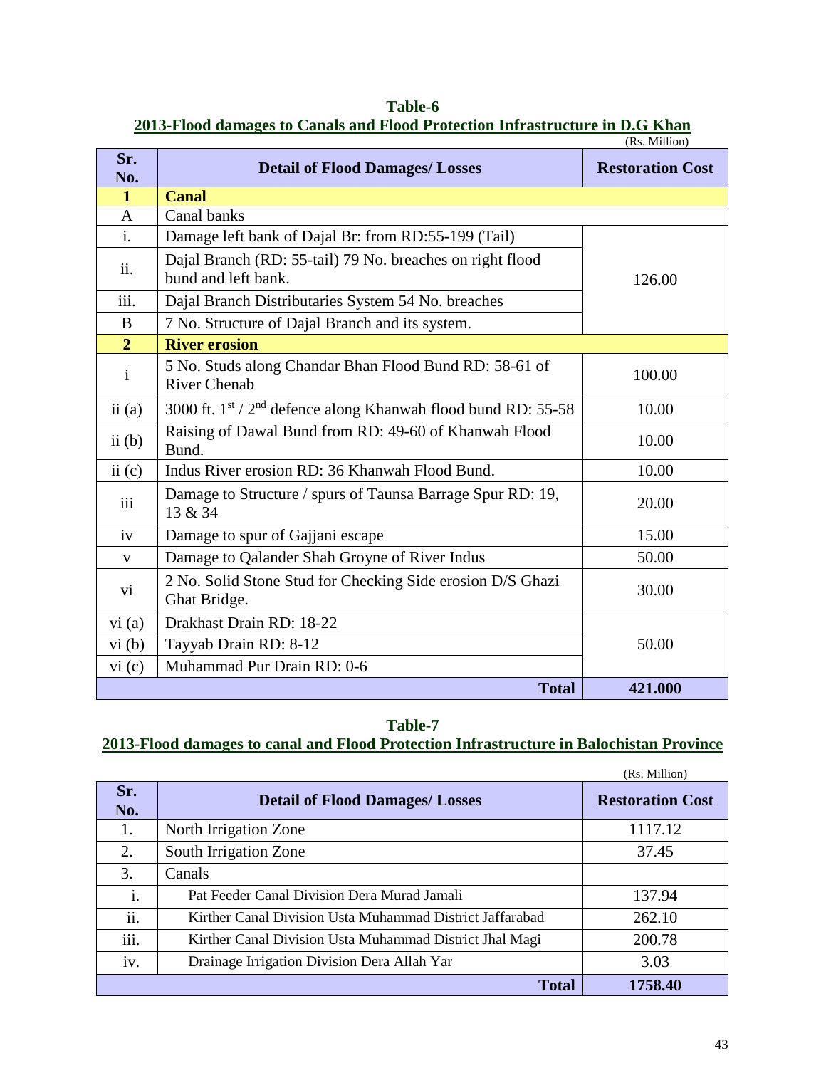**Table-6**

**2013-Flood damages to Canals and Flood Protection Infrastructure in D.G Khan**

(Rs. Million)

| Sr. No. | Detail of Flood Damages/ Losses | Restoration Cost |
|---|---|---|
| **1** | **Canal** | |
| A | Canal banks | |
| i. | Damage left bank of Dajal Br: from RD:55-199 (Tail) | 126.00 |
| ii. | Dajal Branch (RD: 55-tail) 79 No. breaches on right flood bund and left bank. | |
| iii. | Dajal Branch Distributaries System 54 No. breaches | |
| B | 7 No. Structure of Dajal Branch and its system. | |
| **2** | **River erosion** | |
| i | 5 No. Studs along Chandar Bhan Flood Bund RD: 58-61 of River Chenab | 100.00 |
| ii (a) | 3000 ft. 1st / 2nd defence along Khanwah flood bund RD: 55-58 | 10.00 |
| ii (b) | Raising of Dawal Bund from RD: 49-60 of Khanwah Flood Bund. | 10.00 |
| ii (c) | Indus River erosion RD: 36 Khanwah Flood Bund. | 10.00 |
| iii | Damage to Structure / spurs of Taunsa Barrage Spur RD: 19, 13 & 34 | 20.00 |
| iv | Damage to spur of Gajjani escape | 15.00 |
| v | Damage to Qalander Shah Groyne of River Indus | 50.00 |
| vi | 2 No. Solid Stone Stud for Checking Side erosion D/S Ghazi Ghat Bridge. | 30.00 |
| vi (a) | Drakhast Drain RD: 18-22 | 50.00 |
| vi (b) | Tayyab Drain RD: 8-12 | |
| vi (c) | Muhammad Pur Drain RD: 0-6 | |
| | **Total** | **421.000** |

**Table-7**

**2013-Flood damages to canal and Flood Protection Infrastructure in Balochistan Province**

(Rs. Million)

| Sr. No. | Detail of Flood Damages/ Losses | Restoration Cost |
|---|---|---|
| 1. | North Irrigation Zone | 1117.12 |
| 2. | South Irrigation Zone | 37.45 |
| 3. | Canals | |
| i. | Pat Feeder Canal Division Dera Murad Jamali | 137.94 |
| ii. | Kirther Canal Division Usta Muhammad District Jaffarabad | 262.10 |
| iii. | Kirther Canal Division Usta Muhammad District Jhal Magi | 200.78 |
| iv. | Drainage Irrigation Division Dera Allah Yar | 3.03 |
| | **Total** | **1758.40** |